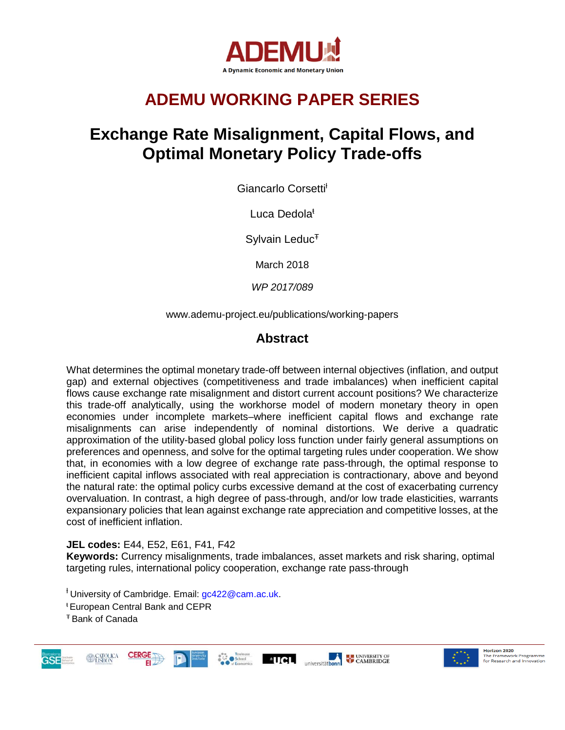ADEMU

A Dynamic Economic and Monetary Union

# ADEMU WORKING PAPER SERIES

# Exchange Rate Misalignment, Capital Flows, and Optimal Monetary Policy Trade-offs

Giancarlo Corsetti[ǂ]

Luca Dedola[ŧ]

Sylvain Leduc[Ŧ]

March 2018

*WP 2017/089*

www.ademu-project.eu/publications/working-papers

## Abstract

What determines the optimal monetary trade-off between internal objectives (inflation, and output gap) and external objectives (competitiveness and trade imbalances) when inefficient capital flows cause exchange rate misalignment and distort current account positions? We characterize this trade-off analytically, using the workhorse model of modern monetary theory in open economies under incomplete markets–where inefficient capital flows and exchange rate misalignments can arise independently of nominal distortions. We derive a quadratic approximation of the utility-based global policy loss function under fairly general assumptions on preferences and openness, and solve for the optimal targeting rules under cooperation. We show that, in economies with a low degree of exchange rate pass-through, the optimal response to inefficient capital inflows associated with real appreciation is contractionary, above and beyond the natural rate: the optimal policy curbs excessive demand at the cost of exacerbating currency overvaluation. In contrast, a high degree of pass-through, and/or low trade elasticities, warrants expansionary policies that lean against exchange rate appreciation and competitive losses, at the cost of inefficient inflation.

**JEL codes:** E44, E52, E61, F41, F42

**Keywords:** Currency misalignments, trade imbalances, asset markets and risk sharing, optimal targeting rules, international policy cooperation, exchange rate pass-through

[ǂ] University of Cambridge. Email: gc422@cam.ac.uk.

[ŧ] European Central Bank and CEPR

[Ŧ] Bank of Canada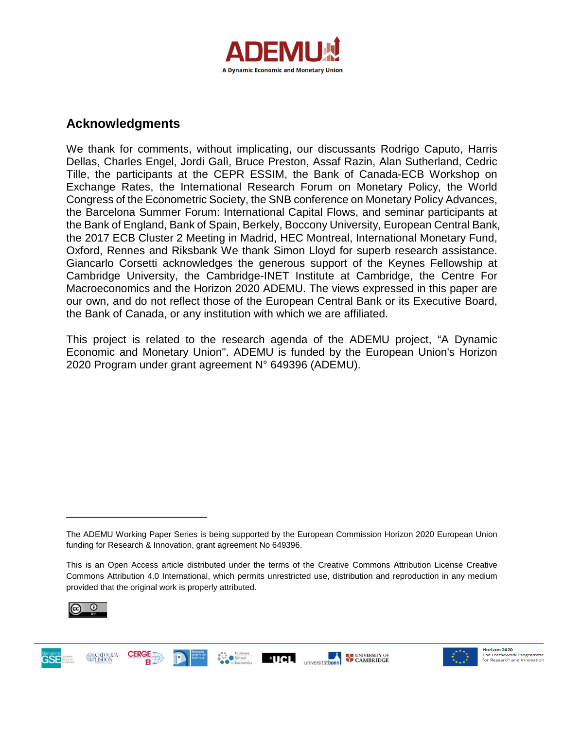## Acknowledgments

We thank for comments, without implicating, our discussants Rodrigo Caputo, Harris Dellas, Charles Engel, Jordi Galì, Bruce Preston, Assaf Razin, Alan Sutherland, Cedric Tille, the participants at the CEPR ESSIM, the Bank of Canada-ECB Workshop on Exchange Rates, the International Research Forum on Monetary Policy, the World Congress of the Econometric Society, the SNB conference on Monetary Policy Advances, the Barcelona Summer Forum: International Capital Flows, and seminar participants at the Bank of England, Bank of Spain, Berkely, Boccony University, European Central Bank, the 2017 ECB Cluster 2 Meeting in Madrid, HEC Montreal, International Monetary Fund, Oxford, Rennes and Riksbank We thank Simon Lloyd for superb research assistance. Giancarlo Corsetti acknowledges the generous support of the Keynes Fellowship at Cambridge University, the Cambridge-INET Institute at Cambridge, the Centre For Macroeconomics and the Horizon 2020 ADEMU. The views expressed in this paper are our own, and do not reflect those of the European Central Bank or its Executive Board, the Bank of Canada, or any institution with which we are affiliated.

This project is related to the research agenda of the ADEMU project, "A Dynamic Economic and Monetary Union". ADEMU is funded by the European Union's Horizon 2020 Program under grant agreement N° 649396 (ADEMU).

---

The ADEMU Working Paper Series is being supported by the European Commission Horizon 2020 European Union funding for Research & Innovation, grant agreement No 649396.

This is an Open Access article distributed under the terms of the Creative Commons Attribution License Creative Commons Attribution 4.0 International, which permits unrestricted use, distribution and reproduction in any medium provided that the original work is properly attributed.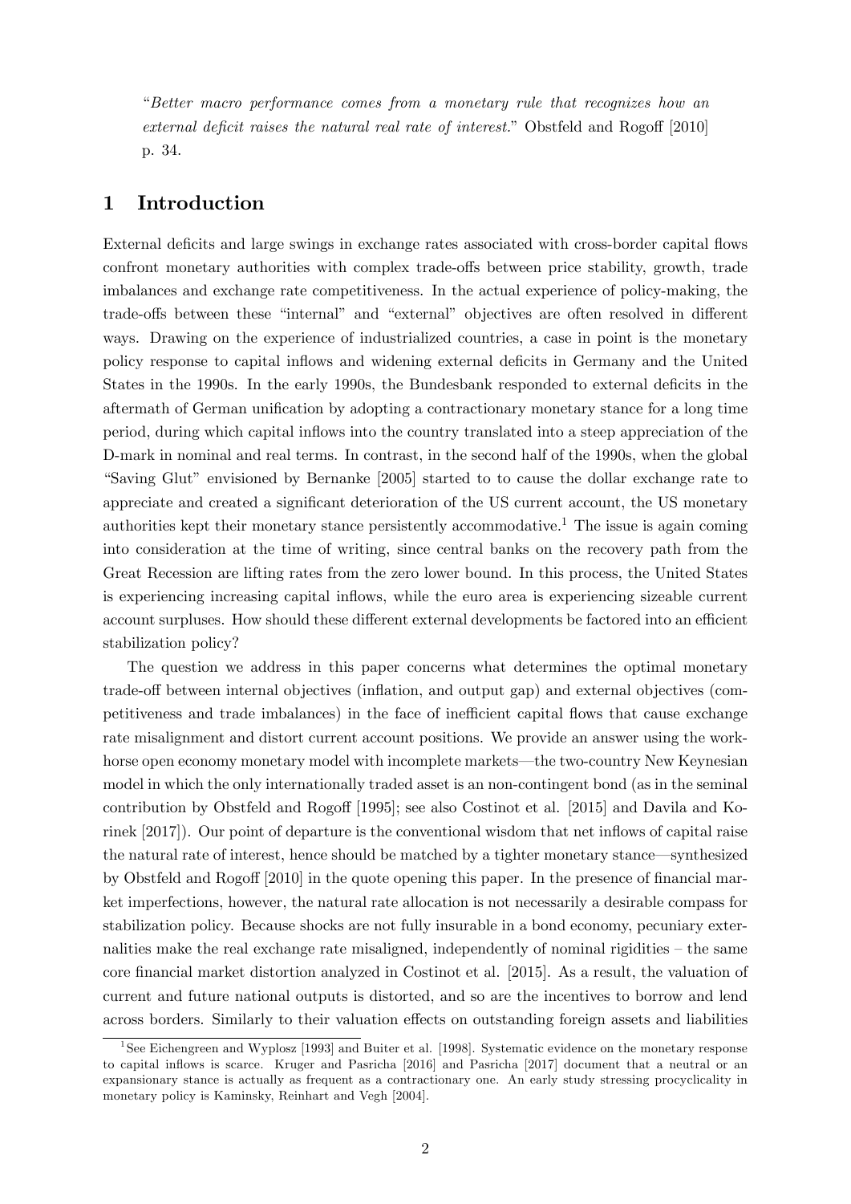"*Better macro performance comes from a monetary rule that recognizes how an external deficit raises the natural real rate of interest.*" Obstfeld and Rogoff [2010] p. 34.

## 1 Introduction

External deficits and large swings in exchange rates associated with cross-border capital flows confront monetary authorities with complex trade-offs between price stability, growth, trade imbalances and exchange rate competitiveness. In the actual experience of policy-making, the trade-offs between these "internal" and "external" objectives are often resolved in different ways. Drawing on the experience of industrialized countries, a case in point is the monetary policy response to capital inflows and widening external deficits in Germany and the United States in the 1990s. In the early 1990s, the Bundesbank responded to external deficits in the aftermath of German unification by adopting a contractionary monetary stance for a long time period, during which capital inflows into the country translated into a steep appreciation of the D-mark in nominal and real terms. In contrast, in the second half of the 1990s, when the global "Saving Glut" envisioned by Bernanke [2005] started to to cause the dollar exchange rate to appreciate and created a significant deterioration of the US current account, the US monetary authorities kept their monetary stance persistently accommodative.[1] The issue is again coming into consideration at the time of writing, since central banks on the recovery path from the Great Recession are lifting rates from the zero lower bound. In this process, the United States is experiencing increasing capital inflows, while the euro area is experiencing sizeable current account surpluses. How should these different external developments be factored into an efficient stabilization policy?

The question we address in this paper concerns what determines the optimal monetary trade-off between internal objectives (inflation, and output gap) and external objectives (competitiveness and trade imbalances) in the face of inefficient capital flows that cause exchange rate misalignment and distort current account positions. We provide an answer using the workhorse open economy monetary model with incomplete markets—the two-country New Keynesian model in which the only internationally traded asset is an non-contingent bond (as in the seminal contribution by Obstfeld and Rogoff [1995]; see also Costinot et al. [2015] and Davila and Korinek [2017]). Our point of departure is the conventional wisdom that net inflows of capital raise the natural rate of interest, hence should be matched by a tighter monetary stance—synthesized by Obstfeld and Rogoff [2010] in the quote opening this paper. In the presence of financial market imperfections, however, the natural rate allocation is not necessarily a desirable compass for stabilization policy. Because shocks are not fully insurable in a bond economy, pecuniary externalities make the real exchange rate misaligned, independently of nominal rigidities – the same core financial market distortion analyzed in Costinot et al. [2015]. As a result, the valuation of current and future national outputs is distorted, and so are the incentives to borrow and lend across borders. Similarly to their valuation effects on outstanding foreign assets and liabilities

[1] See Eichengreen and Wyplosz [1993] and Buiter et al. [1998]. Systematic evidence on the monetary response to capital inflows is scarce. Kruger and Pasricha [2016] and Pasricha [2017] document that a neutral or an expansionary stance is actually as frequent as a contractionary one. An early study stressing procyclicality in monetary policy is Kaminsky, Reinhart and Vegh [2004].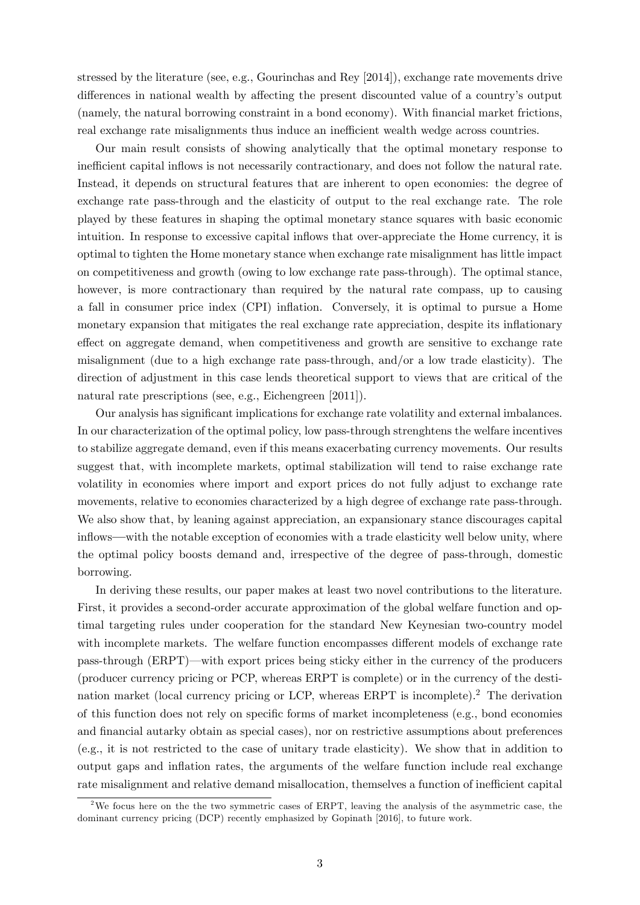stressed by the literature (see, e.g., Gourinchas and Rey [2014]), exchange rate movements drive differences in national wealth by affecting the present discounted value of a country's output (namely, the natural borrowing constraint in a bond economy). With financial market frictions, real exchange rate misalignments thus induce an inefficient wealth wedge across countries.

Our main result consists of showing analytically that the optimal monetary response to inefficient capital inflows is not necessarily contractionary, and does not follow the natural rate. Instead, it depends on structural features that are inherent to open economies: the degree of exchange rate pass-through and the elasticity of output to the real exchange rate. The role played by these features in shaping the optimal monetary stance squares with basic economic intuition. In response to excessive capital inflows that over-appreciate the Home currency, it is optimal to tighten the Home monetary stance when exchange rate misalignment has little impact on competitiveness and growth (owing to low exchange rate pass-through). The optimal stance, however, is more contractionary than required by the natural rate compass, up to causing a fall in consumer price index (CPI) inflation. Conversely, it is optimal to pursue a Home monetary expansion that mitigates the real exchange rate appreciation, despite its inflationary effect on aggregate demand, when competitiveness and growth are sensitive to exchange rate misalignment (due to a high exchange rate pass-through, and/or a low trade elasticity). The direction of adjustment in this case lends theoretical support to views that are critical of the natural rate prescriptions (see, e.g., Eichengreen [2011]).

Our analysis has significant implications for exchange rate volatility and external imbalances. In our characterization of the optimal policy, low pass-through strenghtens the welfare incentives to stabilize aggregate demand, even if this means exacerbating currency movements. Our results suggest that, with incomplete markets, optimal stabilization will tend to raise exchange rate volatility in economies where import and export prices do not fully adjust to exchange rate movements, relative to economies characterized by a high degree of exchange rate pass-through. We also show that, by leaning against appreciation, an expansionary stance discourages capital inflows—with the notable exception of economies with a trade elasticity well below unity, where the optimal policy boosts demand and, irrespective of the degree of pass-through, domestic borrowing.

In deriving these results, our paper makes at least two novel contributions to the literature. First, it provides a second-order accurate approximation of the global welfare function and optimal targeting rules under cooperation for the standard New Keynesian two-country model with incomplete markets. The welfare function encompasses different models of exchange rate pass-through (ERPT)—with export prices being sticky either in the currency of the producers (producer currency pricing or PCP, whereas ERPT is complete) or in the currency of the destination market (local currency pricing or LCP, whereas ERPT is incomplete).[2] The derivation of this function does not rely on specific forms of market incompleteness (e.g., bond economies and financial autarky obtain as special cases), nor on restrictive assumptions about preferences (e.g., it is not restricted to the case of unitary trade elasticity). We show that in addition to output gaps and inflation rates, the arguments of the welfare function include real exchange rate misalignment and relative demand misallocation, themselves a function of inefficient capital

[2] We focus here on the the two symmetric cases of ERPT, leaving the analysis of the asymmetric case, the dominant currency pricing (DCP) recently emphasized by Gopinath [2016], to future work.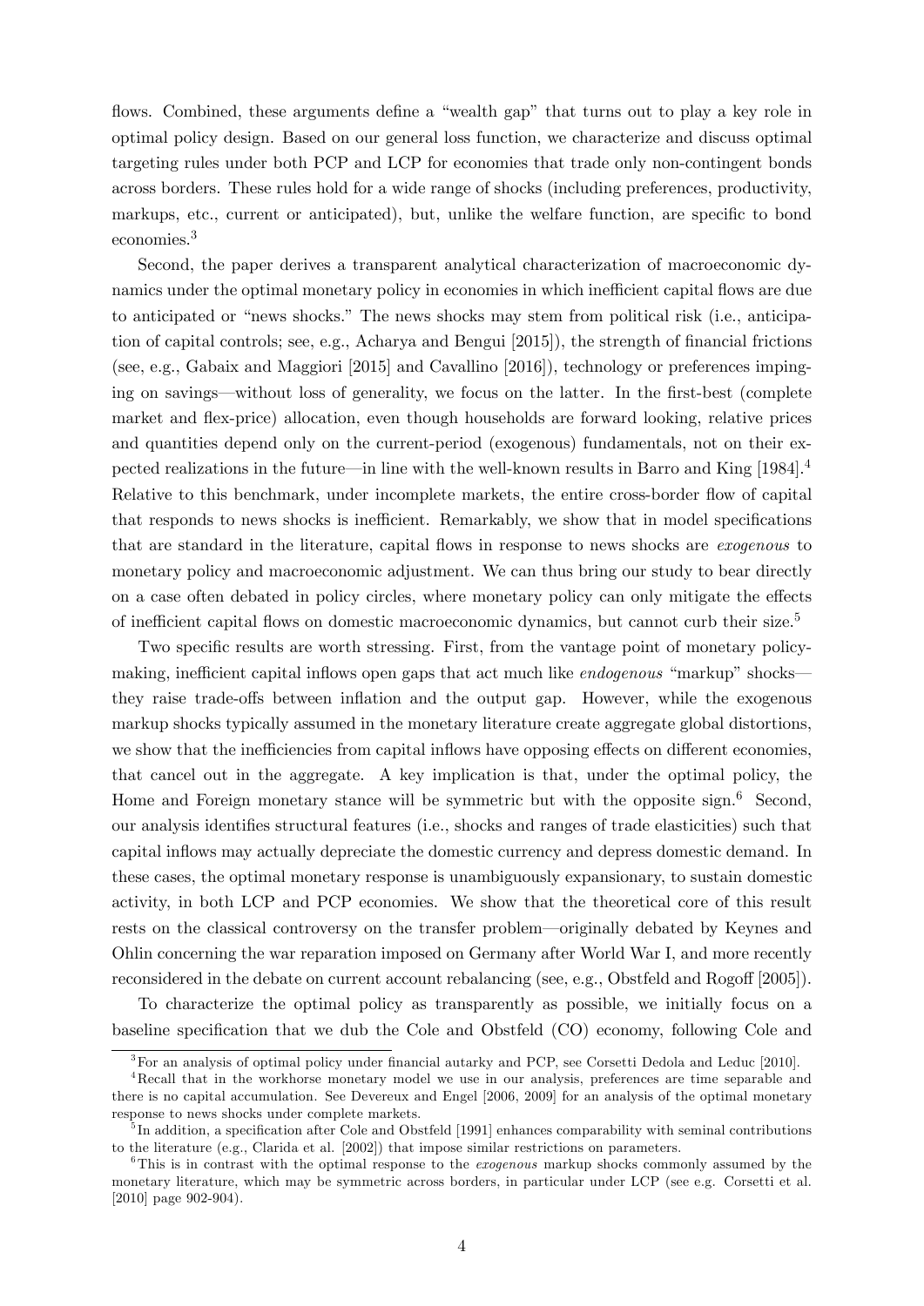flows. Combined, these arguments define a "wealth gap" that turns out to play a key role in optimal policy design. Based on our general loss function, we characterize and discuss optimal targeting rules under both PCP and LCP for economies that trade only non-contingent bonds across borders. These rules hold for a wide range of shocks (including preferences, productivity, markups, etc., current or anticipated), but, unlike the welfare function, are specific to bond economies.[3]

Second, the paper derives a transparent analytical characterization of macroeconomic dynamics under the optimal monetary policy in economies in which inefficient capital flows are due to anticipated or "news shocks." The news shocks may stem from political risk (i.e., anticipation of capital controls; see, e.g., Acharya and Bengui [2015]), the strength of financial frictions (see, e.g., Gabaix and Maggiori [2015] and Cavallino [2016]), technology or preferences impinging on savings—without loss of generality, we focus on the latter. In the first-best (complete market and flex-price) allocation, even though households are forward looking, relative prices and quantities depend only on the current-period (exogenous) fundamentals, not on their expected realizations in the future—in line with the well-known results in Barro and King [1984].[4] Relative to this benchmark, under incomplete markets, the entire cross-border flow of capital that responds to news shocks is inefficient. Remarkably, we show that in model specifications that are standard in the literature, capital flows in response to news shocks are *exogenous* to monetary policy and macroeconomic adjustment. We can thus bring our study to bear directly on a case often debated in policy circles, where monetary policy can only mitigate the effects of inefficient capital flows on domestic macroeconomic dynamics, but cannot curb their size.[5]

Two specific results are worth stressing. First, from the vantage point of monetary policymaking, inefficient capital inflows open gaps that act much like *endogenous* "markup" shocks—they raise trade-offs between inflation and the output gap. However, while the exogenous markup shocks typically assumed in the monetary literature create aggregate global distortions, we show that the inefficiencies from capital inflows have opposing effects on different economies, that cancel out in the aggregate. A key implication is that, under the optimal policy, the Home and Foreign monetary stance will be symmetric but with the opposite sign.[6] Second, our analysis identifies structural features (i.e., shocks and ranges of trade elasticities) such that capital inflows may actually depreciate the domestic currency and depress domestic demand. In these cases, the optimal monetary response is unambiguously expansionary, to sustain domestic activity, in both LCP and PCP economies. We show that the theoretical core of this result rests on the classical controversy on the transfer problem—originally debated by Keynes and Ohlin concerning the war reparation imposed on Germany after World War I, and more recently reconsidered in the debate on current account rebalancing (see, e.g., Obstfeld and Rogoff [2005]).

To characterize the optimal policy as transparently as possible, we initially focus on a baseline specification that we dub the Cole and Obstfeld (CO) economy, following Cole and

[3] For an analysis of optimal policy under financial autarky and PCP, see Corsetti Dedola and Leduc [2010].

[4] Recall that in the workhorse monetary model we use in our analysis, preferences are time separable and there is no capital accumulation. See Devereux and Engel [2006, 2009] for an analysis of the optimal monetary response to news shocks under complete markets.

[5] In addition, a specification after Cole and Obstfeld [1991] enhances comparability with seminal contributions to the literature (e.g., Clarida et al. [2002]) that impose similar restrictions on parameters.

[6] This is in contrast with the optimal response to the *exogenous* markup shocks commonly assumed by the monetary literature, which may be symmetric across borders, in particular under LCP (see e.g. Corsetti et al. [2010] page 902-904).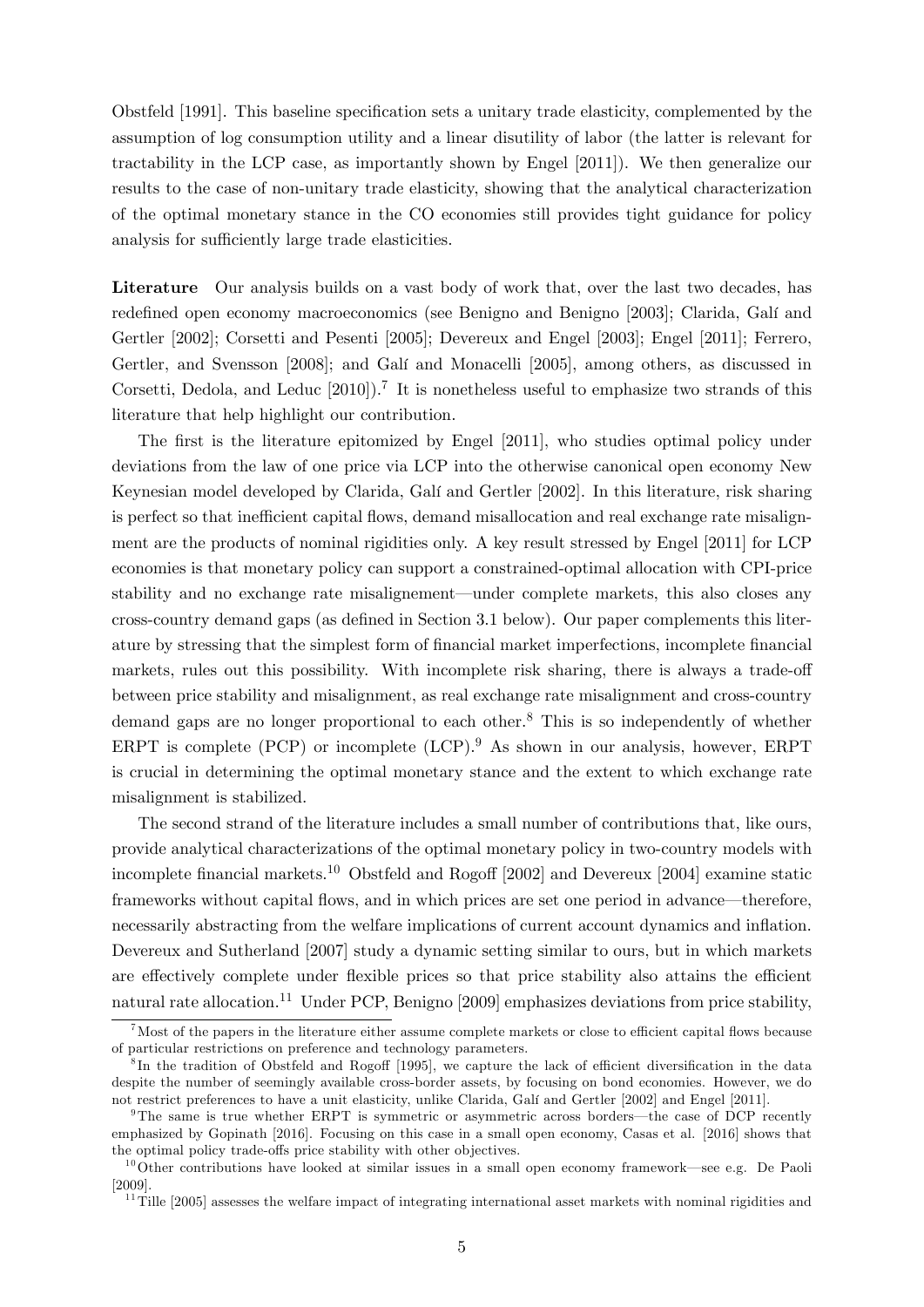Obstfeld [1991]. This baseline specification sets a unitary trade elasticity, complemented by the assumption of log consumption utility and a linear disutility of labor (the latter is relevant for tractability in the LCP case, as importantly shown by Engel [2011]). We then generalize our results to the case of non-unitary trade elasticity, showing that the analytical characterization of the optimal monetary stance in the CO economies still provides tight guidance for policy analysis for sufficiently large trade elasticities.

**Literature** Our analysis builds on a vast body of work that, over the last two decades, has redefined open economy macroeconomics (see Benigno and Benigno [2003]; Clarida, Galí and Gertler [2002]; Corsetti and Pesenti [2005]; Devereux and Engel [2003]; Engel [2011]; Ferrero, Gertler, and Svensson [2008]; and Galí and Monacelli [2005], among others, as discussed in Corsetti, Dedola, and Leduc [2010]).[7] It is nonetheless useful to emphasize two strands of this literature that help highlight our contribution.

The first is the literature epitomized by Engel [2011], who studies optimal policy under deviations from the law of one price via LCP into the otherwise canonical open economy New Keynesian model developed by Clarida, Galí and Gertler [2002]. In this literature, risk sharing is perfect so that inefficient capital flows, demand misallocation and real exchange rate misalignment are the products of nominal rigidities only. A key result stressed by Engel [2011] for LCP economies is that monetary policy can support a constrained-optimal allocation with CPI-price stability and no exchange rate misalignement—under complete markets, this also closes any cross-country demand gaps (as defined in Section 3.1 below). Our paper complements this literature by stressing that the simplest form of financial market imperfections, incomplete financial markets, rules out this possibility. With incomplete risk sharing, there is always a trade-off between price stability and misalignment, as real exchange rate misalignment and cross-country demand gaps are no longer proportional to each other.[8] This is so independently of whether ERPT is complete (PCP) or incomplete (LCP).[9] As shown in our analysis, however, ERPT is crucial in determining the optimal monetary stance and the extent to which exchange rate misalignment is stabilized.

The second strand of the literature includes a small number of contributions that, like ours, provide analytical characterizations of the optimal monetary policy in two-country models with incomplete financial markets.[10] Obstfeld and Rogoff [2002] and Devereux [2004] examine static frameworks without capital flows, and in which prices are set one period in advance—therefore, necessarily abstracting from the welfare implications of current account dynamics and inflation. Devereux and Sutherland [2007] study a dynamic setting similar to ours, but in which markets are effectively complete under flexible prices so that price stability also attains the efficient natural rate allocation.[11] Under PCP, Benigno [2009] emphasizes deviations from price stability,

[7] Most of the papers in the literature either assume complete markets or close to efficient capital flows because of particular restrictions on preference and technology parameters.

[8] In the tradition of Obstfeld and Rogoff [1995], we capture the lack of efficient diversification in the data despite the number of seemingly available cross-border assets, by focusing on bond economies. However, we do not restrict preferences to have a unit elasticity, unlike Clarida, Galí and Gertler [2002] and Engel [2011].

[9] The same is true whether ERPT is symmetric or asymmetric across borders—the case of DCP recently emphasized by Gopinath [2016]. Focusing on this case in a small open economy, Casas et al. [2016] shows that the optimal policy trade-offs price stability with other objectives.

[10] Other contributions have looked at similar issues in a small open economy framework—see e.g. De Paoli [2009].

[11] Tille [2005] assesses the welfare impact of integrating international asset markets with nominal rigidities and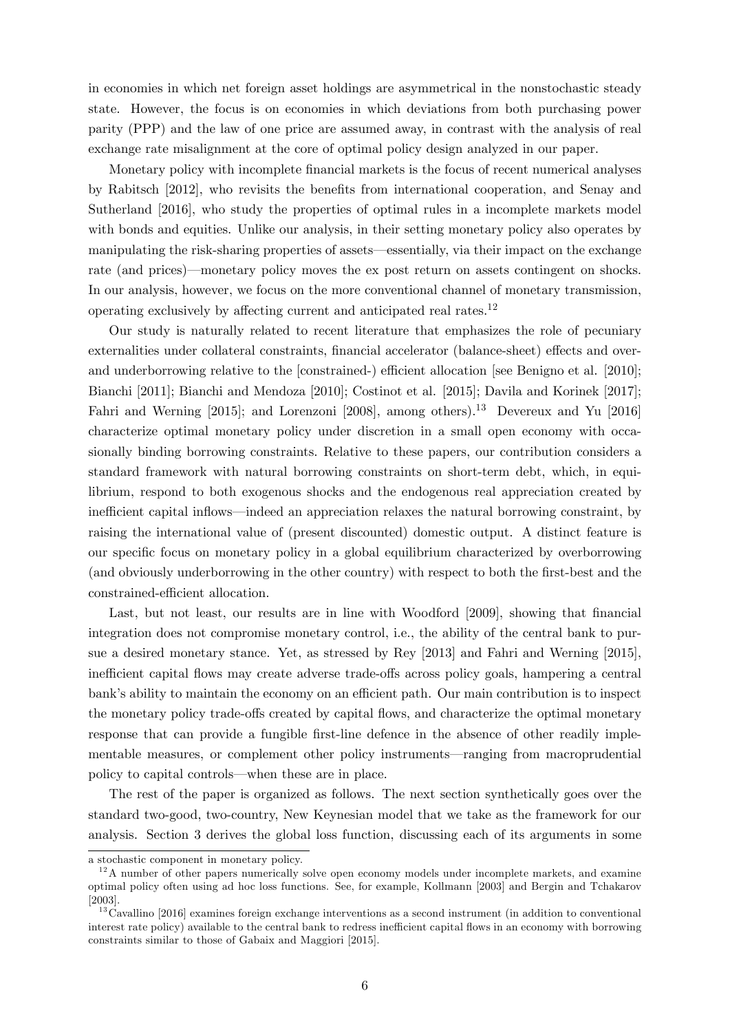in economies in which net foreign asset holdings are asymmetrical in the nonstochastic steady state. However, the focus is on economies in which deviations from both purchasing power parity (PPP) and the law of one price are assumed away, in contrast with the analysis of real exchange rate misalignment at the core of optimal policy design analyzed in our paper.

Monetary policy with incomplete financial markets is the focus of recent numerical analyses by Rabitsch [2012], who revisits the benefits from international cooperation, and Senay and Sutherland [2016], who study the properties of optimal rules in a incomplete markets model with bonds and equities. Unlike our analysis, in their setting monetary policy also operates by manipulating the risk-sharing properties of assets—essentially, via their impact on the exchange rate (and prices)—monetary policy moves the ex post return on assets contingent on shocks. In our analysis, however, we focus on the more conventional channel of monetary transmission, operating exclusively by affecting current and anticipated real rates.[12]

Our study is naturally related to recent literature that emphasizes the role of pecuniary externalities under collateral constraints, financial accelerator (balance-sheet) effects and over- and underborrowing relative to the [constrained-) efficient allocation [see Benigno et al. [2010]; Bianchi [2011]; Bianchi and Mendoza [2010]; Costinot et al. [2015]; Davila and Korinek [2017]; Fahri and Werning [2015]; and Lorenzoni [2008], among others).[13] Devereux and Yu [2016] characterize optimal monetary policy under discretion in a small open economy with occasionally binding borrowing constraints. Relative to these papers, our contribution considers a standard framework with natural borrowing constraints on short-term debt, which, in equilibrium, respond to both exogenous shocks and the endogenous real appreciation created by inefficient capital inflows—indeed an appreciation relaxes the natural borrowing constraint, by raising the international value of (present discounted) domestic output. A distinct feature is our specific focus on monetary policy in a global equilibrium characterized by overborrowing (and obviously underborrowing in the other country) with respect to both the first-best and the constrained-efficient allocation.

Last, but not least, our results are in line with Woodford [2009], showing that financial integration does not compromise monetary control, i.e., the ability of the central bank to pursue a desired monetary stance. Yet, as stressed by Rey [2013] and Fahri and Werning [2015], inefficient capital flows may create adverse trade-offs across policy goals, hampering a central bank's ability to maintain the economy on an efficient path. Our main contribution is to inspect the monetary policy trade-offs created by capital flows, and characterize the optimal monetary response that can provide a fungible first-line defence in the absence of other readily implementable measures, or complement other policy instruments—ranging from macroprudential policy to capital controls—when these are in place.

The rest of the paper is organized as follows. The next section synthetically goes over the standard two-good, two-country, New Keynesian model that we take as the framework for our analysis. Section 3 derives the global loss function, discussing each of its arguments in some

a stochastic component in monetary policy.

[12] A number of other papers numerically solve open economy models under incomplete markets, and examine optimal policy often using ad hoc loss functions. See, for example, Kollmann [2003] and Bergin and Tchakarov [2003].

[13] Cavallino [2016] examines foreign exchange interventions as a second instrument (in addition to conventional interest rate policy) available to the central bank to redress inefficient capital flows in an economy with borrowing constraints similar to those of Gabaix and Maggiori [2015].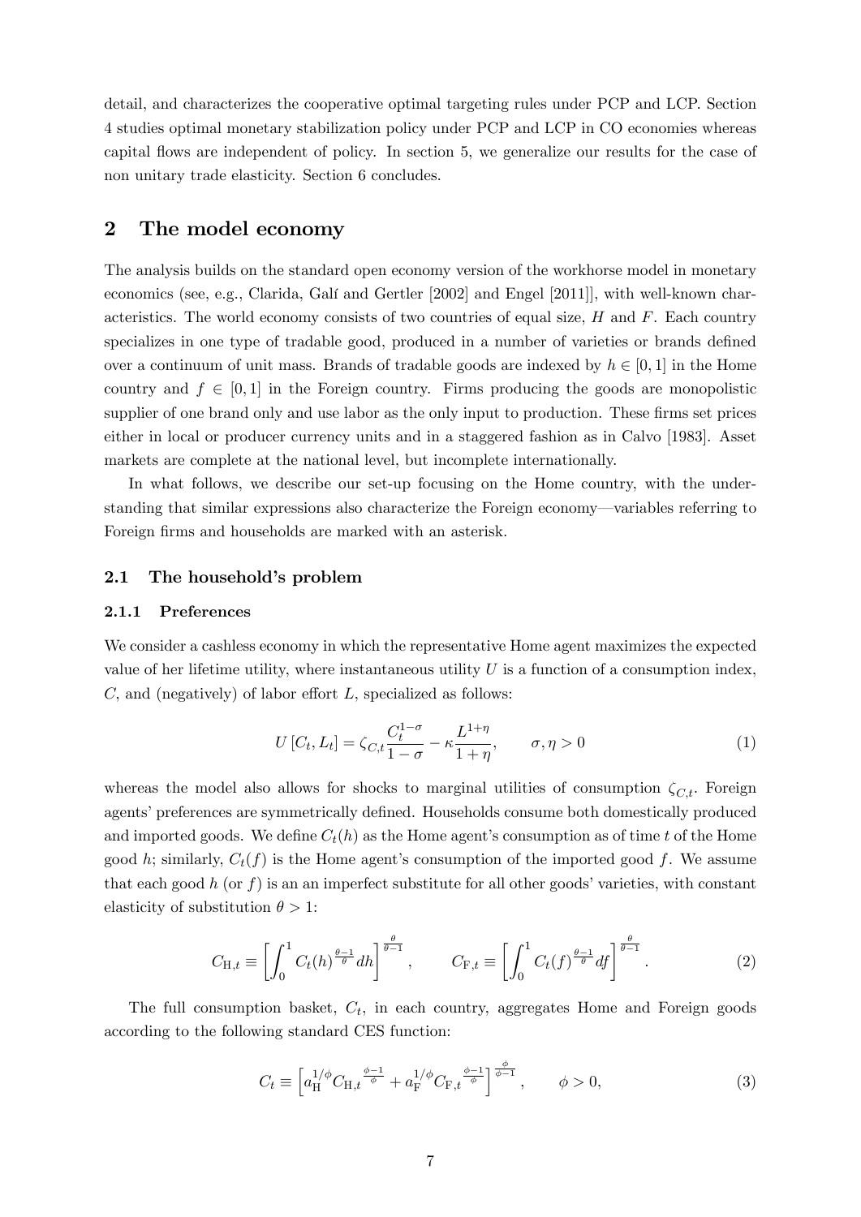detail, and characterizes the cooperative optimal targeting rules under PCP and LCP. Section 4 studies optimal monetary stabilization policy under PCP and LCP in CO economies whereas capital flows are independent of policy. In section 5, we generalize our results for the case of non unitary trade elasticity. Section 6 concludes.

## 2 The model economy

The analysis builds on the standard open economy version of the workhorse model in monetary economics (see, e.g., Clarida, Galí and Gertler [2002] and Engel [2011]], with well-known characteristics. The world economy consists of two countries of equal size, $H$ and $F$. Each country specializes in one type of tradable good, produced in a number of varieties or brands defined over a continuum of unit mass. Brands of tradable goods are indexed by $h \in [0, 1]$ in the Home country and $f \in [0, 1]$ in the Foreign country. Firms producing the goods are monopolistic supplier of one brand only and use labor as the only input to production. These firms set prices either in local or producer currency units and in a staggered fashion as in Calvo [1983]. Asset markets are complete at the national level, but incomplete internationally.

In what follows, we describe our set-up focusing on the Home country, with the understanding that similar expressions also characterize the Foreign economy—variables referring to Foreign firms and households are marked with an asterisk.

### 2.1 The household's problem

#### 2.1.1 Preferences

We consider a cashless economy in which the representative Home agent maximizes the expected value of her lifetime utility, where instantaneous utility $U$ is a function of a consumption index, $C$, and (negatively) of labor effort $L$, specialized as follows:

$$U\left[C_t, L_t\right] = \zeta_{C,t} \frac{C_t^{1-\sigma}}{1-\sigma} - \kappa \frac{L^{1+\eta}}{1+\eta}, \qquad \sigma, \eta > 0 \tag{1}$$

whereas the model also allows for shocks to marginal utilities of consumption $\zeta_{C,t}$. Foreign agents' preferences are symmetrically defined. Households consume both domestically produced and imported goods. We define $C_t(h)$ as the Home agent's consumption as of time $t$ of the Home good $h$; similarly, $C_t(f)$ is the Home agent's consumption of the imported good $f$. We assume that each good $h$ (or $f$) is an an imperfect substitute for all other goods' varieties, with constant elasticity of substitution $\theta > 1$:

$$C_{\mathrm{H},t} \equiv \left[\int_0^1 C_t(h)^{\frac{\theta-1}{\theta}} dh\right]^{\frac{\theta}{\theta-1}}, \qquad C_{\mathrm{F},t} \equiv \left[\int_0^1 C_t(f)^{\frac{\theta-1}{\theta}} df\right]^{\frac{\theta}{\theta-1}}. \tag{2}$$

The full consumption basket, $C_t$, in each country, aggregates Home and Foreign goods according to the following standard CES function:

$$C_t \equiv \left[a_{\mathrm{H}}^{1/\phi} C_{\mathrm{H},t}{}^{\frac{\phi-1}{\phi}} + a_{\mathrm{F}}^{1/\phi} C_{\mathrm{F},t}{}^{\frac{\phi-1}{\phi}}\right]^{\frac{\phi}{\phi-1}}, \qquad \phi > 0, \tag{3}$$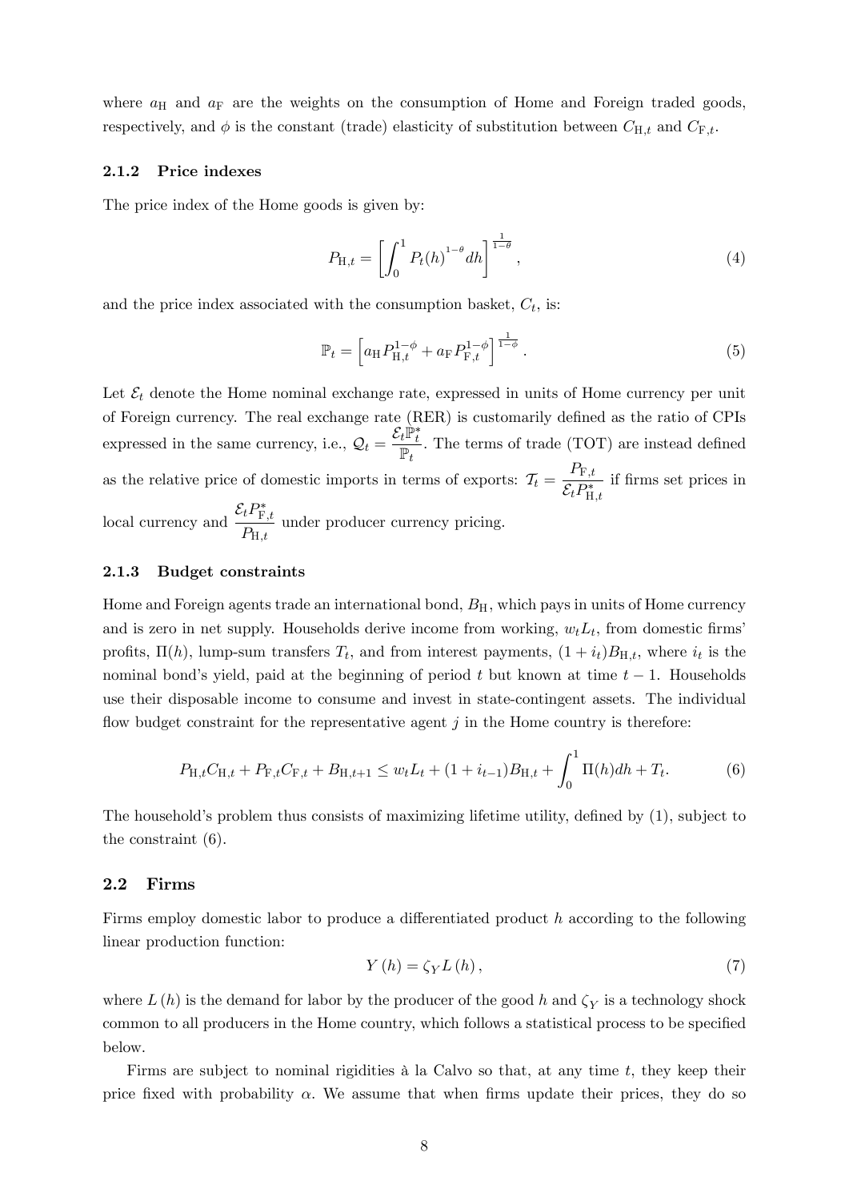where $a_{\rm H}$ and $a_{\rm F}$ are the weights on the consumption of Home and Foreign traded goods, respectively, and $\phi$ is the constant (trade) elasticity of substitution between $C_{{\rm H},t}$ and $C_{{\rm F},t}$.

### 2.1.2 Price indexes

The price index of the Home goods is given by:

$$P_{{\rm H},t} = \left[ \int_0^1 P_t(h)^{1-\theta} dh \right]^{\frac{1}{1-\theta}}, \tag{4}$$

and the price index associated with the consumption basket, $C_t$, is:

$$\mathbb{P}_t = \left[ a_{\rm H} P_{{\rm H},t}^{1-\phi} + a_{\rm F} P_{{\rm F},t}^{1-\phi} \right]^{\frac{1}{1-\phi}}. \tag{5}$$

Let $\mathcal{E}_t$ denote the Home nominal exchange rate, expressed in units of Home currency per unit of Foreign currency. The real exchange rate (RER) is customarily defined as the ratio of CPIs expressed in the same currency, i.e., $\mathcal{Q}_t = \frac{\mathcal{E}_t \mathbb{P}_t^*}{\mathbb{P}_t}$. The terms of trade (TOT) are instead defined as the relative price of domestic imports in terms of exports: $\mathcal{T}_t = \frac{P_{{\rm F},t}}{\mathcal{E}_t P_{{\rm H},t}^*}$ if firms set prices in local currency and $\frac{\mathcal{E}_t P_{{\rm F},t}^*}{P_{{\rm H},t}}$ under producer currency pricing.

### 2.1.3 Budget constraints

Home and Foreign agents trade an international bond, $B_{\rm H}$, which pays in units of Home currency and is zero in net supply. Households derive income from working, $w_t L_t$, from domestic firms' profits, $\Pi(h)$, lump-sum transfers $T_t$, and from interest payments, $(1+i_t)B_{{\rm H},t}$, where $i_t$ is the nominal bond's yield, paid at the beginning of period $t$ but known at time $t-1$. Households use their disposable income to consume and invest in state-contingent assets. The individual flow budget constraint for the representative agent $j$ in the Home country is therefore:

$$P_{{\rm H},t} C_{{\rm H},t} + P_{{\rm F},t} C_{{\rm F},t} + B_{{\rm H},t+1} \leq w_t L_t + (1+i_{t-1}) B_{{\rm H},t} + \int_0^1 \Pi(h) dh + T_t. \tag{6}$$

The household's problem thus consists of maximizing lifetime utility, defined by (1), subject to the constraint (6).

## 2.2 Firms

Firms employ domestic labor to produce a differentiated product $h$ according to the following linear production function:

$$Y(h) = \zeta_Y L(h), \tag{7}$$

where $L(h)$ is the demand for labor by the producer of the good $h$ and $\zeta_Y$ is a technology shock common to all producers in the Home country, which follows a statistical process to be specified below.

Firms are subject to nominal rigidities à la Calvo so that, at any time $t$, they keep their price fixed with probability $\alpha$. We assume that when firms update their prices, they do so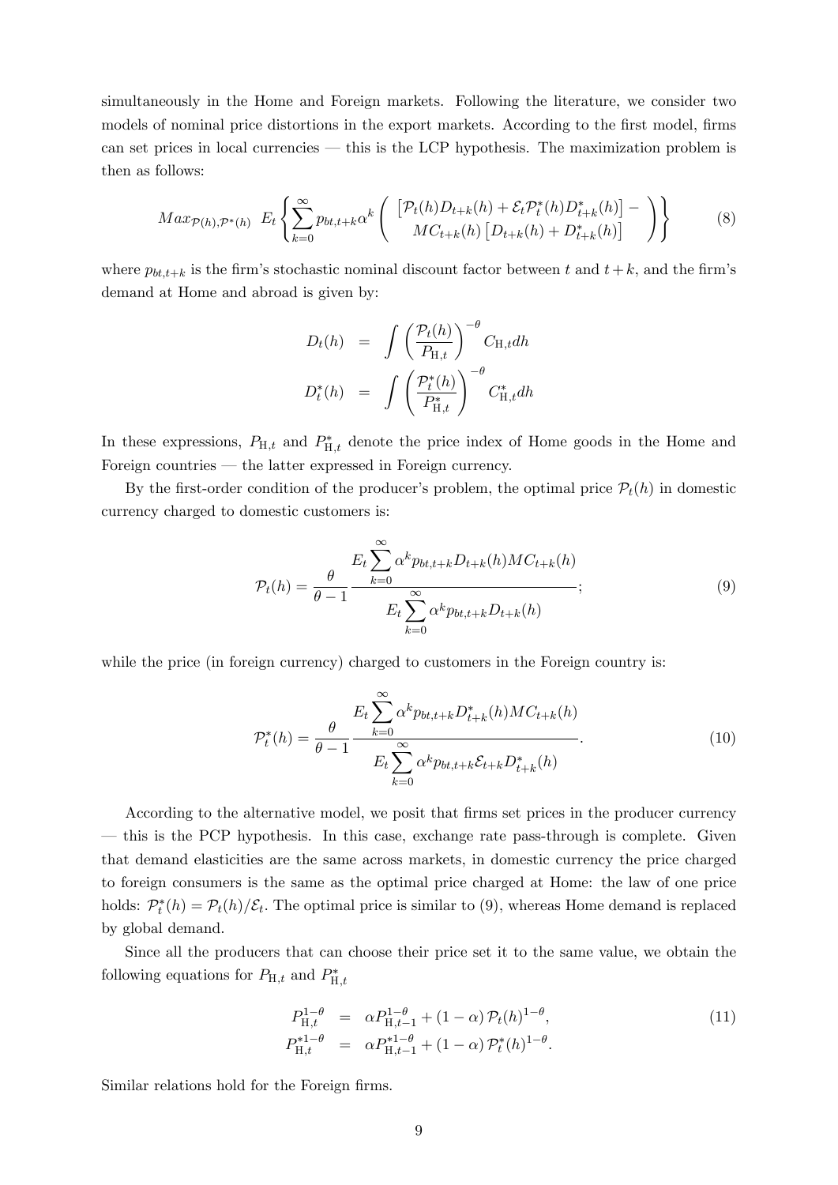simultaneously in the Home and Foreign markets. Following the literature, we consider two models of nominal price distortions in the export markets. According to the first model, firms can set prices in local currencies — this is the LCP hypothesis. The maximization problem is then as follows:

$$Max_{\mathcal{P}(h),\mathcal{P}^*(h)} \; E_t \left\{ \sum_{k=0}^{\infty} p_{bt,t+k} \alpha^k \left( \begin{array}{c} \left[\mathcal{P}_t(h) D_{t+k}(h) + \mathcal{E}_t \mathcal{P}_t^*(h) D_{t+k}^*(h)\right] - \\ MC_{t+k}(h) \left[D_{t+k}(h) + D_{t+k}^*(h)\right] \end{array} \right) \right\} \tag{8}$$

where $p_{bt,t+k}$ is the firm's stochastic nominal discount factor between $t$ and $t+k$, and the firm's demand at Home and abroad is given by:

$$\begin{aligned} D_t(h) &= \int \left( \frac{\mathcal{P}_t(h)}{P_{\mathrm{H},t}} \right)^{-\theta} C_{\mathrm{H},t} dh \\ D_t^*(h) &= \int \left( \frac{\mathcal{P}_t^*(h)}{P_{\mathrm{H},t}^*} \right)^{-\theta} C_{\mathrm{H},t}^* dh \end{aligned}$$

In these expressions, $P_{\mathrm{H},t}$ and $P_{\mathrm{H},t}^*$ denote the price index of Home goods in the Home and Foreign countries — the latter expressed in Foreign currency.

By the first-order condition of the producer's problem, the optimal price $\mathcal{P}_t(h)$ in domestic currency charged to domestic customers is:

$$\mathcal{P}_t(h) = \frac{\theta}{\theta - 1} \frac{E_t \sum_{k=0}^{\infty} \alpha^k p_{bt,t+k} D_{t+k}(h) MC_{t+k}(h)}{E_t \sum_{k=0}^{\infty} \alpha^k p_{bt,t+k} D_{t+k}(h)}; \tag{9}$$

while the price (in foreign currency) charged to customers in the Foreign country is:

$$\mathcal{P}_t^*(h) = \frac{\theta}{\theta - 1} \frac{E_t \sum_{k=0}^{\infty} \alpha^k p_{bt,t+k} D_{t+k}^*(h) MC_{t+k}(h)}{E_t \sum_{k=0}^{\infty} \alpha^k p_{bt,t+k} \mathcal{E}_{t+k} D_{t+k}^*(h)}. \tag{10}$$

According to the alternative model, we posit that firms set prices in the producer currency — this is the PCP hypothesis. In this case, exchange rate pass-through is complete. Given that demand elasticities are the same across markets, in domestic currency the price charged to foreign consumers is the same as the optimal price charged at Home: the law of one price holds: $\mathcal{P}_t^*(h) = \mathcal{P}_t(h)/\mathcal{E}_t$. The optimal price is similar to (9), whereas Home demand is replaced by global demand.

Since all the producers that can choose their price set it to the same value, we obtain the following equations for $P_{\mathrm{H},t}$ and $P_{\mathrm{H},t}^*$

$$\begin{aligned} P_{\mathrm{H},t}^{1-\theta} &= \alpha P_{\mathrm{H},t-1}^{1-\theta} + (1-\alpha)\, \mathcal{P}_t(h)^{1-\theta}, \\ P_{\mathrm{H},t}^{*1-\theta} &= \alpha P_{\mathrm{H},t-1}^{*1-\theta} + (1-\alpha)\, \mathcal{P}_t^*(h)^{1-\theta}. \end{aligned} \tag{11}$$

Similar relations hold for the Foreign firms.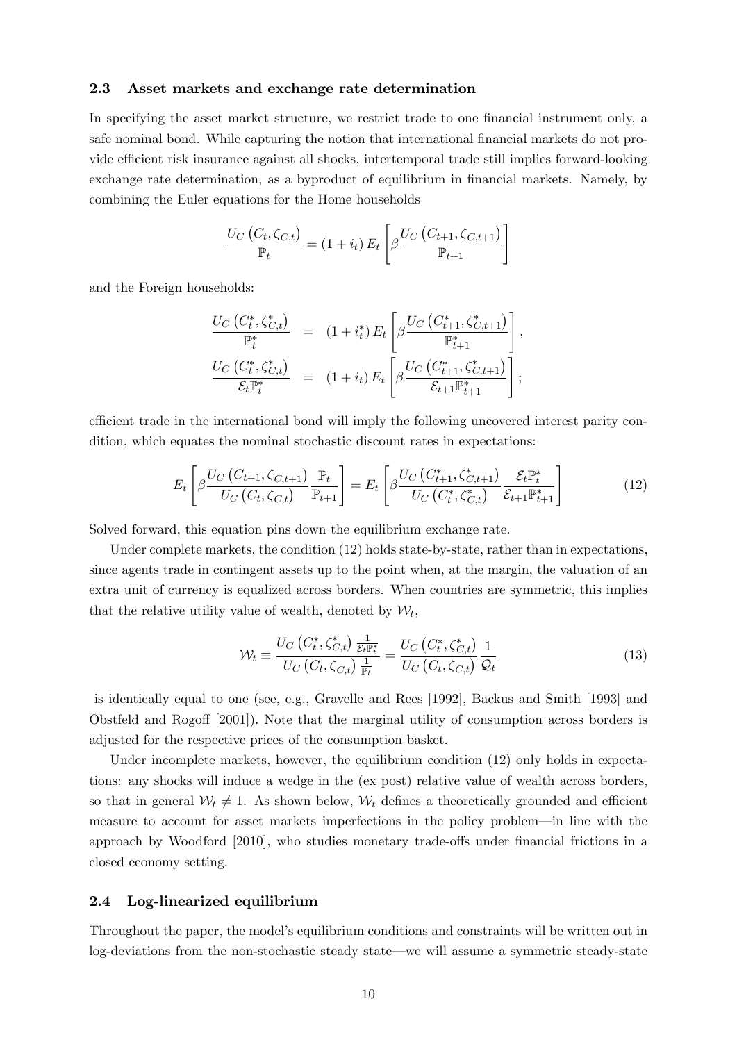### 2.3 Asset markets and exchange rate determination

In specifying the asset market structure, we restrict trade to one financial instrument only, a safe nominal bond. While capturing the notion that international financial markets do not provide efficient risk insurance against all shocks, intertemporal trade still implies forward-looking exchange rate determination, as a byproduct of equilibrium in financial markets. Namely, by combining the Euler equations for the Home households

$$\frac{U_C\left(C_t, \zeta_{C,t}\right)}{\mathbb{P}_t} = \left(1 + i_t\right) E_t \left[\beta \frac{U_C\left(C_{t+1}, \zeta_{C,t+1}\right)}{\mathbb{P}_{t+1}}\right]$$

and the Foreign households:

$$\begin{aligned}
\frac{U_C\left(C_t^*, \zeta_{C,t}^*\right)}{\mathbb{P}_t^*} &= \left(1 + i_t^*\right) E_t \left[\beta \frac{U_C\left(C_{t+1}^*, \zeta_{C,t+1}^*\right)}{\mathbb{P}_{t+1}^*}\right], \\
\frac{U_C\left(C_t^*, \zeta_{C,t}^*\right)}{\mathcal{E}_t \mathbb{P}_t^*} &= \left(1 + i_t\right) E_t \left[\beta \frac{U_C\left(C_{t+1}^*, \zeta_{C,t+1}^*\right)}{\mathcal{E}_{t+1} \mathbb{P}_{t+1}^*}\right];
\end{aligned}$$

efficient trade in the international bond will imply the following uncovered interest parity condition, which equates the nominal stochastic discount rates in expectations:

$$E_t \left[\beta \frac{U_C\left(C_{t+1}, \zeta_{C,t+1}\right)}{U_C\left(C_t, \zeta_{C,t}\right)} \frac{\mathbb{P}_t}{\mathbb{P}_{t+1}}\right] = E_t \left[\beta \frac{U_C\left(C_{t+1}^*, \zeta_{C,t+1}^*\right)}{U_C\left(C_t^*, \zeta_{C,t}^*\right)} \frac{\mathcal{E}_t \mathbb{P}_t^*}{\mathcal{E}_{t+1} \mathbb{P}_{t+1}^*}\right] \tag{12}$$

Solved forward, this equation pins down the equilibrium exchange rate.

Under complete markets, the condition (12) holds state-by-state, rather than in expectations, since agents trade in contingent assets up to the point when, at the margin, the valuation of an extra unit of currency is equalized across borders. When countries are symmetric, this implies that the relative utility value of wealth, denoted by $\mathcal{W}_t$,

$$\mathcal{W}_t \equiv \frac{U_C\left(C_t^*, \zeta_{C,t}^*\right) \frac{1}{\mathcal{E}_t \mathbb{P}_t^*}}{U_C\left(C_t, \zeta_{C,t}\right) \frac{1}{\mathbb{P}_t}} = \frac{U_C\left(C_t^*, \zeta_{C,t}^*\right)}{U_C\left(C_t, \zeta_{C,t}\right)} \frac{1}{\mathcal{Q}_t} \tag{13}$$

is identically equal to one (see, e.g., Gravelle and Rees [1992], Backus and Smith [1993] and Obstfeld and Rogoff [2001]). Note that the marginal utility of consumption across borders is adjusted for the respective prices of the consumption basket.

Under incomplete markets, however, the equilibrium condition (12) only holds in expectations: any shocks will induce a wedge in the (ex post) relative value of wealth across borders, so that in general $\mathcal{W}_t \neq 1$. As shown below, $\mathcal{W}_t$ defines a theoretically grounded and efficient measure to account for asset markets imperfections in the policy problem—in line with the approach by Woodford [2010], who studies monetary trade-offs under financial frictions in a closed economy setting.

### 2.4 Log-linearized equilibrium

Throughout the paper, the model's equilibrium conditions and constraints will be written out in log-deviations from the non-stochastic steady state—we will assume a symmetric steady-state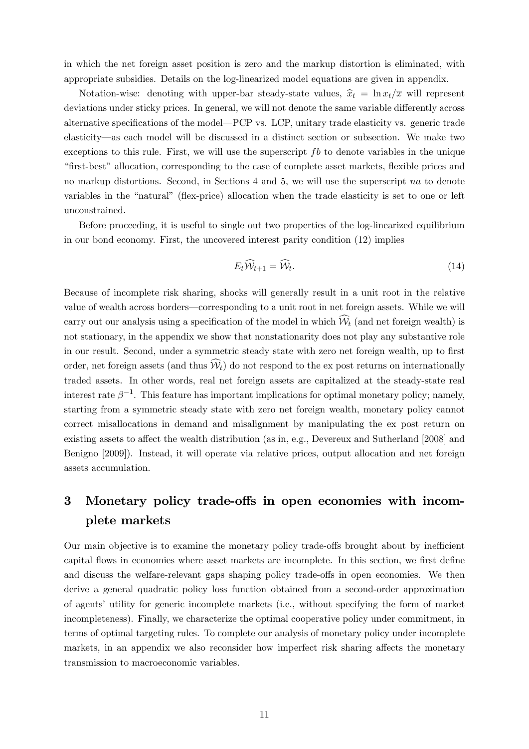in which the net foreign asset position is zero and the markup distortion is eliminated, with appropriate subsidies. Details on the log-linearized model equations are given in appendix.

Notation-wise: denoting with upper-bar steady-state values, $\widehat{x}_t = \ln x_t/\overline{x}$ will represent deviations under sticky prices. In general, we will not denote the same variable differently across alternative specifications of the model—PCP vs. LCP, unitary trade elasticity vs. generic trade elasticity—as each model will be discussed in a distinct section or subsection. We make two exceptions to this rule. First, we will use the superscript $fb$ to denote variables in the unique "first-best" allocation, corresponding to the case of complete asset markets, flexible prices and no markup distortions. Second, in Sections 4 and 5, we will use the superscript $na$ to denote variables in the "natural" (flex-price) allocation when the trade elasticity is set to one or left unconstrained.

Before proceeding, it is useful to single out two properties of the log-linearized equilibrium in our bond economy. First, the uncovered interest parity condition (12) implies

$$E_t \widehat{\mathcal{W}}_{t+1} = \widehat{\mathcal{W}}_t. \tag{14}$$

Because of incomplete risk sharing, shocks will generally result in a unit root in the relative value of wealth across borders—corresponding to a unit root in net foreign assets. While we will carry out our analysis using a specification of the model in which $\widehat{\mathcal{W}}_t$ (and net foreign wealth) is not stationary, in the appendix we show that nonstationarity does not play any substantive role in our result. Second, under a symmetric steady state with zero net foreign wealth, up to first order, net foreign assets (and thus $\widehat{\mathcal{W}}_t$) do not respond to the ex post returns on internationally traded assets. In other words, real net foreign assets are capitalized at the steady-state real interest rate $\beta^{-1}$. This feature has important implications for optimal monetary policy; namely, starting from a symmetric steady state with zero net foreign wealth, monetary policy cannot correct misallocations in demand and misalignment by manipulating the ex post return on existing assets to affect the wealth distribution (as in, e.g., Devereux and Sutherland [2008] and Benigno [2009]). Instead, it will operate via relative prices, output allocation and net foreign assets accumulation.

# 3 Monetary policy trade-offs in open economies with incomplete markets

Our main objective is to examine the monetary policy trade-offs brought about by inefficient capital flows in economies where asset markets are incomplete. In this section, we first define and discuss the welfare-relevant gaps shaping policy trade-offs in open economies. We then derive a general quadratic policy loss function obtained from a second-order approximation of agents' utility for generic incomplete markets (i.e., without specifying the form of market incompleteness). Finally, we characterize the optimal cooperative policy under commitment, in terms of optimal targeting rules. To complete our analysis of monetary policy under incomplete markets, in an appendix we also reconsider how imperfect risk sharing affects the monetary transmission to macroeconomic variables.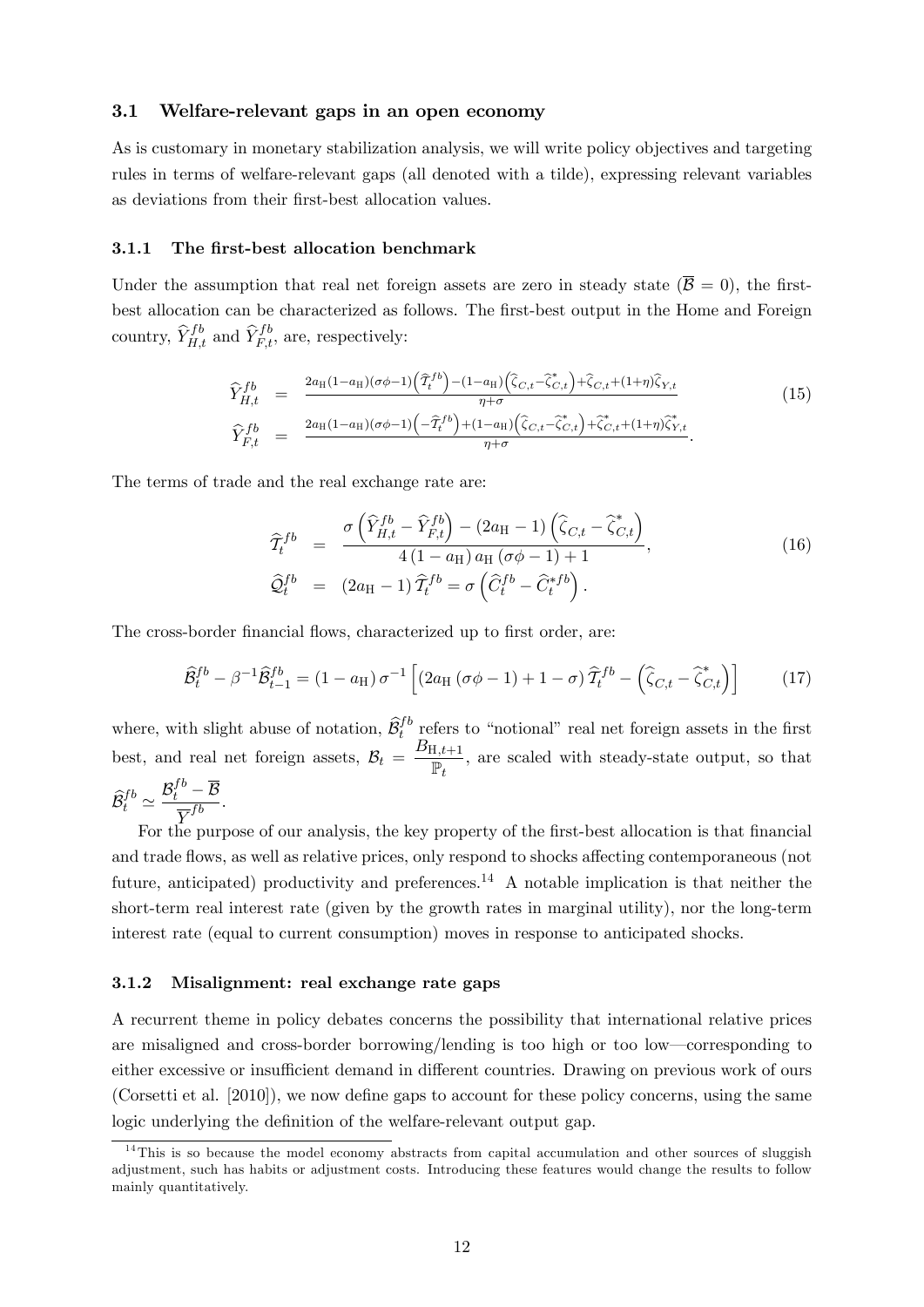### 3.1 Welfare-relevant gaps in an open economy

As is customary in monetary stabilization analysis, we will write policy objectives and targeting rules in terms of welfare-relevant gaps (all denoted with a tilde), expressing relevant variables as deviations from their first-best allocation values.

#### 3.1.1 The first-best allocation benchmark

Under the assumption that real net foreign assets are zero in steady state ($\overline{\mathcal{B}} = 0$), the first-best allocation can be characterized as follows. The first-best output in the Home and Foreign country, $\widehat{Y}_{H,t}^{fb}$ and $\widehat{Y}_{F,t}^{fb}$, are, respectively:

$$
\begin{aligned}
\widehat{Y}_{H,t}^{fb} &= \frac{2a_{\mathrm{H}}(1-a_{\mathrm{H}})(\sigma\phi-1)\left(\widehat{\mathcal{T}}_t^{fb}\right)-(1-a_{\mathrm{H}})\left(\widehat{\zeta}_{C,t}-\widehat{\zeta}_{C,t}^{*}\right)+\widehat{\zeta}_{C,t}+(1+\eta)\widehat{\zeta}_{Y,t}}{\eta+\sigma} \\
\widehat{Y}_{F,t}^{fb} &= \frac{2a_{\mathrm{H}}(1-a_{\mathrm{H}})(\sigma\phi-1)\left(-\widehat{\mathcal{T}}_t^{fb}\right)+(1-a_{\mathrm{H}})\left(\widehat{\zeta}_{C,t}-\widehat{\zeta}_{C,t}^{*}\right)+\widehat{\zeta}_{C,t}^{*}+(1+\eta)\widehat{\zeta}_{Y,t}^{*}}{\eta+\sigma}.
\end{aligned} \tag{15}
$$

The terms of trade and the real exchange rate are:

$$
\begin{aligned}
\widehat{\mathcal{T}}_t^{fb} &= \frac{\sigma\left(\widehat{Y}_{H,t}^{fb}-\widehat{Y}_{F,t}^{fb}\right)-(2a_{\mathrm{H}}-1)\left(\widehat{\zeta}_{C,t}-\widehat{\zeta}_{C,t}^{*}\right)}{4\left(1-a_{\mathrm{H}}\right)a_{\mathrm{H}}\left(\sigma\phi-1\right)+1}, \\
\widehat{\mathcal{Q}}_t^{fb} &= \left(2a_{\mathrm{H}}-1\right)\widehat{\mathcal{T}}_t^{fb} = \sigma\left(\widehat{C}_t^{fb}-\widehat{C}_t^{*fb}\right).
\end{aligned} \tag{16}
$$

The cross-border financial flows, characterized up to first order, are:

$$
\widehat{\mathcal{B}}_t^{fb} - \beta^{-1}\widehat{\mathcal{B}}_{t-1}^{fb} = (1-a_{\mathrm{H}})\,\sigma^{-1}\left[\left(2a_{\mathrm{H}}\left(\sigma\phi-1\right)+1-\sigma\right)\widehat{\mathcal{T}}_t^{fb}-\left(\widehat{\zeta}_{C,t}-\widehat{\zeta}_{C,t}^{*}\right)\right] \tag{17}
$$

where, with slight abuse of notation, $\widehat{\mathcal{B}}_t^{fb}$ refers to "notional" real net foreign assets in the first best, and real net foreign assets, $\mathcal{B}_t = \dfrac{B_{\mathrm{H},t+1}}{\mathbb{P}_t}$, are scaled with steady-state output, so that $\widehat{\mathcal{B}}_t^{fb} \simeq \dfrac{\mathcal{B}_t^{fb}-\overline{\mathcal{B}}}{\overline{Y}^{fb}}$.

For the purpose of our analysis, the key property of the first-best allocation is that financial and trade flows, as well as relative prices, only respond to shocks affecting contemporaneous (not future, anticipated) productivity and preferences.[14] A notable implication is that neither the short-term real interest rate (given by the growth rates in marginal utility), nor the long-term interest rate (equal to current consumption) moves in response to anticipated shocks.

#### 3.1.2 Misalignment: real exchange rate gaps

A recurrent theme in policy debates concerns the possibility that international relative prices are misaligned and cross-border borrowing/lending is too high or too low—corresponding to either excessive or insufficient demand in different countries. Drawing on previous work of ours (Corsetti et al. [2010]), we now define gaps to account for these policy concerns, using the same logic underlying the definition of the welfare-relevant output gap.

---

[14] This is so because the model economy abstracts from capital accumulation and other sources of sluggish adjustment, such has habits or adjustment costs. Introducing these features would change the results to follow mainly quantitatively.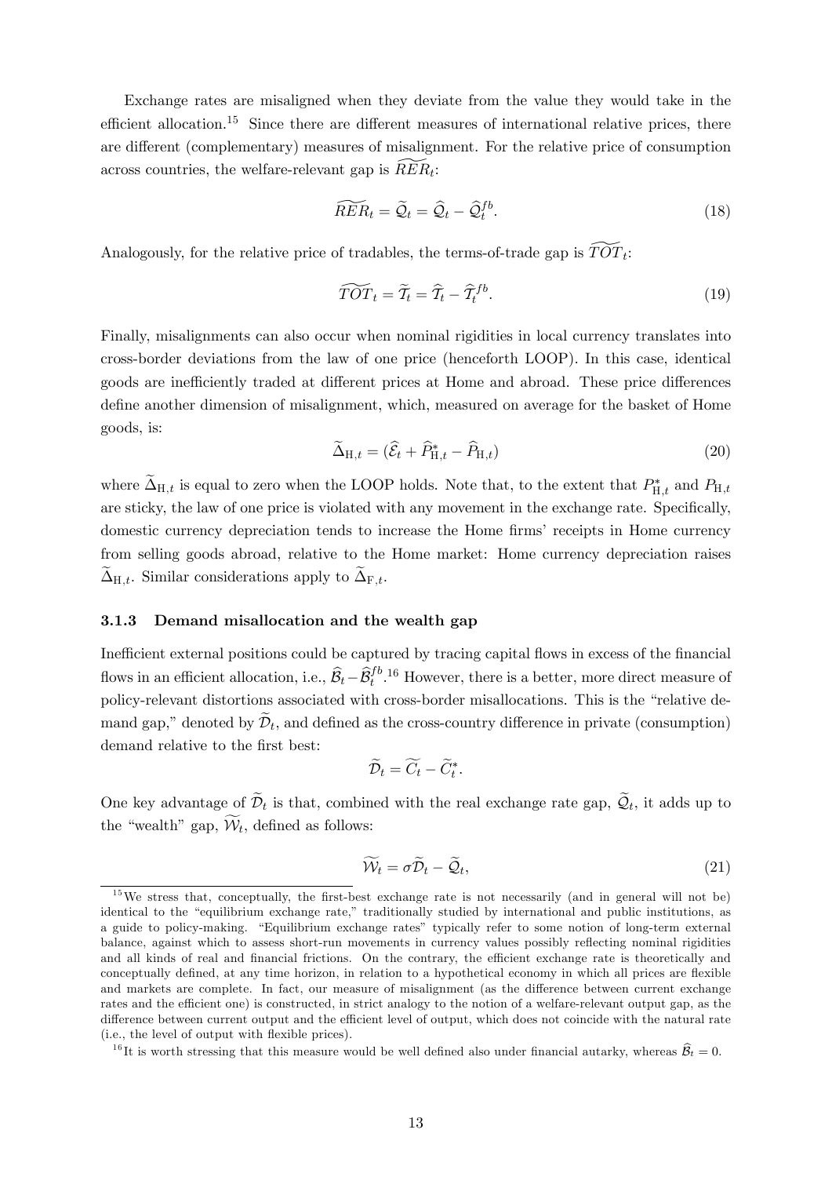Exchange rates are misaligned when they deviate from the value they would take in the efficient allocation.[15] Since there are different measures of international relative prices, there are different (complementary) measures of misalignment. For the relative price of consumption across countries, the welfare-relevant gap is $\widetilde{RER}_t$:

$$\widetilde{RER}_t = \widetilde{\mathcal{Q}}_t = \widehat{\mathcal{Q}}_t - \widehat{\mathcal{Q}}_t^{fb}. \tag{18}$$

Analogously, for the relative price of tradables, the terms-of-trade gap is $\widetilde{TOT}_t$:

$$\widetilde{TOT}_t = \widetilde{\mathcal{T}}_t = \widehat{\mathcal{T}}_t - \widehat{\mathcal{T}}_t^{fb}. \tag{19}$$

Finally, misalignments can also occur when nominal rigidities in local currency translates into cross-border deviations from the law of one price (henceforth LOOP). In this case, identical goods are inefficiently traded at different prices at Home and abroad. These price differences define another dimension of misalignment, which, measured on average for the basket of Home goods, is:

$$\widetilde{\Delta}_{\mathrm{H},t} = (\widehat{\mathcal{E}}_t + \widehat{P}^*_{\mathrm{H},t} - \widehat{P}_{\mathrm{H},t}) \tag{20}$$

where $\widetilde{\Delta}_{\mathrm{H},t}$ is equal to zero when the LOOP holds. Note that, to the extent that $P^*_{\mathrm{H},t}$ and $P_{\mathrm{H},t}$ are sticky, the law of one price is violated with any movement in the exchange rate. Specifically, domestic currency depreciation tends to increase the Home firms' receipts in Home currency from selling goods abroad, relative to the Home market: Home currency depreciation raises $\widetilde{\Delta}_{\mathrm{H},t}$. Similar considerations apply to $\widetilde{\Delta}_{\mathrm{F},t}$.

### 3.1.3 Demand misallocation and the wealth gap

Inefficient external positions could be captured by tracing capital flows in excess of the financial flows in an efficient allocation, i.e., $\widehat{\mathcal{B}}_t - \widehat{\mathcal{B}}_t^{fb}$.[16] However, there is a better, more direct measure of policy-relevant distortions associated with cross-border misallocations. This is the "relative demand gap," denoted by $\widetilde{\mathcal{D}}_t$, and defined as the cross-country difference in private (consumption) demand relative to the first best:

$$\widetilde{\mathcal{D}}_t = \widetilde{C}_t - \widetilde{C}^*_t.$$

One key advantage of $\widetilde{\mathcal{D}}_t$ is that, combined with the real exchange rate gap, $\widetilde{\mathcal{Q}}_t$, it adds up to the "wealth" gap, $\widetilde{\mathcal{W}}_t$, defined as follows:

$$\widetilde{\mathcal{W}}_t = \sigma \widetilde{\mathcal{D}}_t - \widetilde{\mathcal{Q}}_t, \tag{21}$$

[15] We stress that, conceptually, the first-best exchange rate is not necessarily (and in general will not be) identical to the "equilibrium exchange rate," traditionally studied by international and public institutions, as a guide to policy-making. "Equilibrium exchange rates" typically refer to some notion of long-term external balance, against which to assess short-run movements in currency values possibly reflecting nominal rigidities and all kinds of real and financial frictions. On the contrary, the efficient exchange rate is theoretically and conceptually defined, at any time horizon, in relation to a hypothetical economy in which all prices are flexible and markets are complete. In fact, our measure of misalignment (as the difference between current exchange rates and the efficient one) is constructed, in strict analogy to the notion of a welfare-relevant output gap, as the difference between current output and the efficient level of output, which does not coincide with the natural rate (i.e., the level of output with flexible prices).

[16] It is worth stressing that this measure would be well defined also under financial autarky, whereas $\widehat{\mathcal{B}}_t = 0$.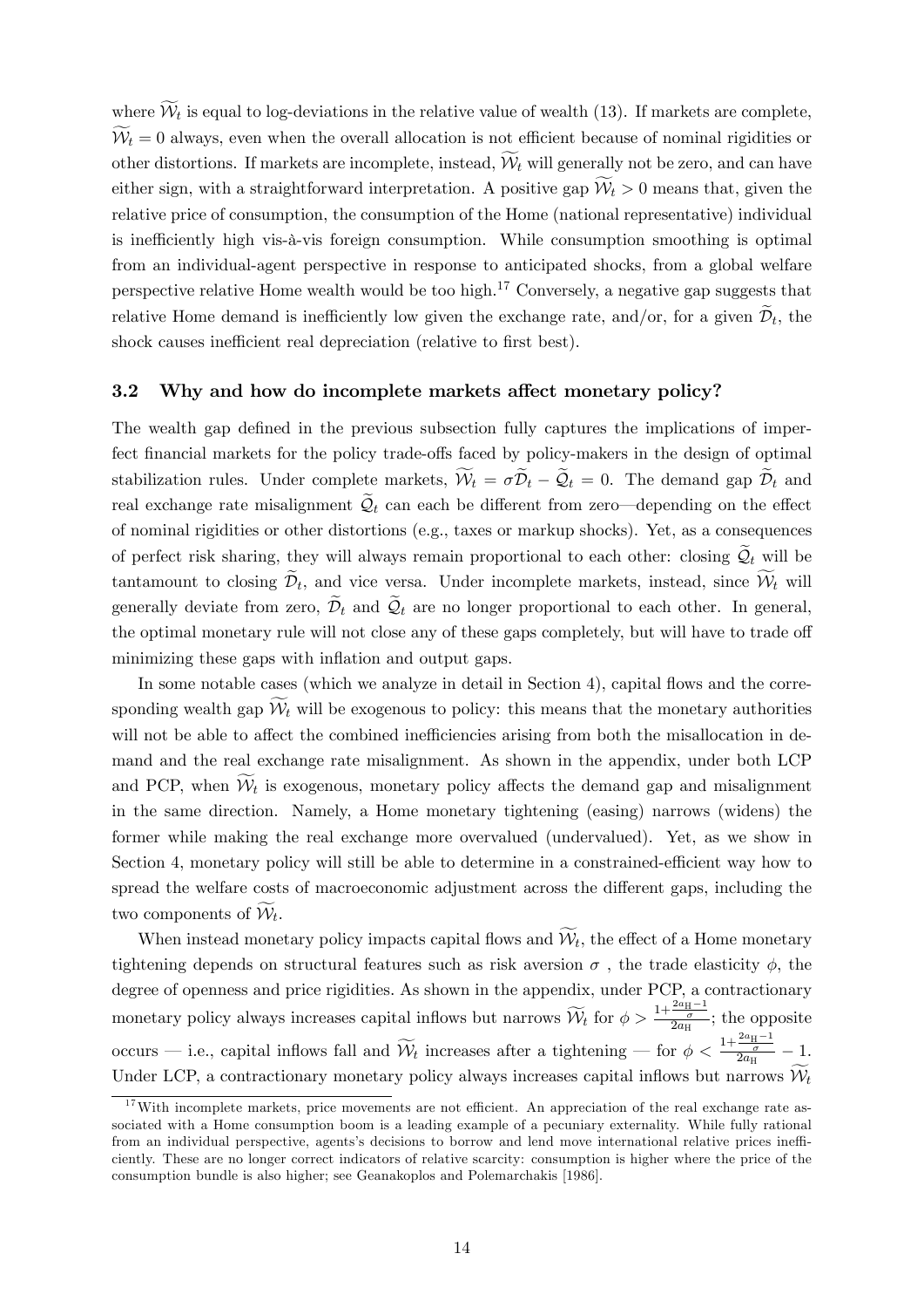where $\widetilde{\mathcal{W}}_t$ is equal to log-deviations in the relative value of wealth (13). If markets are complete, $\widetilde{\mathcal{W}}_t = 0$ always, even when the overall allocation is not efficient because of nominal rigidities or other distortions. If markets are incomplete, instead, $\widetilde{\mathcal{W}}_t$ will generally not be zero, and can have either sign, with a straightforward interpretation. A positive gap $\widetilde{\mathcal{W}}_t > 0$ means that, given the relative price of consumption, the consumption of the Home (national representative) individual is inefficiently high vis-à-vis foreign consumption. While consumption smoothing is optimal from an individual-agent perspective in response to anticipated shocks, from a global welfare perspective relative Home wealth would be too high.[17] Conversely, a negative gap suggests that relative Home demand is inefficiently low given the exchange rate, and/or, for a given $\widetilde{\mathcal{D}}_t$, the shock causes inefficient real depreciation (relative to first best).

### 3.2 Why and how do incomplete markets affect monetary policy?

The wealth gap defined in the previous subsection fully captures the implications of imperfect financial markets for the policy trade-offs faced by policy-makers in the design of optimal stabilization rules. Under complete markets, $\widetilde{\mathcal{W}}_t = \sigma \widetilde{\mathcal{D}}_t - \widetilde{\mathcal{Q}}_t = 0$. The demand gap $\widetilde{\mathcal{D}}_t$ and real exchange rate misalignment $\widetilde{\mathcal{Q}}_t$ can each be different from zero—depending on the effect of nominal rigidities or other distortions (e.g., taxes or markup shocks). Yet, as a consequences of perfect risk sharing, they will always remain proportional to each other: closing $\widetilde{\mathcal{Q}}_t$ will be tantamount to closing $\widetilde{\mathcal{D}}_t$, and vice versa. Under incomplete markets, instead, since $\widetilde{\mathcal{W}}_t$ will generally deviate from zero, $\widetilde{\mathcal{D}}_t$ and $\widetilde{\mathcal{Q}}_t$ are no longer proportional to each other. In general, the optimal monetary rule will not close any of these gaps completely, but will have to trade off minimizing these gaps with inflation and output gaps.

In some notable cases (which we analyze in detail in Section 4), capital flows and the corresponding wealth gap $\widetilde{\mathcal{W}}_t$ will be exogenous to policy: this means that the monetary authorities will not be able to affect the combined inefficiencies arising from both the misallocation in demand and the real exchange rate misalignment. As shown in the appendix, under both LCP and PCP, when $\widetilde{\mathcal{W}}_t$ is exogenous, monetary policy affects the demand gap and misalignment in the same direction. Namely, a Home monetary tightening (easing) narrows (widens) the former while making the real exchange more overvalued (undervalued). Yet, as we show in Section 4, monetary policy will still be able to determine in a constrained-efficient way how to spread the welfare costs of macroeconomic adjustment across the different gaps, including the two components of $\widetilde{\mathcal{W}}_t$.

When instead monetary policy impacts capital flows and $\widetilde{\mathcal{W}}_t$, the effect of a Home monetary tightening depends on structural features such as risk aversion $\sigma$ , the trade elasticity $\phi$, the degree of openness and price rigidities. As shown in the appendix, under PCP, a contractionary monetary policy always increases capital inflows but narrows $\widetilde{\mathcal{W}}_t$ for $\phi > \frac{1+\frac{2a_{\rm H}-1}{\sigma}}{2a_{\rm H}}$; the opposite occurs — i.e., capital inflows fall and $\widetilde{\mathcal{W}}_t$ increases after a tightening — for $\phi < \frac{1+\frac{2a_{\rm H}-1}{\sigma}}{2a_{\rm H}} - 1$. Under LCP, a contractionary monetary policy always increases capital inflows but narrows $\widetilde{\mathcal{W}}_t$

[17] With incomplete markets, price movements are not efficient. An appreciation of the real exchange rate associated with a Home consumption boom is a leading example of a pecuniary externality. While fully rational from an individual perspective, agents's decisions to borrow and lend move international relative prices inefficiently. These are no longer correct indicators of relative scarcity: consumption is higher where the price of the consumption bundle is also higher; see Geanakoplos and Polemarchakis [1986].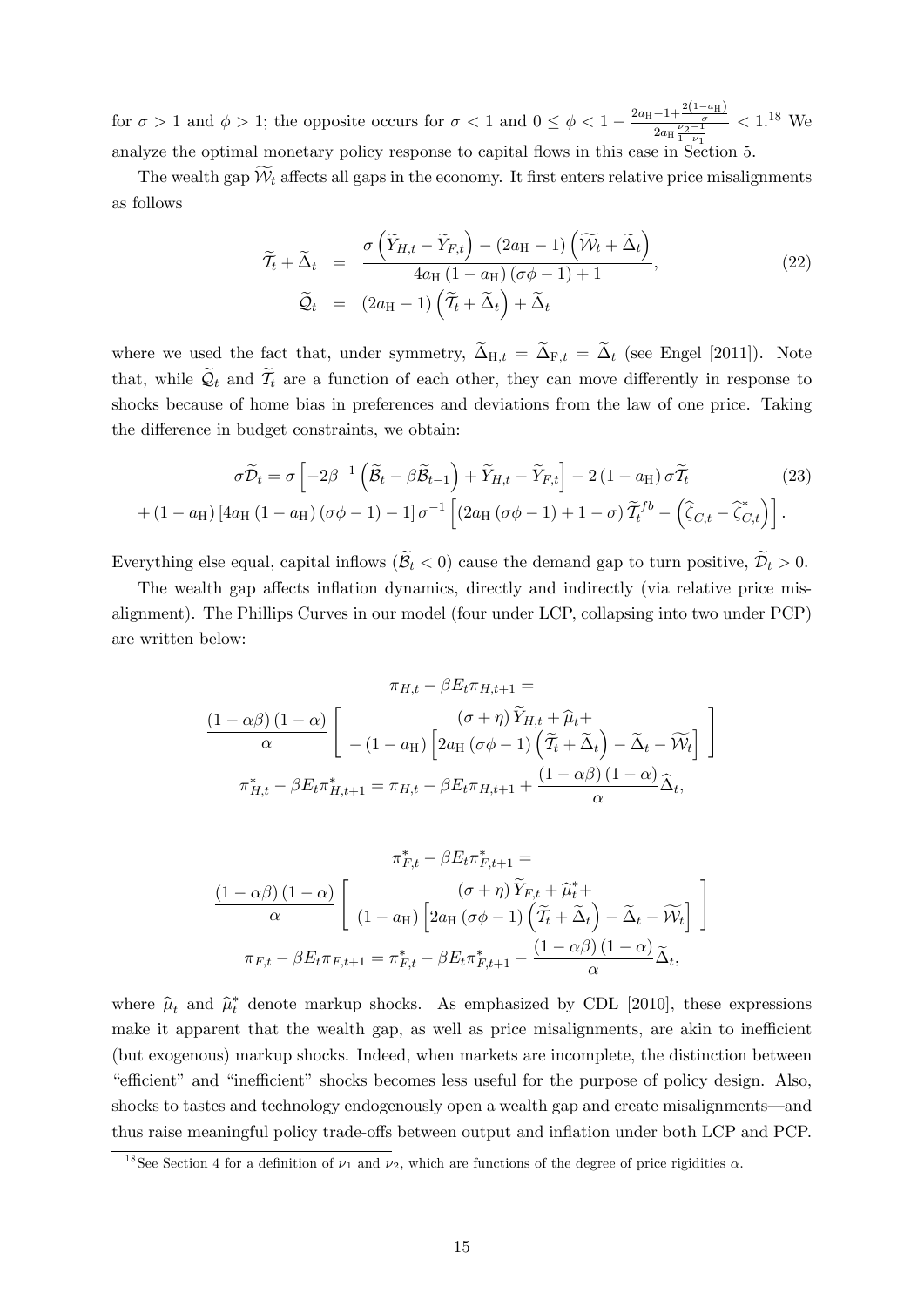for $\sigma > 1$ and $\phi > 1$; the opposite occurs for $\sigma < 1$ and $0 \leq \phi < 1 - \frac{2a_{\rm H} - 1 + \frac{2(1-a_{\rm H})}{\sigma}}{2a_{\rm H}\frac{\nu_2 - 1}{1-\nu_1}} < 1$.[18] We analyze the optimal monetary policy response to capital flows in this case in Section 5.

The wealth gap $\widetilde{\mathcal{W}}_t$ affects all gaps in the economy. It first enters relative price misalignments as follows

$$
\begin{aligned}
\widetilde{\mathcal{T}}_t + \widetilde{\Delta}_t &= \frac{\sigma\left(\widetilde{Y}_{H,t} - \widetilde{Y}_{F,t}\right) - (2a_{\rm H} - 1)\left(\widetilde{\mathcal{W}}_t + \widetilde{\Delta}_t\right)}{4a_{\rm H}(1-a_{\rm H})(\sigma\phi - 1) + 1}, \\
\widetilde{\mathcal{Q}}_t &= (2a_{\rm H} - 1)\left(\widetilde{\mathcal{T}}_t + \widetilde{\Delta}_t\right) + \widetilde{\Delta}_t
\end{aligned}
\tag{22}
$$

where we used the fact that, under symmetry, $\widetilde{\Delta}_{{\rm H},t} = \widetilde{\Delta}_{{\rm F},t} = \widetilde{\Delta}_t$ (see Engel [2011]). Note that, while $\widetilde{\mathcal{Q}}_t$ and $\widetilde{\mathcal{T}}_t$ are a function of each other, they can move differently in response to shocks because of home bias in preferences and deviations from the law of one price. Taking the difference in budget constraints, we obtain:

$$
\begin{aligned}
\sigma\widetilde{\mathcal{D}}_t &= \sigma\left[-2\beta^{-1}\left(\widetilde{\mathcal{B}}_t - \beta\widetilde{\mathcal{B}}_{t-1}\right) + \widetilde{Y}_{H,t} - \widetilde{Y}_{F,t}\right] - 2(1-a_{\rm H})\sigma\widetilde{\mathcal{T}}_t \\
&+ (1-a_{\rm H})\left[4a_{\rm H}(1-a_{\rm H})(\sigma\phi - 1) - 1\right]\sigma^{-1}\left[(2a_{\rm H}(\sigma\phi - 1) + 1 - \sigma)\widetilde{\mathcal{T}}_t^{fb} - \left(\widehat{\zeta}_{C,t} - \widehat{\zeta}^*_{C,t}\right)\right].
\end{aligned}
\tag{23}
$$

Everything else equal, capital inflows ($\widetilde{\mathcal{B}}_t < 0$) cause the demand gap to turn positive, $\widetilde{\mathcal{D}}_t > 0$.

The wealth gap affects inflation dynamics, directly and indirectly (via relative price misalignment). The Phillips Curves in our model (four under LCP, collapsing into two under PCP) are written below:

$$
\pi_{H,t} - \beta E_t \pi_{H,t+1} =
$$

$$
\frac{(1-\alpha\beta)(1-\alpha)}{\alpha}\left[\begin{array}{c}(\sigma+\eta)\widetilde{Y}_{H,t} + \widehat{\mu}_t + \\ -(1-a_{\rm H})\left[2a_{\rm H}(\sigma\phi - 1)\left(\widetilde{\mathcal{T}}_t + \widetilde{\Delta}_t\right) - \widetilde{\Delta}_t - \widetilde{\mathcal{W}}_t\right]\end{array}\right]
$$

$$
\pi^*_{H,t} - \beta E_t \pi^*_{H,t+1} = \pi_{H,t} - \beta E_t \pi_{H,t+1} + \frac{(1-\alpha\beta)(1-\alpha)}{\alpha}\widehat{\Delta}_t,
$$

$$
\pi^*_{F,t} - \beta E_t \pi^*_{F,t+1} =
$$

$$
\frac{(1-\alpha\beta)(1-\alpha)}{\alpha}\left[\begin{array}{c}(\sigma+\eta)\widetilde{Y}_{F,t} + \widehat{\mu}^*_t + \\ (1-a_{\rm H})\left[2a_{\rm H}(\sigma\phi - 1)\left(\widetilde{\mathcal{T}}_t + \widetilde{\Delta}_t\right) - \widetilde{\Delta}_t - \widetilde{\mathcal{W}}_t\right]\end{array}\right]
$$

$$
\pi_{F,t} - \beta E_t \pi_{F,t+1} = \pi^*_{F,t} - \beta E_t \pi^*_{F,t+1} - \frac{(1-\alpha\beta)(1-\alpha)}{\alpha}\widetilde{\Delta}_t,
$$

where $\widehat{\mu}_t$ and $\widehat{\mu}^*_t$ denote markup shocks. As emphasized by CDL [2010], these expressions make it apparent that the wealth gap, as well as price misalignments, are akin to inefficient (but exogenous) markup shocks. Indeed, when markets are incomplete, the distinction between "efficient" and "inefficient" shocks becomes less useful for the purpose of policy design. Also, shocks to tastes and technology endogenously open a wealth gap and create misalignments—and thus raise meaningful policy trade-offs between output and inflation under both LCP and PCP.

[18] See Section 4 for a definition of $\nu_1$ and $\nu_2$, which are functions of the degree of price rigidities $\alpha$.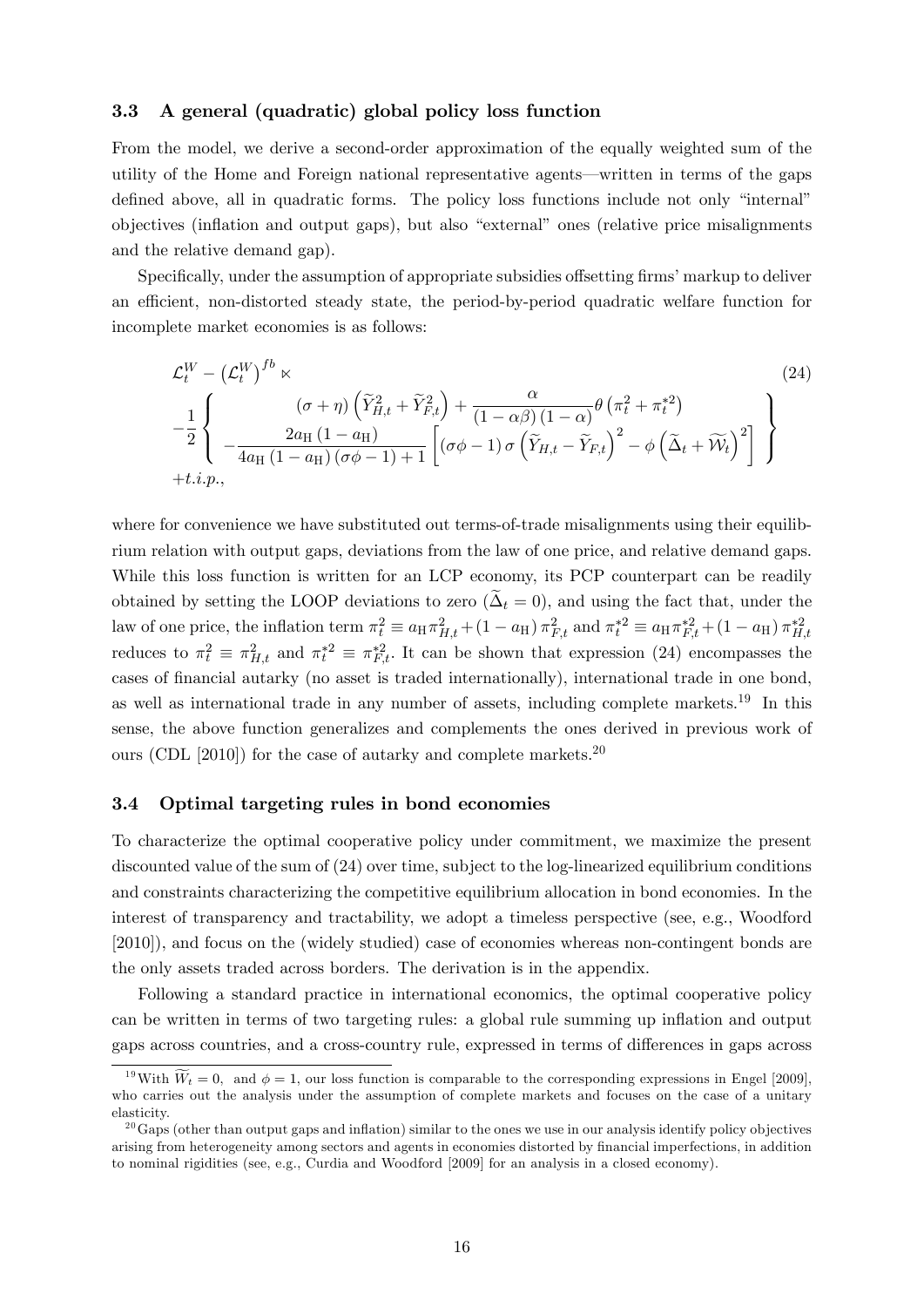### 3.3 A general (quadratic) global policy loss function

From the model, we derive a second-order approximation of the equally weighted sum of the utility of the Home and Foreign national representative agents—written in terms of the gaps defined above, all in quadratic forms. The policy loss functions include not only "internal" objectives (inflation and output gaps), but also "external" ones (relative price misalignments and the relative demand gap).

Specifically, under the assumption of appropriate subsidies offsetting firms' markup to deliver an efficient, non-distorted steady state, the period-by-period quadratic welfare function for incomplete market economies is as follows:

$$
\begin{aligned}
&\mathcal{L}_t^W - \left(\mathcal{L}_t^W\right)^{fb} \ltimes \qquad\qquad (24)\\
&-\frac{1}{2}\left\{ \begin{array}{c} (\sigma+\eta)\left(\widetilde{Y}_{H,t}^2 + \widetilde{Y}_{F,t}^2\right) + \dfrac{\alpha}{(1-\alpha\beta)(1-\alpha)}\theta\left(\pi_t^2 + \pi_t^{*2}\right) \\ -\dfrac{2a_{\rm H}(1-a_{\rm H})}{4a_{\rm H}(1-a_{\rm H})(\sigma\phi-1)+1}\left[(\sigma\phi-1)\sigma\left(\widetilde{Y}_{H,t}-\widetilde{Y}_{F,t}\right)^2 - \phi\left(\widetilde{\Delta}_t + \widetilde{\mathcal{W}}_t\right)^2\right] \end{array}\right\}\\
&+t.i.p.,
\end{aligned}
$$

where for convenience we have substituted out terms-of-trade misalignments using their equilibrium relation with output gaps, deviations from the law of one price, and relative demand gaps. While this loss function is written for an LCP economy, its PCP counterpart can be readily obtained by setting the LOOP deviations to zero ($\widetilde{\Delta}_t = 0$), and using the fact that, under the law of one price, the inflation term $\pi_t^2 \equiv a_{\rm H}\pi_{H,t}^2 + (1-a_{\rm H})\pi_{F,t}^2$ and $\pi_t^{*2} \equiv a_{\rm H}\pi_{F,t}^{*2} + (1-a_{\rm H})\pi_{H,t}^{*2}$ reduces to $\pi_t^2 \equiv \pi_{H,t}^2$ and $\pi_t^{*2} \equiv \pi_{F,t}^{*2}$. It can be shown that expression (24) encompasses the cases of financial autarky (no asset is traded internationally), international trade in one bond, as well as international trade in any number of assets, including complete markets.[19] In this sense, the above function generalizes and complements the ones derived in previous work of ours (CDL [2010]) for the case of autarky and complete markets.[20]

### 3.4 Optimal targeting rules in bond economies

To characterize the optimal cooperative policy under commitment, we maximize the present discounted value of the sum of (24) over time, subject to the log-linearized equilibrium conditions and constraints characterizing the competitive equilibrium allocation in bond economies. In the interest of transparency and tractability, we adopt a timeless perspective (see, e.g., Woodford [2010]), and focus on the (widely studied) case of economies whereas non-contingent bonds are the only assets traded across borders. The derivation is in the appendix.

Following a standard practice in international economics, the optimal cooperative policy can be written in terms of two targeting rules: a global rule summing up inflation and output gaps across countries, and a cross-country rule, expressed in terms of differences in gaps across

[19] With $\widetilde{W}_t = 0$, and $\phi = 1$, our loss function is comparable to the corresponding expressions in Engel [2009], who carries out the analysis under the assumption of complete markets and focuses on the case of a unitary elasticity.

[20] Gaps (other than output gaps and inflation) similar to the ones we use in our analysis identify policy objectives arising from heterogeneity among sectors and agents in economies distorted by financial imperfections, in addition to nominal rigidities (see, e.g., Curdia and Woodford [2009] for an analysis in a closed economy).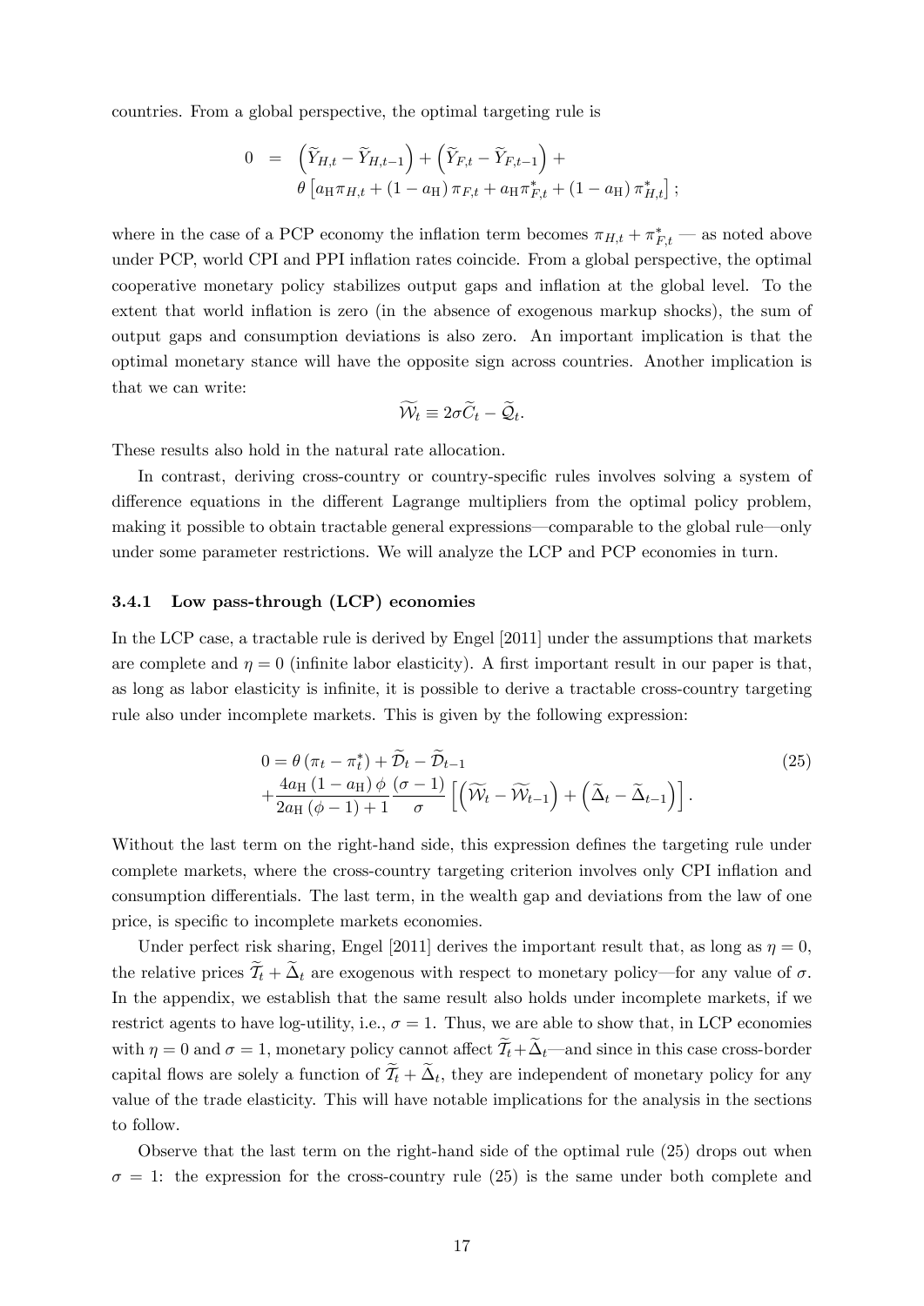countries. From a global perspective, the optimal targeting rule is

$$
\begin{aligned}
0 \quad = \quad & \left(\widetilde{Y}_{H,t} - \widetilde{Y}_{H,t-1}\right) + \left(\widetilde{Y}_{F,t} - \widetilde{Y}_{F,t-1}\right) + \\
& \theta \left[a_{\mathrm{H}} \pi_{H,t} + (1 - a_{\mathrm{H}}) \pi_{F,t} + a_{\mathrm{H}} \pi^*_{F,t} + (1 - a_{\mathrm{H}}) \pi^*_{H,t}\right];
\end{aligned}
$$

where in the case of a PCP economy the inflation term becomes $\pi_{H,t} + \pi^*_{F,t}$ — as noted above under PCP, world CPI and PPI inflation rates coincide. From a global perspective, the optimal cooperative monetary policy stabilizes output gaps and inflation at the global level. To the extent that world inflation is zero (in the absence of exogenous markup shocks), the sum of output gaps and consumption deviations is also zero. An important implication is that the optimal monetary stance will have the opposite sign across countries. Another implication is that we can write:

$$
\widetilde{\mathcal{W}}_t \equiv 2\sigma \widetilde{C}_t - \widetilde{\mathcal{Q}}_t.
$$

These results also hold in the natural rate allocation.

In contrast, deriving cross-country or country-specific rules involves solving a system of difference equations in the different Lagrange multipliers from the optimal policy problem, making it possible to obtain tractable general expressions—comparable to the global rule—only under some parameter restrictions. We will analyze the LCP and PCP economies in turn.

### 3.4.1 Low pass-through (LCP) economies

In the LCP case, a tractable rule is derived by Engel [2011] under the assumptions that markets are complete and $\eta = 0$ (infinite labor elasticity). A first important result in our paper is that, as long as labor elasticity is infinite, it is possible to derive a tractable cross-country targeting rule also under incomplete markets. This is given by the following expression:

$$
\begin{aligned}
& 0 = \theta \left(\pi_t - \pi^*_t\right) + \widetilde{\mathcal{D}}_t - \widetilde{\mathcal{D}}_{t-1} \\
& + \frac{4a_{\mathrm{H}} (1 - a_{\mathrm{H}}) \phi}{2a_{\mathrm{H}} (\phi - 1) + 1} \frac{(\sigma - 1)}{\sigma} \left[\left(\widetilde{\mathcal{W}}_t - \widetilde{\mathcal{W}}_{t-1}\right) + \left(\widetilde{\Delta}_t - \widetilde{\Delta}_{t-1}\right)\right].
\end{aligned} \tag{25}
$$

Without the last term on the right-hand side, this expression defines the targeting rule under complete markets, where the cross-country targeting criterion involves only CPI inflation and consumption differentials. The last term, in the wealth gap and deviations from the law of one price, is specific to incomplete markets economies.

Under perfect risk sharing, Engel [2011] derives the important result that, as long as $\eta = 0$, the relative prices $\widetilde{\mathcal{T}}_t + \widetilde{\Delta}_t$ are exogenous with respect to monetary policy—for any value of $\sigma$. In the appendix, we establish that the same result also holds under incomplete markets, if we restrict agents to have log-utility, i.e., $\sigma = 1$. Thus, we are able to show that, in LCP economies with $\eta = 0$ and $\sigma = 1$, monetary policy cannot affect $\widetilde{\mathcal{T}}_t + \widetilde{\Delta}_t$—and since in this case cross-border capital flows are solely a function of $\widetilde{\mathcal{T}}_t + \widetilde{\Delta}_t$, they are independent of monetary policy for any value of the trade elasticity. This will have notable implications for the analysis in the sections to follow.

Observe that the last term on the right-hand side of the optimal rule (25) drops out when $\sigma = 1$: the expression for the cross-country rule (25) is the same under both complete and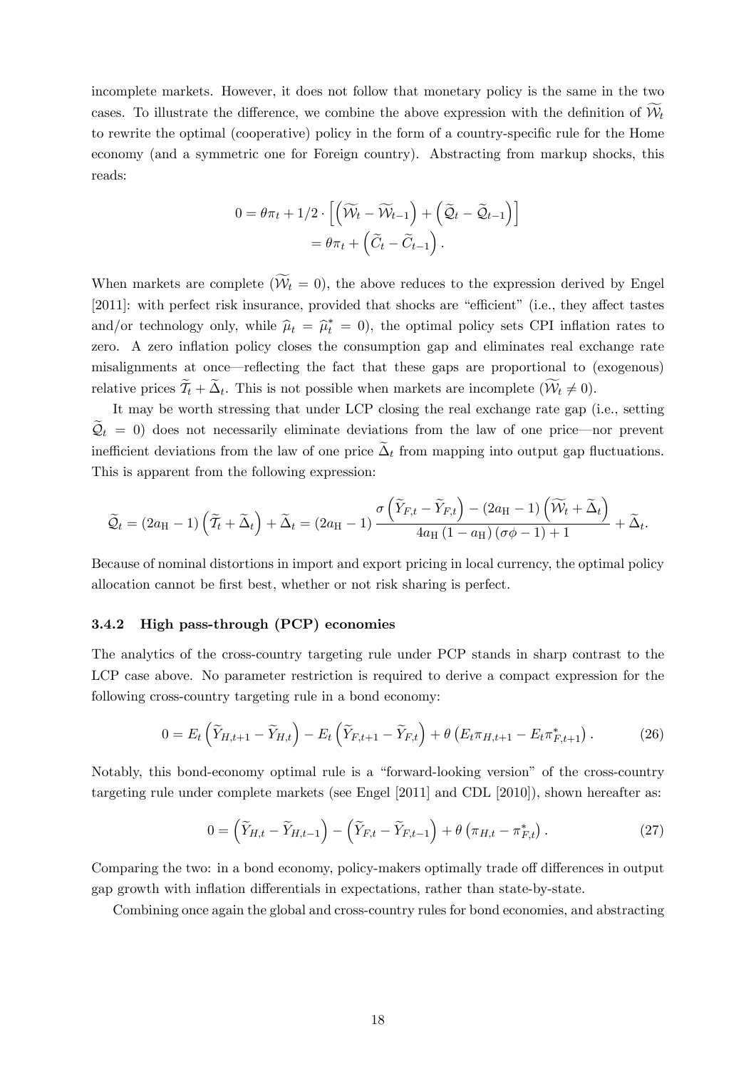incomplete markets. However, it does not follow that monetary policy is the same in the two cases. To illustrate the difference, we combine the above expression with the definition of $\widetilde{\mathcal{W}}_t$ to rewrite the optimal (cooperative) policy in the form of a country-specific rule for the Home economy (and a symmetric one for Foreign country). Abstracting from markup shocks, this reads:

$$
\begin{aligned}
0 &= \theta\pi_t + 1/2 \cdot \left[ \left( \widetilde{\mathcal{W}}_t - \widetilde{\mathcal{W}}_{t-1} \right) + \left( \widetilde{\mathcal{Q}}_t - \widetilde{\mathcal{Q}}_{t-1} \right) \right] \\
&= \theta\pi_t + \left( \widetilde{C}_t - \widetilde{C}_{t-1} \right).
\end{aligned}
$$

When markets are complete ($\widetilde{\mathcal{W}}_t = 0$), the above reduces to the expression derived by Engel [2011]: with perfect risk insurance, provided that shocks are "efficient" (i.e., they affect tastes and/or technology only, while $\widehat{\mu}_t = \widehat{\mu}_t^* = 0$), the optimal policy sets CPI inflation rates to zero. A zero inflation policy closes the consumption gap and eliminates real exchange rate misalignments at once—reflecting the fact that these gaps are proportional to (exogenous) relative prices $\widetilde{\mathcal{T}}_t + \widetilde{\Delta}_t$. This is not possible when markets are incomplete ($\widetilde{\mathcal{W}}_t \neq 0$).

It may be worth stressing that under LCP closing the real exchange rate gap (i.e., setting $\widetilde{\mathcal{Q}}_t = 0$) does not necessarily eliminate deviations from the law of one price—nor prevent inefficient deviations from the law of one price $\widetilde{\Delta}_t$ from mapping into output gap fluctuations. This is apparent from the following expression:

$$
\widetilde{\mathcal{Q}}_t = (2a_{\mathrm{H}} - 1) \left( \widetilde{\mathcal{T}}_t + \widetilde{\Delta}_t \right) + \widetilde{\Delta}_t = (2a_{\mathrm{H}} - 1) \frac{\sigma \left( \widetilde{Y}_{F,t} - \widetilde{Y}_{F,t} \right) - (2a_{\mathrm{H}} - 1) \left( \widetilde{\mathcal{W}}_t + \widetilde{\Delta}_t \right)}{4a_{\mathrm{H}} \left( 1 - a_{\mathrm{H}} \right) (\sigma\phi - 1) + 1} + \widetilde{\Delta}_t.
$$

Because of nominal distortions in import and export pricing in local currency, the optimal policy allocation cannot be first best, whether or not risk sharing is perfect.

### 3.4.2 High pass-through (PCP) economies

The analytics of the cross-country targeting rule under PCP stands in sharp contrast to the LCP case above. No parameter restriction is required to derive a compact expression for the following cross-country targeting rule in a bond economy:

$$
0 = E_t \left( \widetilde{Y}_{H,t+1} - \widetilde{Y}_{H,t} \right) - E_t \left( \widetilde{Y}_{F,t+1} - \widetilde{Y}_{F,t} \right) + \theta \left( E_t\pi_{H,t+1} - E_t\pi_{F,t+1}^* \right). \tag{26}
$$

Notably, this bond-economy optimal rule is a "forward-looking version" of the cross-country targeting rule under complete markets (see Engel [2011] and CDL [2010]), shown hereafter as:

$$
0 = \left( \widetilde{Y}_{H,t} - \widetilde{Y}_{H,t-1} \right) - \left( \widetilde{Y}_{F,t} - \widetilde{Y}_{F,t-1} \right) + \theta \left( \pi_{H,t} - \pi_{F,t}^* \right). \tag{27}
$$

Comparing the two: in a bond economy, policy-makers optimally trade off differences in output gap growth with inflation differentials in expectations, rather than state-by-state.

Combining once again the global and cross-country rules for bond economies, and abstracting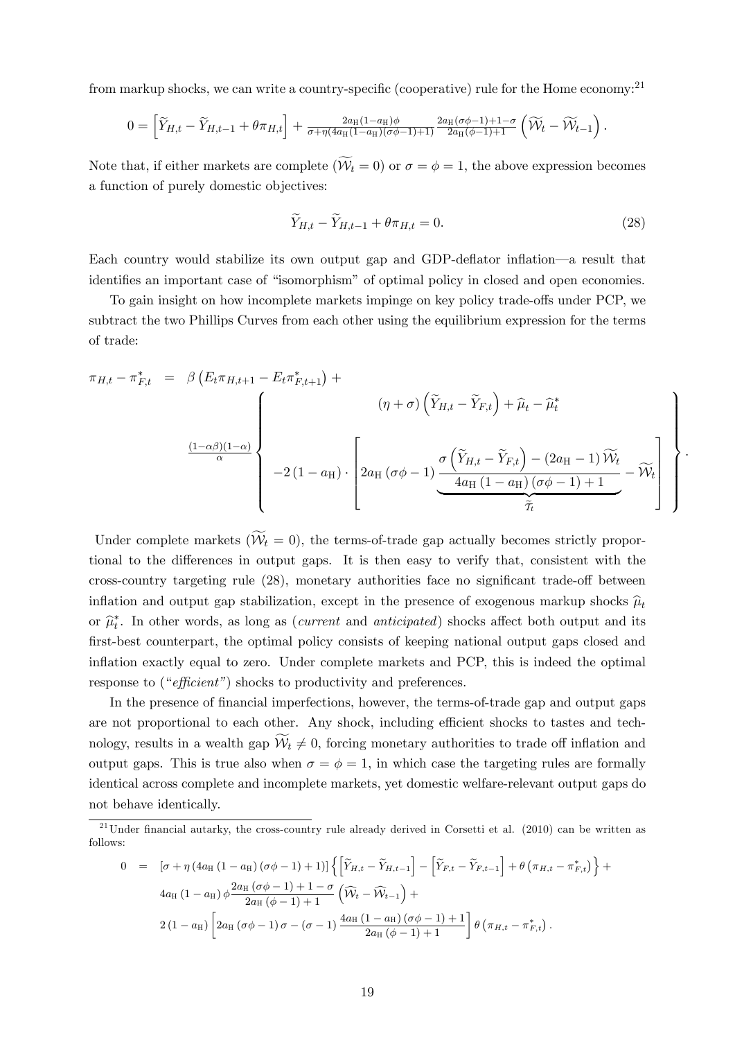from markup shocks, we can write a country-specific (cooperative) rule for the Home economy:[21]

$$0=\left[\widetilde{Y}_{H,t}-\widetilde{Y}_{H,t-1}+\theta\pi_{H,t}\right]+\frac{2a_{\mathrm{H}}(1-a_{\mathrm{H}})\phi}{\sigma+\eta(4a_{\mathrm{H}}(1-a_{\mathrm{H}})(\sigma\phi-1)+1)}\frac{2a_{\mathrm{H}}(\sigma\phi-1)+1-\sigma}{2a_{\mathrm{H}}(\phi-1)+1}\left(\widetilde{\mathcal{W}}_t-\widetilde{\mathcal{W}}_{t-1}\right).$$

Note that, if either markets are complete ($\widetilde{\mathcal{W}}_t=0$) or $\sigma=\phi=1$, the above expression becomes a function of purely domestic objectives:

$$\widetilde{Y}_{H,t}-\widetilde{Y}_{H,t-1}+\theta\pi_{H,t}=0. \tag{28}$$

Each country would stabilize its own output gap and GDP-deflator inflation—a result that identifies an important case of "isomorphism" of optimal policy in closed and open economies.

To gain insight on how incomplete markets impinge on key policy trade-offs under PCP, we subtract the two Phillips Curves from each other using the equilibrium expression for the terms of trade:

$$\pi_{H,t}-\pi^*_{F,t}=\beta\left(E_t\pi_{H,t+1}-E_t\pi^*_{F,t+1}\right)+\frac{(1-\alpha\beta)(1-\alpha)}{\alpha}\left\{\begin{array}{c}(\eta+\sigma)\left(\widetilde{Y}_{H,t}-\widetilde{Y}_{F,t}\right)+\widehat{\mu}_t-\widehat{\mu}^*_t\\[2ex] -2\left(1-a_{\mathrm{H}}\right)\cdot\left[2a_{\mathrm{H}}\left(\sigma\phi-1\right)\underbrace{\frac{\sigma\left(\widetilde{Y}_{H,t}-\widetilde{Y}_{F,t}\right)-\left(2a_{\mathrm{H}}-1\right)\widetilde{\mathcal{W}}_t}{4a_{\mathrm{H}}\left(1-a_{\mathrm{H}}\right)\left(\sigma\phi-1\right)+1}}_{\widetilde{\mathcal{T}}_t}-\widetilde{\mathcal{W}}_t\right]\end{array}\right\}.$$

Under complete markets ($\widetilde{\mathcal{W}}_t=0$), the terms-of-trade gap actually becomes strictly proportional to the differences in output gaps. It is then easy to verify that, consistent with the cross-country targeting rule (28), monetary authorities face no significant trade-off between inflation and output gap stabilization, except in the presence of exogenous markup shocks $\widehat{\mu}_t$ or $\widehat{\mu}^*_t$. In other words, as long as (*current* and *anticipated*) shocks affect both output and its first-best counterpart, the optimal policy consists of keeping national output gaps closed and inflation exactly equal to zero. Under complete markets and PCP, this is indeed the optimal response to ("*efficient*") shocks to productivity and preferences.

In the presence of financial imperfections, however, the terms-of-trade gap and output gaps are not proportional to each other. Any shock, including efficient shocks to tastes and technology, results in a wealth gap $\widetilde{\mathcal{W}}_t\neq 0$, forcing monetary authorities to trade off inflation and output gaps. This is true also when $\sigma=\phi=1$, in which case the targeting rules are formally identical across complete and incomplete markets, yet domestic welfare-relevant output gaps do not behave identically.

[21] Under financial autarky, the cross-country rule already derived in Corsetti et al. (2010) can be written as follows:

$$\begin{aligned}0 &= \left[\sigma+\eta\left(4a_{\mathrm{H}}\left(1-a_{\mathrm{H}}\right)\left(\sigma\phi-1\right)+1\right)\right]\left\{\left[\widetilde{Y}_{H,t}-\widetilde{Y}_{H,t-1}\right]-\left[\widetilde{Y}_{F,t}-\widetilde{Y}_{F,t-1}\right]+\theta\left(\pi_{H,t}-\pi^*_{F,t}\right)\right\}+\\ &\quad 4a_{\mathrm{H}}\left(1-a_{\mathrm{H}}\right)\phi\frac{2a_{\mathrm{H}}\left(\sigma\phi-1\right)+1-\sigma}{2a_{\mathrm{H}}\left(\phi-1\right)+1}\left(\widehat{\mathcal{W}}_t-\widehat{\mathcal{W}}_{t-1}\right)+\\ &\quad 2\left(1-a_{\mathrm{H}}\right)\left[2a_{\mathrm{H}}\left(\sigma\phi-1\right)\sigma-\left(\sigma-1\right)\frac{4a_{\mathrm{H}}\left(1-a_{\mathrm{H}}\right)\left(\sigma\phi-1\right)+1}{2a_{\mathrm{H}}\left(\phi-1\right)+1}\right]\theta\left(\pi_{H,t}-\pi^*_{F,t}\right).\end{aligned}$$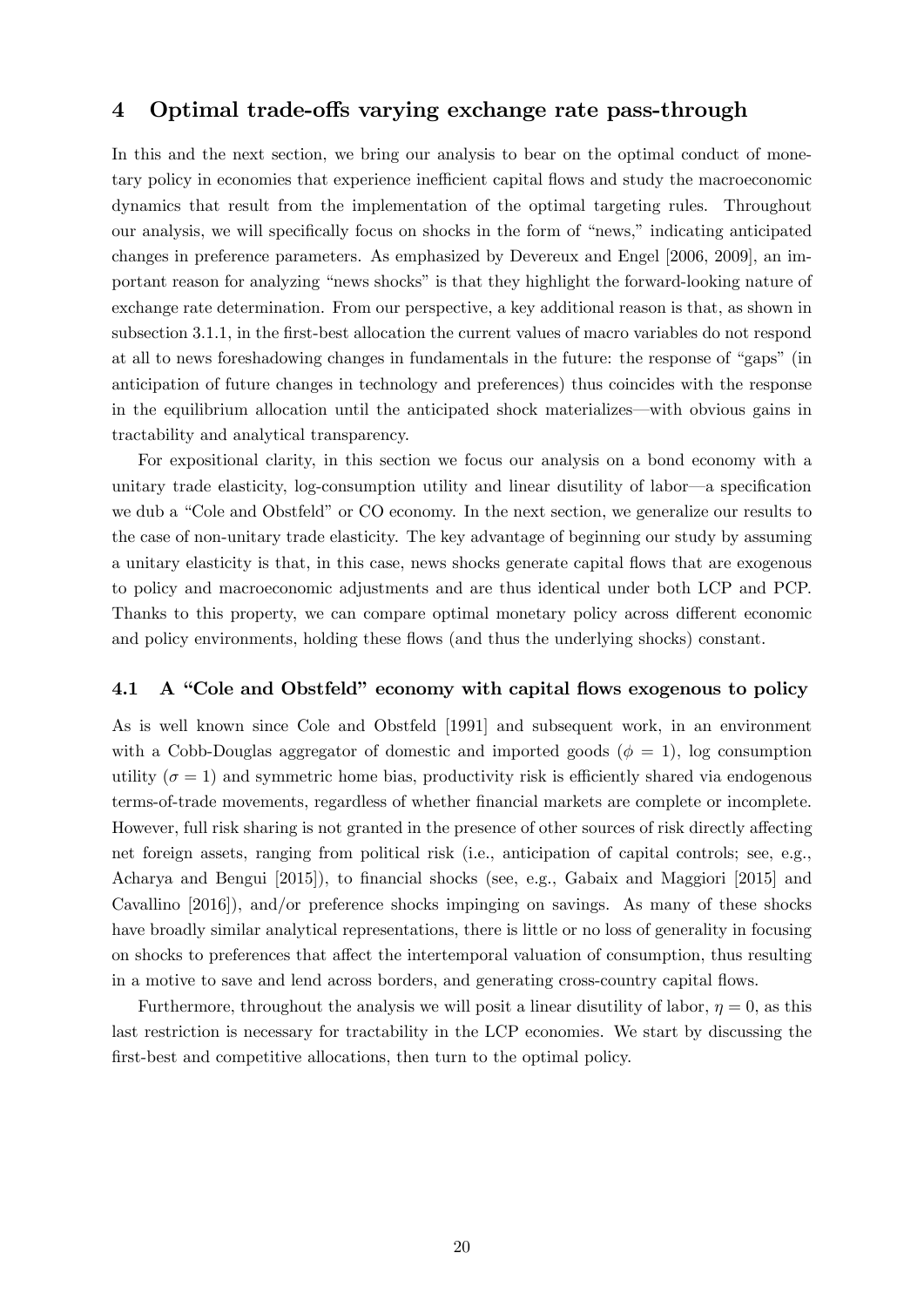## 4 Optimal trade-offs varying exchange rate pass-through

In this and the next section, we bring our analysis to bear on the optimal conduct of monetary policy in economies that experience inefficient capital flows and study the macroeconomic dynamics that result from the implementation of the optimal targeting rules. Throughout our analysis, we will specifically focus on shocks in the form of "news," indicating anticipated changes in preference parameters. As emphasized by Devereux and Engel [2006, 2009], an important reason for analyzing "news shocks" is that they highlight the forward-looking nature of exchange rate determination. From our perspective, a key additional reason is that, as shown in subsection 3.1.1, in the first-best allocation the current values of macro variables do not respond at all to news foreshadowing changes in fundamentals in the future: the response of "gaps" (in anticipation of future changes in technology and preferences) thus coincides with the response in the equilibrium allocation until the anticipated shock materializes—with obvious gains in tractability and analytical transparency.

For expositional clarity, in this section we focus our analysis on a bond economy with a unitary trade elasticity, log-consumption utility and linear disutility of labor—a specification we dub a "Cole and Obstfeld" or CO economy. In the next section, we generalize our results to the case of non-unitary trade elasticity. The key advantage of beginning our study by assuming a unitary elasticity is that, in this case, news shocks generate capital flows that are exogenous to policy and macroeconomic adjustments and are thus identical under both LCP and PCP. Thanks to this property, we can compare optimal monetary policy across different economic and policy environments, holding these flows (and thus the underlying shocks) constant.

### 4.1 A "Cole and Obstfeld" economy with capital flows exogenous to policy

As is well known since Cole and Obstfeld [1991] and subsequent work, in an environment with a Cobb-Douglas aggregator of domestic and imported goods ($\phi = 1$), log consumption utility ($\sigma = 1$) and symmetric home bias, productivity risk is efficiently shared via endogenous terms-of-trade movements, regardless of whether financial markets are complete or incomplete. However, full risk sharing is not granted in the presence of other sources of risk directly affecting net foreign assets, ranging from political risk (i.e., anticipation of capital controls; see, e.g., Acharya and Bengui [2015]), to financial shocks (see, e.g., Gabaix and Maggiori [2015] and Cavallino [2016]), and/or preference shocks impinging on savings. As many of these shocks have broadly similar analytical representations, there is little or no loss of generality in focusing on shocks to preferences that affect the intertemporal valuation of consumption, thus resulting in a motive to save and lend across borders, and generating cross-country capital flows.

Furthermore, throughout the analysis we will posit a linear disutility of labor, $\eta = 0$, as this last restriction is necessary for tractability in the LCP economies. We start by discussing the first-best and competitive allocations, then turn to the optimal policy.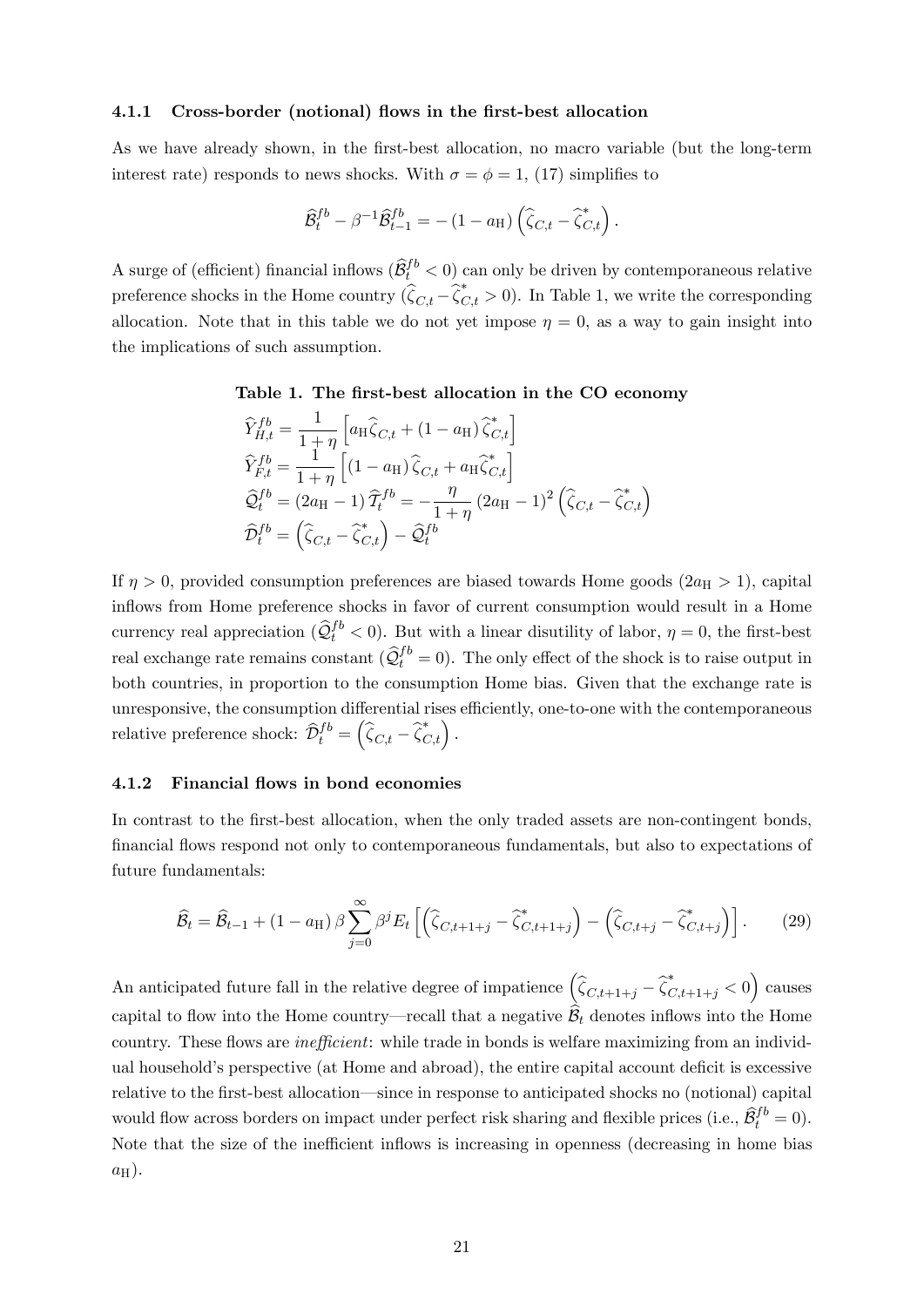#### 4.1.1 Cross-border (notional) flows in the first-best allocation

As we have already shown, in the first-best allocation, no macro variable (but the long-term interest rate) responds to news shocks. With $\sigma = \phi = 1$, (17) simplifies to

$$\widehat{\mathcal{B}}_t^{fb} - \beta^{-1}\widehat{\mathcal{B}}_{t-1}^{fb} = -(1-a_{\rm H})\left(\widehat{\zeta}_{C,t} - \widehat{\zeta}_{C,t}^*\right).$$

A surge of (efficient) financial inflows ($\widehat{\mathcal{B}}_t^{fb} < 0$) can only be driven by contemporaneous relative preference shocks in the Home country ($\widehat{\zeta}_{C,t} - \widehat{\zeta}_{C,t}^* > 0$). In Table 1, we write the corresponding allocation. Note that in this table we do not yet impose $\eta = 0$, as a way to gain insight into the implications of such assumption.

**Table 1. The first-best allocation in the CO economy**

$$\widehat{Y}_{H,t}^{fb} = \frac{1}{1+\eta}\left[a_{\rm H}\widehat{\zeta}_{C,t} + (1-a_{\rm H})\widehat{\zeta}_{C,t}^*\right]$$
$$\widehat{Y}_{F,t}^{fb} = \frac{1}{1+\eta}\left[(1-a_{\rm H})\widehat{\zeta}_{C,t} + a_{\rm H}\widehat{\zeta}_{C,t}^*\right]$$
$$\widehat{\mathcal{Q}}_t^{fb} = (2a_{\rm H}-1)\widehat{\mathcal{T}}_t^{fb} = -\frac{\eta}{1+\eta}(2a_{\rm H}-1)^2\left(\widehat{\zeta}_{C,t} - \widehat{\zeta}_{C,t}^*\right)$$
$$\widehat{\mathcal{D}}_t^{fb} = \left(\widehat{\zeta}_{C,t} - \widehat{\zeta}_{C,t}^*\right) - \widehat{\mathcal{Q}}_t^{fb}$$

If $\eta > 0$, provided consumption preferences are biased towards Home goods ($2a_{\rm H} > 1$), capital inflows from Home preference shocks in favor of current consumption would result in a Home currency real appreciation ($\widehat{\mathcal{Q}}_t^{fb} < 0$). But with a linear disutility of labor, $\eta = 0$, the first-best real exchange rate remains constant ($\widehat{\mathcal{Q}}_t^{fb} = 0$). The only effect of the shock is to raise output in both countries, in proportion to the consumption Home bias. Given that the exchange rate is unresponsive, the consumption differential rises efficiently, one-to-one with the contemporaneous relative preference shock: $\widehat{\mathcal{D}}_t^{fb} = \left(\widehat{\zeta}_{C,t} - \widehat{\zeta}_{C,t}^*\right)$.

#### 4.1.2 Financial flows in bond economies

In contrast to the first-best allocation, when the only traded assets are non-contingent bonds, financial flows respond not only to contemporaneous fundamentals, but also to expectations of future fundamentals:

$$\widehat{\mathcal{B}}_t = \widehat{\mathcal{B}}_{t-1} + (1-a_{\rm H})\,\beta\sum_{j=0}^{\infty}\beta^j E_t\left[\left(\widehat{\zeta}_{C,t+1+j} - \widehat{\zeta}_{C,t+1+j}^*\right) - \left(\widehat{\zeta}_{C,t+j} - \widehat{\zeta}_{C,t+j}^*\right)\right]. \tag{29}$$

An anticipated future fall in the relative degree of impatience $\left(\widehat{\zeta}_{C,t+1+j} - \widehat{\zeta}_{C,t+1+j}^* < 0\right)$ causes capital to flow into the Home country—recall that a negative $\widehat{\mathcal{B}}_t$ denotes inflows into the Home country. These flows are *inefficient*: while trade in bonds is welfare maximizing from an individual household's perspective (at Home and abroad), the entire capital account deficit is excessive relative to the first-best allocation—since in response to anticipated shocks no (notional) capital would flow across borders on impact under perfect risk sharing and flexible prices (i.e., $\widehat{\mathcal{B}}_t^{fb} = 0$). Note that the size of the inefficient inflows is increasing in openness (decreasing in home bias $a_{\rm H}$).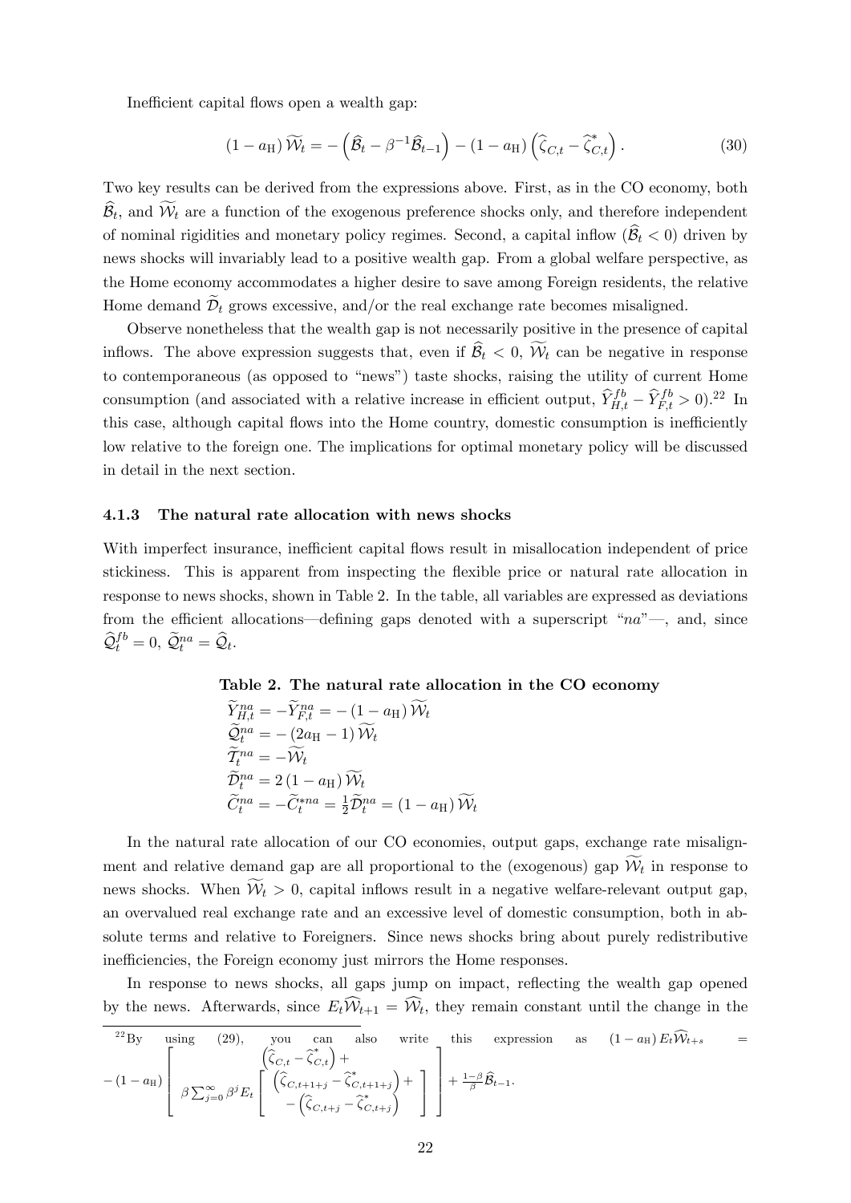Inefficient capital flows open a wealth gap:

$$(1 - a_{\mathrm{H}}) \widetilde{\mathcal{W}}_t = -\left(\widehat{\mathcal{B}}_t - \beta^{-1}\widehat{\mathcal{B}}_{t-1}\right) - (1 - a_{\mathrm{H}}) \left(\widehat{\zeta}_{C,t} - \widehat{\zeta}^*_{C,t}\right). \tag{30}$$

Two key results can be derived from the expressions above. First, as in the CO economy, both $\widehat{\mathcal{B}}_t$, and $\widetilde{\mathcal{W}}_t$ are a function of the exogenous preference shocks only, and therefore independent of nominal rigidities and monetary policy regimes. Second, a capital inflow ($\widehat{\mathcal{B}}_t < 0$) driven by news shocks will invariably lead to a positive wealth gap. From a global welfare perspective, as the Home economy accommodates a higher desire to save among Foreign residents, the relative Home demand $\widetilde{\mathcal{D}}_t$ grows excessive, and/or the real exchange rate becomes misaligned.

Observe nonetheless that the wealth gap is not necessarily positive in the presence of capital inflows. The above expression suggests that, even if $\widehat{\mathcal{B}}_t < 0$, $\widetilde{\mathcal{W}}_t$ can be negative in response to contemporaneous (as opposed to "news") taste shocks, raising the utility of current Home consumption (and associated with a relative increase in efficient output, $\widehat{Y}^{fb}_{H,t} - \widehat{Y}^{fb}_{F,t} > 0$).[22] In this case, although capital flows into the Home country, domestic consumption is inefficiently low relative to the foreign one. The implications for optimal monetary policy will be discussed in detail in the next section.

### 4.1.3 The natural rate allocation with news shocks

With imperfect insurance, inefficient capital flows result in misallocation independent of price stickiness. This is apparent from inspecting the flexible price or natural rate allocation in response to news shocks, shown in Table 2. In the table, all variables are expressed as deviations from the efficient allocations—defining gaps denoted with a superscript "$na$"—, and, since $\widehat{\mathcal{Q}}^{fb}_t = 0$, $\widetilde{\mathcal{Q}}^{na}_t = \widehat{\mathcal{Q}}_t$.

**Table 2. The natural rate allocation in the CO economy**

$$\widetilde{Y}^{na}_{H,t} = -\widetilde{Y}^{na}_{F,t} = -(1 - a_{\mathrm{H}}) \widetilde{\mathcal{W}}_t$$
$$\widetilde{\mathcal{Q}}^{na}_t = -(2a_{\mathrm{H}} - 1) \widetilde{\mathcal{W}}_t$$
$$\widetilde{\mathcal{T}}^{na}_t = -\widetilde{\mathcal{W}}_t$$
$$\widetilde{\mathcal{D}}^{na}_t = 2(1 - a_{\mathrm{H}}) \widetilde{\mathcal{W}}_t$$
$$\widetilde{C}^{na}_t = -\widetilde{C}^{*na}_t = \tfrac{1}{2}\widetilde{\mathcal{D}}^{na}_t = (1 - a_{\mathrm{H}}) \widetilde{\mathcal{W}}_t$$

In the natural rate allocation of our CO economies, output gaps, exchange rate misalignment and relative demand gap are all proportional to the (exogenous) gap $\widetilde{\mathcal{W}}_t$ in response to news shocks. When $\widetilde{\mathcal{W}}_t > 0$, capital inflows result in a negative welfare-relevant output gap, an overvalued real exchange rate and an excessive level of domestic consumption, both in absolute terms and relative to Foreigners. Since news shocks bring about purely redistributive inefficiencies, the Foreign economy just mirrors the Home responses.

In response to news shocks, all gaps jump on impact, reflecting the wealth gap opened by the news. Afterwards, since $E_t\widehat{\mathcal{W}}_{t+1} = \widehat{\mathcal{W}}_t$, they remain constant until the change in the

[22] By using (29), you can also write this expression as $(1 - a_{\mathrm{H}}) E_t\widehat{\mathcal{W}}_{t+s} = -(1 - a_{\mathrm{H}}) \left[ \begin{array}{c} \left(\widehat{\zeta}_{C,t} - \widehat{\zeta}^*_{C,t}\right) + \\ \beta \sum_{j=0}^{\infty} \beta^j E_t \left[ \begin{array}{c} \left(\widehat{\zeta}_{C,t+1+j} - \widehat{\zeta}^*_{C,t+1+j}\right) + \\ -\left(\widehat{\zeta}_{C,t+j} - \widehat{\zeta}^*_{C,t+j}\right) \end{array} \right] \end{array} \right] + \frac{1-\beta}{\beta}\widehat{\mathcal{B}}_{t-1}$.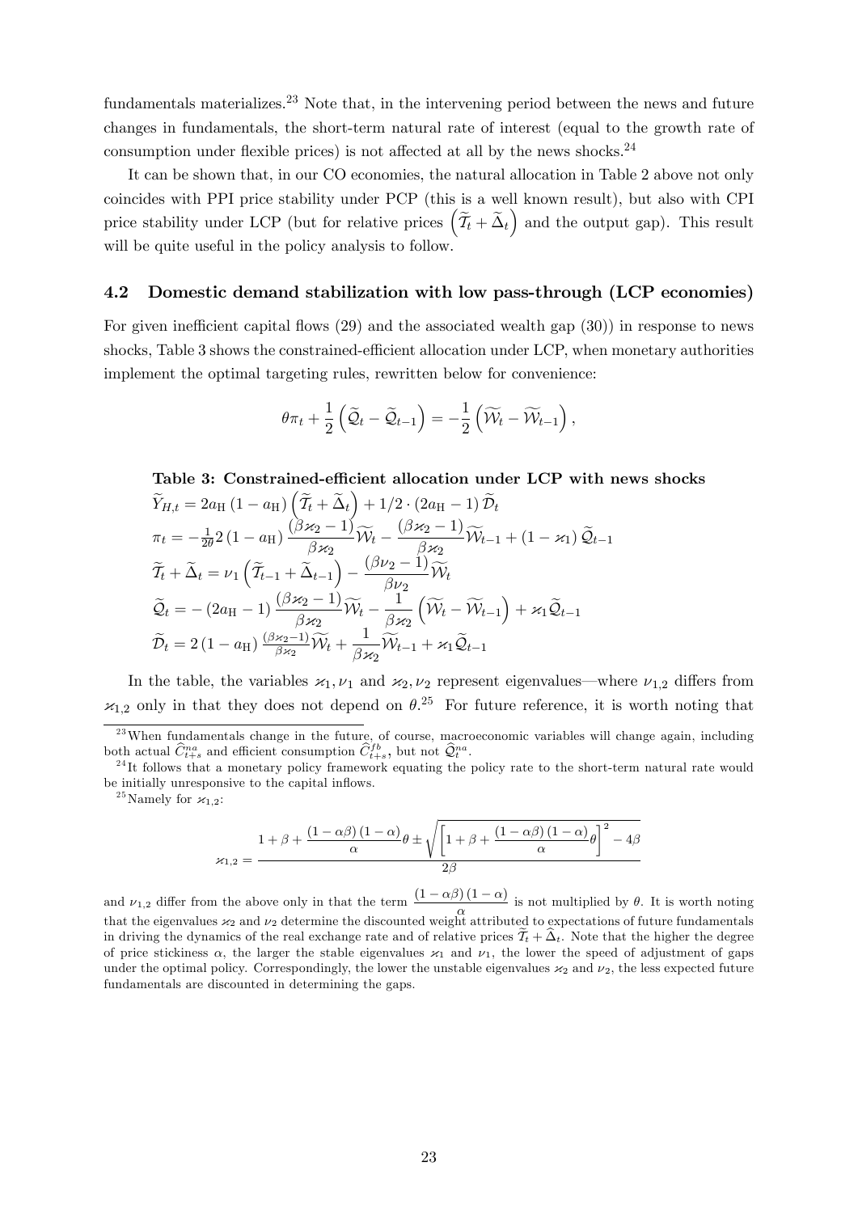fundamentals materializes.[23] Note that, in the intervening period between the news and future changes in fundamentals, the short-term natural rate of interest (equal to the growth rate of consumption under flexible prices) is not affected at all by the news shocks.[24]

It can be shown that, in our CO economies, the natural allocation in Table 2 above not only coincides with PPI price stability under PCP (this is a well known result), but also with CPI price stability under LCP (but for relative prices $\left(\widetilde{\mathcal{T}}_t + \widetilde{\Delta}_t\right)$ and the output gap). This result will be quite useful in the policy analysis to follow.

### 4.2 Domestic demand stabilization with low pass-through (LCP economies)

For given inefficient capital flows (29) and the associated wealth gap (30)) in response to news shocks, Table 3 shows the constrained-efficient allocation under LCP, when monetary authorities implement the optimal targeting rules, rewritten below for convenience:

$$\theta \pi_t + \frac{1}{2}\left(\widetilde{\mathcal{Q}}_t - \widetilde{\mathcal{Q}}_{t-1}\right) = -\frac{1}{2}\left(\widetilde{\mathcal{W}}_t - \widetilde{\mathcal{W}}_{t-1}\right),$$

**Table 3: Constrained-efficient allocation under LCP with news shocks**

$$\widetilde{Y}_{H,t} = 2a_{\mathrm{H}}\left(1 - a_{\mathrm{H}}\right)\left(\widetilde{\mathcal{T}}_t + \widetilde{\Delta}_t\right) + 1/2 \cdot \left(2a_{\mathrm{H}} - 1\right)\widetilde{\mathcal{D}}_t$$

$$\pi_t = -\tfrac{1}{2\theta} 2\left(1 - a_{\mathrm{H}}\right)\frac{\left(\beta \varkappa_2 - 1\right)}{\beta \varkappa_2}\widetilde{\mathcal{W}}_t - \frac{\left(\beta \varkappa_2 - 1\right)}{\beta \varkappa_2}\widetilde{\mathcal{W}}_{t-1} + \left(1 - \varkappa_1\right)\widetilde{\mathcal{Q}}_{t-1}$$

$$\widetilde{\mathcal{T}}_t + \widetilde{\Delta}_t = \nu_1\left(\widetilde{\mathcal{T}}_{t-1} + \widetilde{\Delta}_{t-1}\right) - \frac{\left(\beta \nu_2 - 1\right)}{\beta \nu_2}\widetilde{\mathcal{W}}_t$$

$$\widetilde{\mathcal{Q}}_t = -\left(2a_{\mathrm{H}} - 1\right)\frac{\left(\beta \varkappa_2 - 1\right)}{\beta \varkappa_2}\widetilde{\mathcal{W}}_t - \frac{1}{\beta \varkappa_2}\left(\widetilde{\mathcal{W}}_t - \widetilde{\mathcal{W}}_{t-1}\right) + \varkappa_1 \widetilde{\mathcal{Q}}_{t-1}$$

$$\widetilde{\mathcal{D}}_t = 2\left(1 - a_{\mathrm{H}}\right)\tfrac{\left(\beta \varkappa_2 - 1\right)}{\beta \varkappa_2}\widetilde{\mathcal{W}}_t + \frac{1}{\beta \varkappa_2}\widetilde{\mathcal{W}}_{t-1} + \varkappa_1 \widetilde{\mathcal{Q}}_{t-1}$$

In the table, the variables $\varkappa_1, \nu_1$ and $\varkappa_2, \nu_2$ represent eigenvalues—where $\nu_{1,2}$ differs from $\varkappa_{1,2}$ only in that they does not depend on $\theta$.[25] For future reference, it is worth noting that

---

[23] When fundamentals change in the future, of course, macroeconomic variables will change again, including both actual $\widehat{C}^{na}_{t+s}$ and efficient consumption $\widehat{C}^{fb}_{t+s}$, but not $\widehat{\mathcal{Q}}^{na}_t$.

[24] It follows that a monetary policy framework equating the policy rate to the short-term natural rate would be initially unresponsive to the capital inflows.

[25] Namely for $\varkappa_{1,2}$:

$$\varkappa_{1,2} = \frac{1 + \beta + \dfrac{(1-\alpha\beta)(1-\alpha)}{\alpha}\theta \pm \sqrt{\left[1 + \beta + \dfrac{(1-\alpha\beta)(1-\alpha)}{\alpha}\theta\right]^2 - 4\beta}}{2\beta}$$

and $\nu_{1,2}$ differ from the above only in that the term $\dfrac{(1-\alpha\beta)(1-\alpha)}{\alpha}$ is not multiplied by $\theta$. It is worth noting that the eigenvalues $\varkappa_2$ and $\nu_2$ determine the discounted weight attributed to expectations of future fundamentals in driving the dynamics of the real exchange rate and of relative prices $\widetilde{\mathcal{T}}_t + \widehat{\Delta}_t$. Note that the higher the degree of price stickiness $\alpha$, the larger the stable eigenvalues $\varkappa_1$ and $\nu_1$, the lower the speed of adjustment of gaps under the optimal policy. Correspondingly, the lower the unstable eigenvalues $\varkappa_2$ and $\nu_2$, the less expected future fundamentals are discounted in determining the gaps.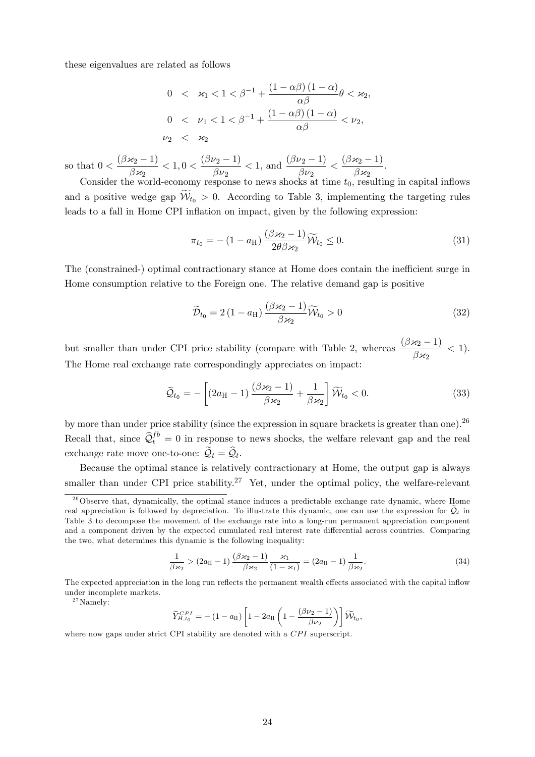these eigenvalues are related as follows

$$
\begin{aligned}
0 &< \varkappa_1 < 1 < \beta^{-1} + \frac{(1-\alpha\beta)(1-\alpha)}{\alpha\beta}\theta < \varkappa_2, \\
0 &< \nu_1 < 1 < \beta^{-1} + \frac{(1-\alpha\beta)(1-\alpha)}{\alpha\beta} < \nu_2, \\
\nu_2 &< \varkappa_2
\end{aligned}
$$

so that $0 < \dfrac{(\beta\varkappa_2 - 1)}{\beta\varkappa_2} < 1, 0 < \dfrac{(\beta\nu_2 - 1)}{\beta\nu_2} < 1$, and $\dfrac{(\beta\nu_2 - 1)}{\beta\nu_2} < \dfrac{(\beta\varkappa_2 - 1)}{\beta\varkappa_2}$.

Consider the world-economy response to news shocks at time $t_0$, resulting in capital inflows and a positive wedge gap $\widetilde{\mathcal{W}}_{t_0} > 0$. According to Table 3, implementing the targeting rules leads to a fall in Home CPI inflation on impact, given by the following expression:

$$
\pi_{t_0} = -(1-a_{\mathrm{H}})\frac{(\beta\varkappa_2 - 1)}{2\theta\beta\varkappa_2}\widetilde{\mathcal{W}}_{t_0} \leq 0. \tag{31}
$$

The (constrained-) optimal contractionary stance at Home does contain the inefficient surge in Home consumption relative to the Foreign one. The relative demand gap is positive

$$
\widetilde{\mathcal{D}}_{t_0} = 2(1-a_{\mathrm{H}})\frac{(\beta\varkappa_2 - 1)}{\beta\varkappa_2}\widetilde{\mathcal{W}}_{t_0} > 0 \tag{32}
$$

but smaller than under CPI price stability (compare with Table 2, whereas $\dfrac{(\beta\varkappa_2 - 1)}{\beta\varkappa_2} < 1$). The Home real exchange rate correspondingly appreciates on impact:

$$
\widetilde{\mathcal{Q}}_{t_0} = -\left[(2a_{\mathrm{H}} - 1)\frac{(\beta\varkappa_2 - 1)}{\beta\varkappa_2} + \frac{1}{\beta\varkappa_2}\right]\widetilde{\mathcal{W}}_{t_0} < 0. \tag{33}
$$

by more than under price stability (since the expression in square brackets is greater than one).[26] Recall that, since $\widehat{\mathcal{Q}}_t^{fb} = 0$ in response to news shocks, the welfare relevant gap and the real exchange rate move one-to-one: $\widetilde{\mathcal{Q}}_t = \widehat{\mathcal{Q}}_t$.

Because the optimal stance is relatively contractionary at Home, the output gap is always smaller than under CPI price stability.[27] Yet, under the optimal policy, the welfare-relevant

---

[26] Observe that, dynamically, the optimal stance induces a predictable exchange rate dynamic, where Home real appreciation is followed by depreciation. To illustrate this dynamic, one can use the expression for $\widetilde{\mathcal{Q}}_t$ in Table 3 to decompose the movement of the exchange rate into a long-run permanent appreciation component and a component driven by the expected cumulated real interest rate differential across countries. Comparing the two, what determines this dynamic is the following inequality:

$$
\frac{1}{\beta\varkappa_2} > (2a_{\mathrm{H}} - 1)\frac{(\beta\varkappa_2 - 1)}{\beta\varkappa_2}\frac{\varkappa_1}{(1-\varkappa_1)} = (2a_{\mathrm{H}} - 1)\frac{1}{\beta\varkappa_2}. \tag{34}
$$

The expected appreciation in the long run reflects the permanent wealth effects associated with the capital inflow under incomplete markets.

[27] Namely:

$$
\widetilde{Y}_{H,t_0}^{CPI} = -(1-a_{\mathrm{H}})\left[1 - 2a_{\mathrm{H}}\left(1 - \frac{(\beta\nu_2 - 1)}{\beta\nu_2}\right)\right]\widetilde{\mathcal{W}}_{t_0},
$$

where now gaps under strict CPI stability are denoted with a $CPI$ superscript.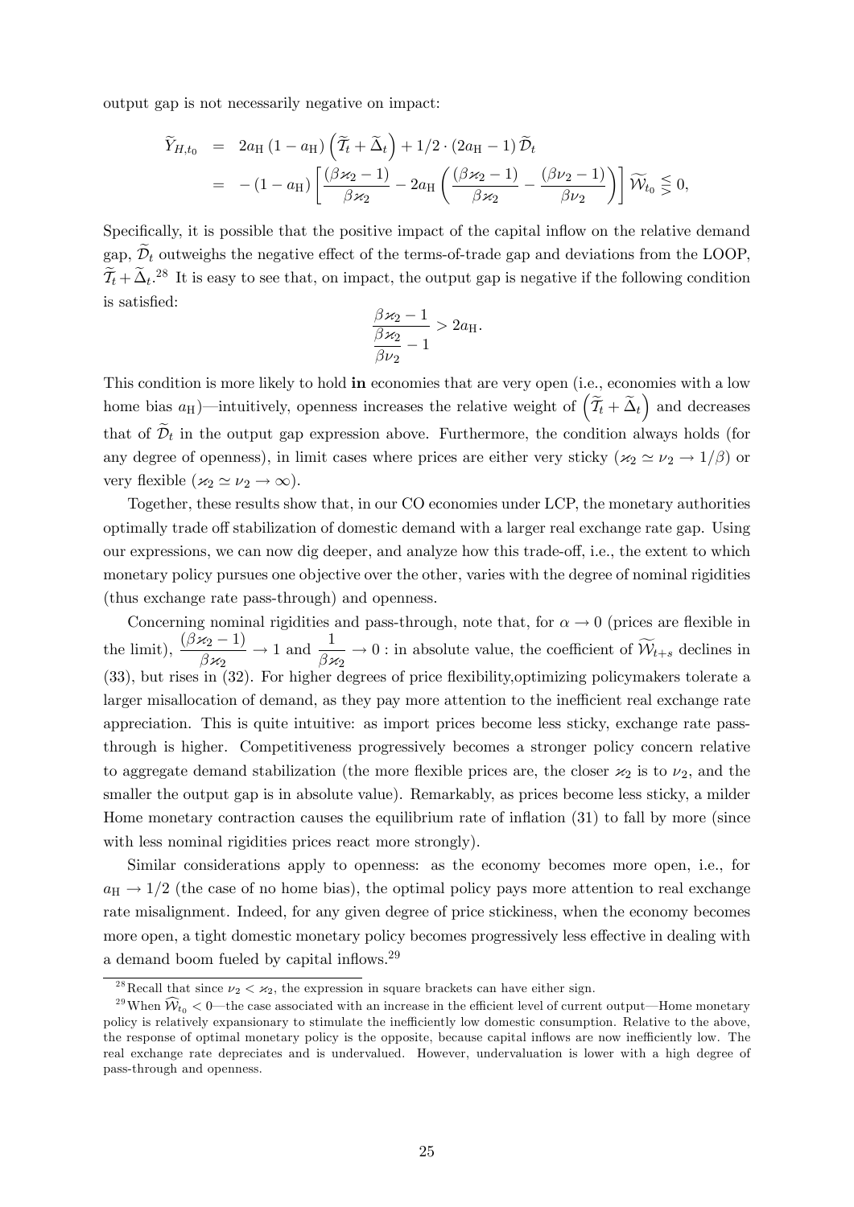output gap is not necessarily negative on impact:

$$
\begin{aligned}
\widetilde{Y}_{H,t_0} &= 2a_{\rm H}\left(1-a_{\rm H}\right)\left(\widetilde{\mathcal{T}}_t+\widetilde{\Delta}_t\right)+1/2\cdot\left(2a_{\rm H}-1\right)\widetilde{\mathcal{D}}_t \\
&= -\left(1-a_{\rm H}\right)\left[\frac{(\beta\varkappa_2-1)}{\beta\varkappa_2}-2a_{\rm H}\left(\frac{(\beta\varkappa_2-1)}{\beta\varkappa_2}-\frac{(\beta\nu_2-1)}{\beta\nu_2}\right)\right]\widetilde{\mathcal{W}}_{t_0}\lesseqgtr 0,
\end{aligned}
$$

Specifically, it is possible that the positive impact of the capital inflow on the relative demand gap, $\widetilde{\mathcal{D}}_t$ outweighs the negative effect of the terms-of-trade gap and deviations from the LOOP, $\widetilde{\mathcal{T}}_t+\widetilde{\Delta}_t$.[28] It is easy to see that, on impact, the output gap is negative if the following condition is satisfied:

$$
\frac{\beta\varkappa_2-1}{\dfrac{\beta\varkappa_2}{\beta\nu_2}-1}>2a_{\rm H}.
$$

This condition is more likely to hold **in** economies that are very open (i.e., economies with a low home bias $a_{\rm H}$)—intuitively, openness increases the relative weight of $\left(\widetilde{\mathcal{T}}_t+\widetilde{\Delta}_t\right)$ and decreases that of $\widetilde{\mathcal{D}}_t$ in the output gap expression above. Furthermore, the condition always holds (for any degree of openness), in limit cases where prices are either very sticky ($\varkappa_2\simeq\nu_2\rightarrow 1/\beta$) or very flexible ($\varkappa_2\simeq\nu_2\rightarrow\infty$).

Together, these results show that, in our CO economies under LCP, the monetary authorities optimally trade off stabilization of domestic demand with a larger real exchange rate gap. Using our expressions, we can now dig deeper, and analyze how this trade-off, i.e., the extent to which monetary policy pursues one objective over the other, varies with the degree of nominal rigidities (thus exchange rate pass-through) and openness.

Concerning nominal rigidities and pass-through, note that, for $\alpha\rightarrow 0$ (prices are flexible in the limit), $\dfrac{(\beta\varkappa_2-1)}{\beta\varkappa_2}\rightarrow 1$ and $\dfrac{1}{\beta\varkappa_2}\rightarrow 0$ : in absolute value, the coefficient of $\widetilde{\mathcal{W}}_{t+s}$ declines in (33), but rises in (32). For higher degrees of price flexibility,optimizing policymakers tolerate a larger misallocation of demand, as they pay more attention to the inefficient real exchange rate appreciation. This is quite intuitive: as import prices become less sticky, exchange rate pass-through is higher. Competitiveness progressively becomes a stronger policy concern relative to aggregate demand stabilization (the more flexible prices are, the closer $\varkappa_2$ is to $\nu_2$, and the smaller the output gap is in absolute value). Remarkably, as prices become less sticky, a milder Home monetary contraction causes the equilibrium rate of inflation (31) to fall by more (since with less nominal rigidities prices react more strongly).

Similar considerations apply to openness: as the economy becomes more open, i.e., for $a_{\rm H}\rightarrow 1/2$ (the case of no home bias), the optimal policy pays more attention to real exchange rate misalignment. Indeed, for any given degree of price stickiness, when the economy becomes more open, a tight domestic monetary policy becomes progressively less effective in dealing with a demand boom fueled by capital inflows.[29]

[28] Recall that since $\nu_2<\varkappa_2$, the expression in square brackets can have either sign.

[29] When $\widehat{\mathcal{W}}_{t_0}<0$—the case associated with an increase in the efficient level of current output—Home monetary policy is relatively expansionary to stimulate the inefficiently low domestic consumption. Relative to the above, the response of optimal monetary policy is the opposite, because capital inflows are now inefficiently low. The real exchange rate depreciates and is undervalued. However, undervaluation is lower with a high degree of pass-through and openness.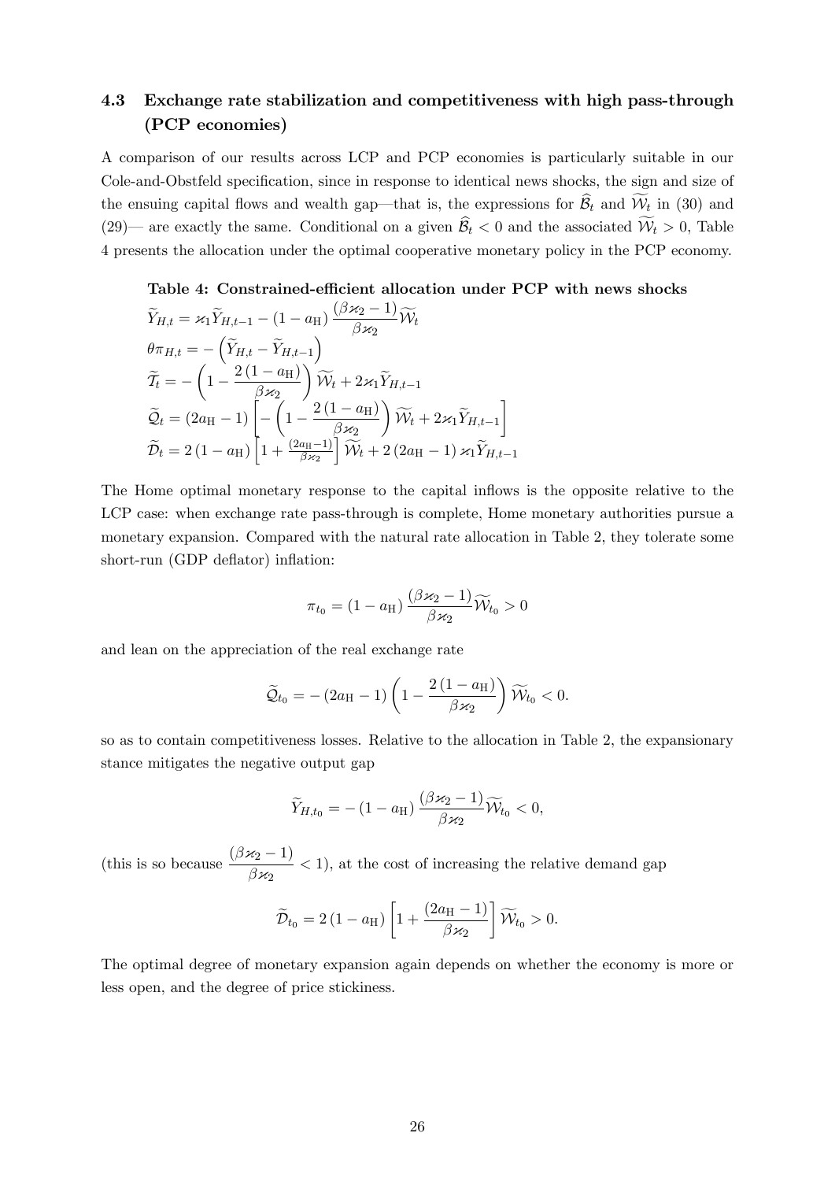### 4.3 Exchange rate stabilization and competitiveness with high pass-through (PCP economies)

A comparison of our results across LCP and PCP economies is particularly suitable in our Cole-and-Obstfeld specification, since in response to identical news shocks, the sign and size of the ensuing capital flows and wealth gap—that is, the expressions for $\widehat{\mathcal{B}}_t$ and $\widetilde{\mathcal{W}}_t$ in (30) and (29)— are exactly the same. Conditional on a given $\widehat{\mathcal{B}}_t < 0$ and the associated $\widetilde{\mathcal{W}}_t > 0$, Table 4 presents the allocation under the optimal cooperative monetary policy in the PCP economy.

**Table 4: Constrained-efficient allocation under PCP with news shocks**

$$\widetilde{Y}_{H,t} = \varkappa_1 \widetilde{Y}_{H,t-1} - (1 - a_{\rm H}) \frac{(\beta \varkappa_2 - 1)}{\beta \varkappa_2} \widetilde{\mathcal{W}}_t$$

$$\theta \pi_{H,t} = -\left(\widetilde{Y}_{H,t} - \widetilde{Y}_{H,t-1}\right)$$

$$\widetilde{\mathcal{T}}_t = -\left(1 - \frac{2(1 - a_{\rm H})}{\beta \varkappa_2}\right) \widetilde{\mathcal{W}}_t + 2\varkappa_1 \widetilde{Y}_{H,t-1}$$

$$\widetilde{\mathcal{Q}}_t = (2a_{\rm H} - 1)\left[-\left(1 - \frac{2(1 - a_{\rm H})}{\beta \varkappa_2}\right) \widetilde{\mathcal{W}}_t + 2\varkappa_1 \widetilde{Y}_{H,t-1}\right]$$

$$\widetilde{\mathcal{D}}_t = 2(1 - a_{\rm H})\left[1 + \tfrac{(2a_{\rm H} - 1)}{\beta \varkappa_2}\right] \widetilde{\mathcal{W}}_t + 2(2a_{\rm H} - 1)\varkappa_1 \widetilde{Y}_{H,t-1}$$

The Home optimal monetary response to the capital inflows is the opposite relative to the LCP case: when exchange rate pass-through is complete, Home monetary authorities pursue a monetary expansion. Compared with the natural rate allocation in Table 2, they tolerate some short-run (GDP deflator) inflation:

$$\pi_{t_0} = (1 - a_{\rm H}) \frac{(\beta \varkappa_2 - 1)}{\beta \varkappa_2} \widetilde{\mathcal{W}}_{t_0} > 0$$

and lean on the appreciation of the real exchange rate

$$\widetilde{\mathcal{Q}}_{t_0} = -(2a_{\rm H} - 1)\left(1 - \frac{2(1 - a_{\rm H})}{\beta \varkappa_2}\right) \widetilde{\mathcal{W}}_{t_0} < 0.$$

so as to contain competitiveness losses. Relative to the allocation in Table 2, the expansionary stance mitigates the negative output gap

$$\widetilde{Y}_{H,t_0} = -(1 - a_{\rm H}) \frac{(\beta \varkappa_2 - 1)}{\beta \varkappa_2} \widetilde{\mathcal{W}}_{t_0} < 0,$$

(this is so because $\dfrac{(\beta \varkappa_2 - 1)}{\beta \varkappa_2} < 1$), at the cost of increasing the relative demand gap

$$\widetilde{\mathcal{D}}_{t_0} = 2(1 - a_{\rm H})\left[1 + \frac{(2a_{\rm H} - 1)}{\beta \varkappa_2}\right] \widetilde{\mathcal{W}}_{t_0} > 0.$$

The optimal degree of monetary expansion again depends on whether the economy is more or less open, and the degree of price stickiness.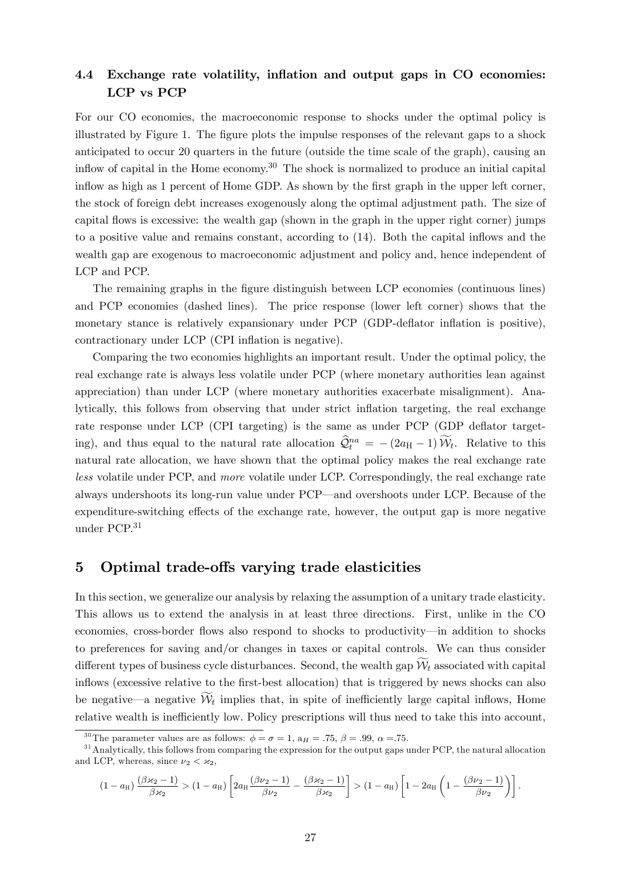### 4.4 Exchange rate volatility, inflation and output gaps in CO economies: LCP vs PCP

For our CO economies, the macroeconomic response to shocks under the optimal policy is illustrated by Figure 1. The figure plots the impulse responses of the relevant gaps to a shock anticipated to occur 20 quarters in the future (outside the time scale of the graph), causing an inflow of capital in the Home economy.[30] The shock is normalized to produce an initial capital inflow as high as 1 percent of Home GDP. As shown by the first graph in the upper left corner, the stock of foreign debt increases exogenously along the optimal adjustment path. The size of capital flows is excessive: the wealth gap (shown in the graph in the upper right corner) jumps to a positive value and remains constant, according to (14). Both the capital inflows and the wealth gap are exogenous to macroeconomic adjustment and policy and, hence independent of LCP and PCP.

The remaining graphs in the figure distinguish between LCP economies (continuous lines) and PCP economies (dashed lines). The price response (lower left corner) shows that the monetary stance is relatively expansionary under PCP (GDP-deflator inflation is positive), contractionary under LCP (CPI inflation is negative).

Comparing the two economies highlights an important result. Under the optimal policy, the real exchange rate is always less volatile under PCP (where monetary authorities lean against appreciation) than under LCP (where monetary authorities exacerbate misalignment). Analytically, this follows from observing that under strict inflation targeting, the real exchange rate response under LCP (CPI targeting) is the same as under PCP (GDP deflator targeting), and thus equal to the natural rate allocation $\widehat{\mathcal{Q}}_t^{na} = -(2a_{\mathrm{H}} - 1)\widetilde{\mathcal{W}}_t$. Relative to this natural rate allocation, we have shown that the optimal policy makes the real exchange rate *less* volatile under PCP, and *more* volatile under LCP. Correspondingly, the real exchange rate always undershoots its long-run value under PCP—and overshoots under LCP. Because of the expenditure-switching effects of the exchange rate, however, the output gap is more negative under PCP.[31]

## 5 Optimal trade-offs varying trade elasticities

In this section, we generalize our analysis by relaxing the assumption of a unitary trade elasticity. This allows us to extend the analysis in at least three directions. First, unlike in the CO economies, cross-border flows also respond to shocks to productivity—in addition to shocks to preferences for saving and/or changes in taxes or capital controls. We can thus consider different types of business cycle disturbances. Second, the wealth gap $\widetilde{\mathcal{W}}_t$ associated with capital inflows (excessive relative to the first-best allocation) that is triggered by news shocks can also be negative—a negative $\widetilde{\mathcal{W}}_t$ implies that, in spite of inefficiently large capital inflows, Home relative wealth is inefficiently low. Policy prescriptions will thus need to take this into account,

---

[30] The parameter values are as follows: $\phi = \sigma = 1$, $a_H = .75$, $\beta = .99$, $\alpha = .75$.

[31] Analytically, this follows from comparing the expression for the output gaps under PCP, the natural allocation and LCP, whereas, since $\nu_2 < \varkappa_2$,

$$(1 - a_{\mathrm{H}}) \frac{(\beta\varkappa_2 - 1)}{\beta\varkappa_2} > (1 - a_{\mathrm{H}}) \left[ 2a_{\mathrm{H}} \frac{(\beta\nu_2 - 1)}{\beta\nu_2} - \frac{(\beta\varkappa_2 - 1)}{\beta\varkappa_2} \right] > (1 - a_{\mathrm{H}}) \left[ 1 - 2a_{\mathrm{H}} \left( 1 - \frac{(\beta\nu_2 - 1)}{\beta\nu_2} \right) \right].$$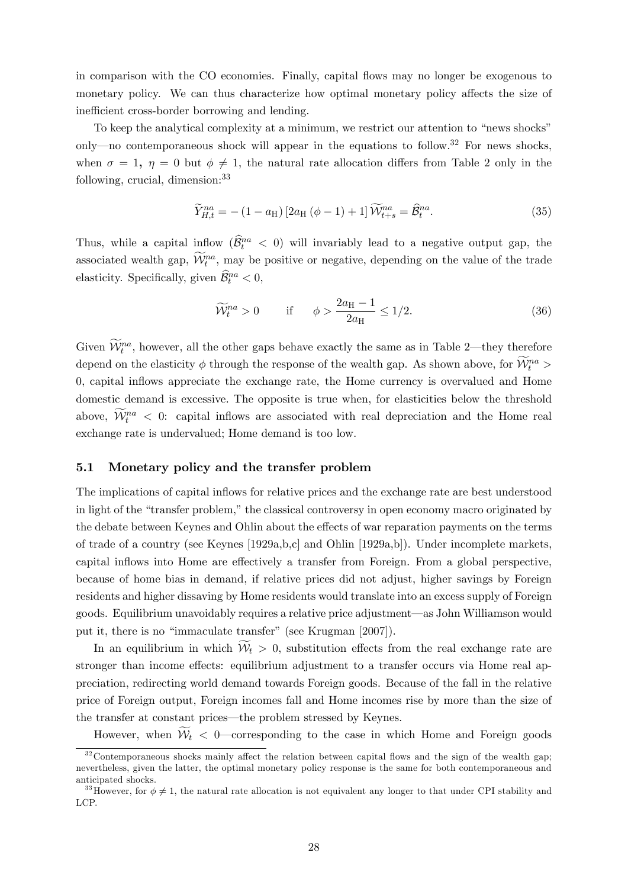in comparison with the CO economies. Finally, capital flows may no longer be exogenous to monetary policy. We can thus characterize how optimal monetary policy affects the size of inefficient cross-border borrowing and lending.

To keep the analytical complexity at a minimum, we restrict our attention to "news shocks" only—no contemporaneous shock will appear in the equations to follow.[32] For news shocks, when $\sigma = 1$, $\eta = 0$ but $\phi \neq 1$, the natural rate allocation differs from Table 2 only in the following, crucial, dimension:[33]

$$\widetilde{Y}_{H,t}^{na} = -(1 - a_{\mathrm{H}}) \left[2a_{\mathrm{H}} (\phi - 1) + 1\right] \widetilde{\mathcal{W}}_{t+s}^{na} = \widehat{\mathcal{B}}_{t}^{na}. \tag{35}$$

Thus, while a capital inflow ($\widehat{\mathcal{B}}_{t}^{na} < 0$) will invariably lead to a negative output gap, the associated wealth gap, $\widetilde{\mathcal{W}}_{t}^{na}$, may be positive or negative, depending on the value of the trade elasticity. Specifically, given $\widehat{\mathcal{B}}_{t}^{na} < 0$,

$$\widetilde{\mathcal{W}}_{t}^{na} > 0 \qquad \text{if} \qquad \phi > \frac{2a_{\mathrm{H}} - 1}{2a_{\mathrm{H}}} \leq 1/2. \tag{36}$$

Given $\widetilde{\mathcal{W}}_{t}^{na}$, however, all the other gaps behave exactly the same as in Table 2—they therefore depend on the elasticity $\phi$ through the response of the wealth gap. As shown above, for $\widetilde{\mathcal{W}}_{t}^{na} > 0$, capital inflows appreciate the exchange rate, the Home currency is overvalued and Home domestic demand is excessive. The opposite is true when, for elasticities below the threshold above, $\widetilde{\mathcal{W}}_{t}^{na} < 0$: capital inflows are associated with real depreciation and the Home real exchange rate is undervalued; Home demand is too low.

### 5.1 Monetary policy and the transfer problem

The implications of capital inflows for relative prices and the exchange rate are best understood in light of the "transfer problem," the classical controversy in open economy macro originated by the debate between Keynes and Ohlin about the effects of war reparation payments on the terms of trade of a country (see Keynes [1929a,b,c] and Ohlin [1929a,b]). Under incomplete markets, capital inflows into Home are effectively a transfer from Foreign. From a global perspective, because of home bias in demand, if relative prices did not adjust, higher savings by Foreign residents and higher dissaving by Home residents would translate into an excess supply of Foreign goods. Equilibrium unavoidably requires a relative price adjustment—as John Williamson would put it, there is no "immaculate transfer" (see Krugman [2007]).

In an equilibrium in which $\widetilde{\mathcal{W}}_{t} > 0$, substitution effects from the real exchange rate are stronger than income effects: equilibrium adjustment to a transfer occurs via Home real appreciation, redirecting world demand towards Foreign goods. Because of the fall in the relative price of Foreign output, Foreign incomes fall and Home incomes rise by more than the size of the transfer at constant prices—the problem stressed by Keynes.

However, when $\widetilde{\mathcal{W}}_{t} < 0$—corresponding to the case in which Home and Foreign goods

[32] Contemporaneous shocks mainly affect the relation between capital flows and the sign of the wealth gap; nevertheless, given the latter, the optimal monetary policy response is the same for both contemporaneous and anticipated shocks.

[33] However, for $\phi \neq 1$, the natural rate allocation is not equivalent any longer to that under CPI stability and LCP.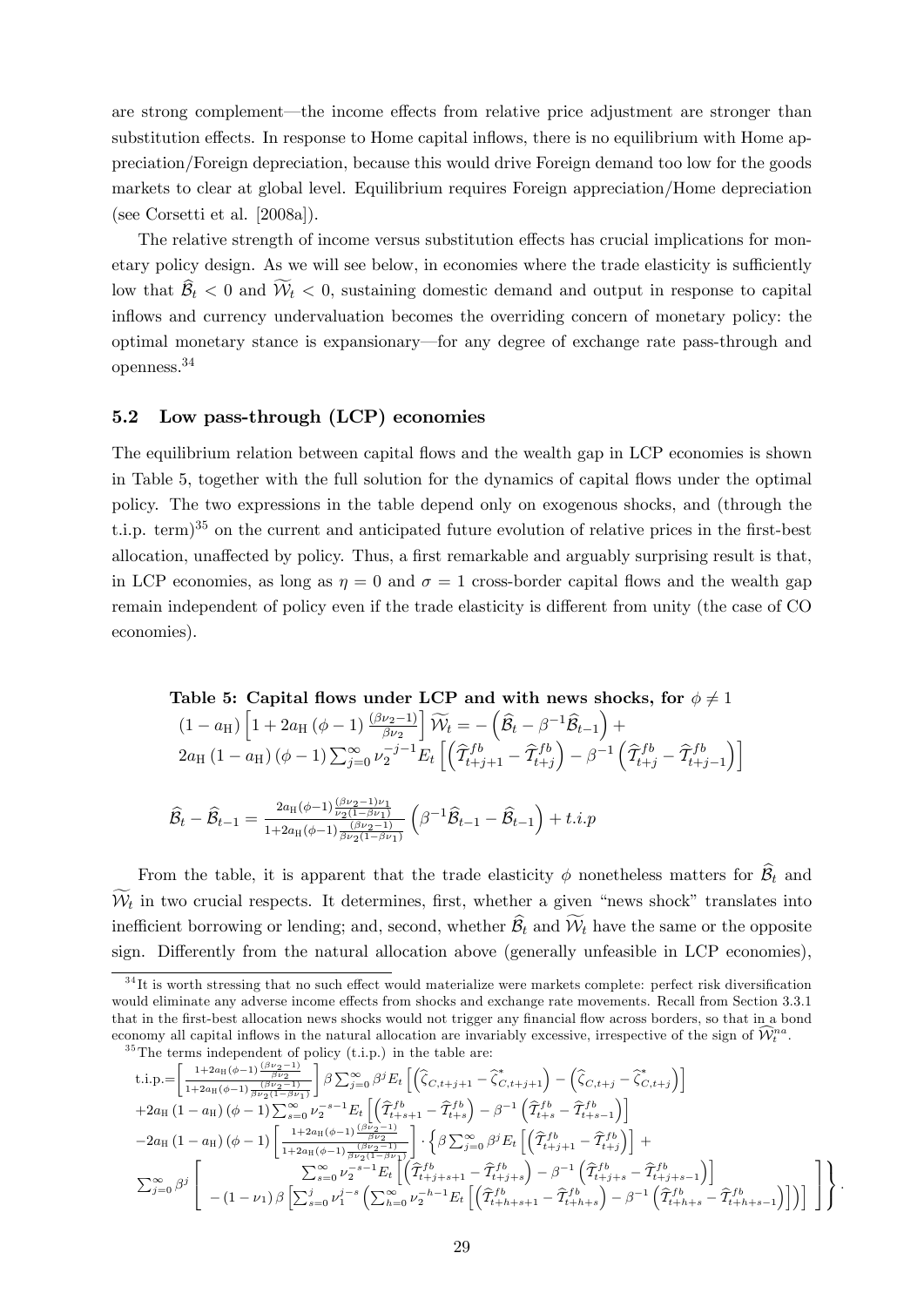are strong complement—the income effects from relative price adjustment are stronger than substitution effects. In response to Home capital inflows, there is no equilibrium with Home appreciation/Foreign depreciation, because this would drive Foreign demand too low for the goods markets to clear at global level. Equilibrium requires Foreign appreciation/Home depreciation (see Corsetti et al. [2008a]).

The relative strength of income versus substitution effects has crucial implications for monetary policy design. As we will see below, in economies where the trade elasticity is sufficiently low that $\widehat{\mathcal{B}}_t < 0$ and $\widetilde{\mathcal{W}}_t < 0$, sustaining domestic demand and output in response to capital inflows and currency undervaluation becomes the overriding concern of monetary policy: the optimal monetary stance is expansionary—for any degree of exchange rate pass-through and openness.[34]

### 5.2 Low pass-through (LCP) economies

The equilibrium relation between capital flows and the wealth gap in LCP economies is shown in Table 5, together with the full solution for the dynamics of capital flows under the optimal policy. The two expressions in the table depend only on exogenous shocks, and (through the t.i.p. term)[35] on the current and anticipated future evolution of relative prices in the first-best allocation, unaffected by policy. Thus, a first remarkable and arguably surprising result is that, in LCP economies, as long as $\eta = 0$ and $\sigma = 1$ cross-border capital flows and the wealth gap remain independent of policy even if the trade elasticity is different from unity (the case of CO economies).

**Table 5: Capital flows under LCP and with news shocks, for $\phi \neq 1$**

$$
(1-a_{\rm H})\left[1+2a_{\rm H}(\phi-1)\frac{(\beta\nu_2-1)}{\beta\nu_2}\right]\widetilde{\mathcal{W}}_t = -\left(\widehat{\mathcal{B}}_t - \beta^{-1}\widehat{\mathcal{B}}_{t-1}\right) + 2a_{\rm H}(1-a_{\rm H})(\phi-1)\sum_{j=0}^{\infty}\nu_2^{-j-1}E_t\left[\left(\widehat{\mathcal{T}}^{fb}_{t+j+1}-\widehat{\mathcal{T}}^{fb}_{t+j}\right)-\beta^{-1}\left(\widehat{\mathcal{T}}^{fb}_{t+j}-\widehat{\mathcal{T}}^{fb}_{t+j-1}\right)\right]
$$

$$
\widehat{\mathcal{B}}_t - \widehat{\mathcal{B}}_{t-1} = \frac{2a_{\rm H}(\phi-1)\frac{(\beta\nu_2-1)\nu_1}{\nu_2(1-\beta\nu_1)}}{1+2a_{\rm H}(\phi-1)\frac{(\beta\nu_2-1)}{\beta\nu_2(1-\beta\nu_1)}}\left(\beta^{-1}\widehat{\mathcal{B}}_{t-1}-\widehat{\mathcal{B}}_{t-1}\right) + t.i.p
$$

From the table, it is apparent that the trade elasticity $\phi$ nonetheless matters for $\widehat{\mathcal{B}}_t$ and $\widetilde{\mathcal{W}}_t$ in two crucial respects. It determines, first, whether a given "news shock" translates into inefficient borrowing or lending; and, second, whether $\widehat{\mathcal{B}}_t$ and $\widetilde{\mathcal{W}}_t$ have the same or the opposite sign. Differently from the natural allocation above (generally unfeasible in LCP economies),

---

[34] It is worth stressing that no such effect would materialize were markets complete: perfect risk diversification would eliminate any adverse income effects from shocks and exchange rate movements. Recall from Section 3.3.1 that in the first-best allocation news shocks would not trigger any financial flow across borders, so that in a bond economy all capital inflows in the natural allocation are invariably excessive, irrespective of the sign of $\widetilde{\mathcal{W}}^{na}_t$.

[35] The terms independent of policy (t.i.p.) in the table are:

$$
\begin{aligned}
\text{t.i.p.} =& \left[\frac{1+2a_{\rm H}(\phi-1)\frac{(\beta\nu_2-1)}{\beta\nu_2}}{1+2a_{\rm H}(\phi-1)\frac{(\beta\nu_2-1)}{\beta\nu_2(1-\beta\nu_1)}}\right]\beta\sum_{j=0}^{\infty}\beta^j E_t\left[\left(\widehat{\zeta}_{C,t+j+1}-\widehat{\zeta}^*_{C,t+j+1}\right)-\left(\widehat{\zeta}_{C,t+j}-\widehat{\zeta}^*_{C,t+j}\right)\right] \\
&+2a_{\rm H}(1-a_{\rm H})(\phi-1)\sum_{s=0}^{\infty}\nu_2^{-s-1}E_t\left[\left(\widehat{\mathcal{T}}^{fb}_{t+s+1}-\widehat{\mathcal{T}}^{fb}_{t+s}\right)-\beta^{-1}\left(\widehat{\mathcal{T}}^{fb}_{t+s}-\widehat{\mathcal{T}}^{fb}_{t+s-1}\right)\right] \\
&-2a_{\rm H}(1-a_{\rm H})(\phi-1)\left[\frac{1+2a_{\rm H}(\phi-1)\frac{(\beta\nu_2-1)}{\beta\nu_2}}{1+2a_{\rm H}(\phi-1)\frac{(\beta\nu_2-1)}{\beta\nu_2(1-\beta\nu_1)}}\right]\cdot\left\{\beta\sum_{j=0}^{\infty}\beta^j E_t\left[\left(\widehat{\mathcal{T}}^{fb}_{t+j+1}-\widehat{\mathcal{T}}^{fb}_{t+j}\right)\right]+\right. \\
&\left.\sum_{j=0}^{\infty}\beta^j\left[\begin{array}{c}\sum_{s=0}^{\infty}\nu_2^{-s-1}E_t\left[\left(\widehat{\mathcal{T}}^{fb}_{t+j+s+1}-\widehat{\mathcal{T}}^{fb}_{t+j+s}\right)-\beta^{-1}\left(\widehat{\mathcal{T}}^{fb}_{t+j+s}-\widehat{\mathcal{T}}^{fb}_{t+j+s-1}\right)\right] \\ -(1-\nu_1)\beta\left[\sum_{s=0}^{j}\nu_1^{j-s}\left(\sum_{h=0}^{\infty}\nu_2^{-h-1}E_t\left[\left(\widehat{\mathcal{T}}^{fb}_{t+h+s+1}-\widehat{\mathcal{T}}^{fb}_{t+h+s}\right)-\beta^{-1}\left(\widehat{\mathcal{T}}^{fb}_{t+h+s}-\widehat{\mathcal{T}}^{fb}_{t+h+s-1}\right)\right]\right)\right]\end{array}\right]\right\}.
\end{aligned}
$$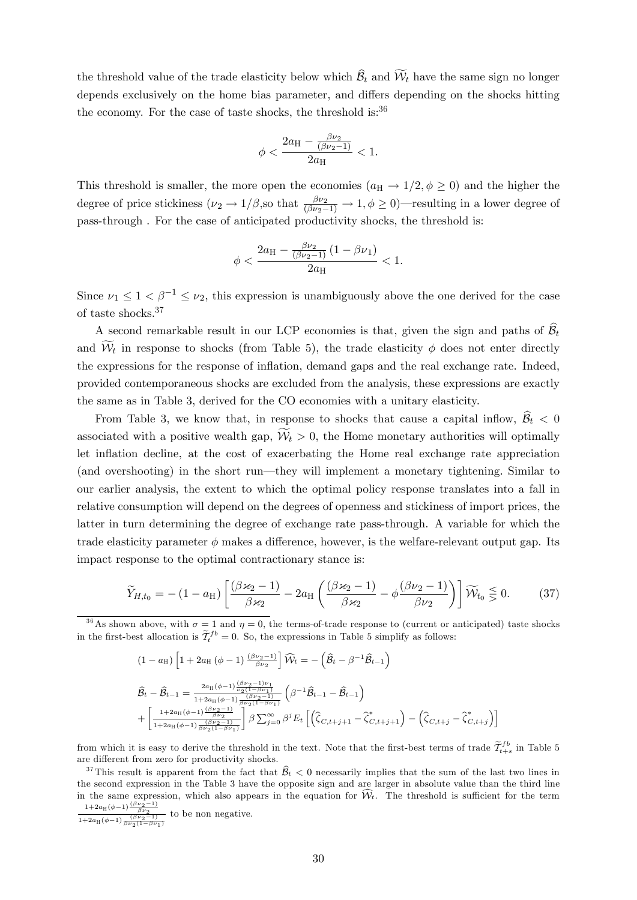the threshold value of the trade elasticity below which $\widehat{\mathcal{B}}_t$ and $\widetilde{\mathcal{W}}_t$ have the same sign no longer depends exclusively on the home bias parameter, and differs depending on the shocks hitting the economy. For the case of taste shocks, the threshold is:[36]

$$\phi < \frac{2a_{\mathrm{H}} - \frac{\beta\nu_2}{(\beta\nu_2 - 1)}}{2a_{\mathrm{H}}} < 1.$$

This threshold is smaller, the more open the economies ($a_{\mathrm{H}} \to 1/2, \phi \geq 0$) and the higher the degree of price stickiness ($\nu_2 \to 1/\beta$,so that $\frac{\beta\nu_2}{(\beta\nu_2-1)} \to 1, \phi \geq 0$)—resulting in a lower degree of pass-through . For the case of anticipated productivity shocks, the threshold is:

$$\phi < \frac{2a_{\mathrm{H}} - \frac{\beta\nu_2}{(\beta\nu_2 - 1)}(1 - \beta\nu_1)}{2a_{\mathrm{H}}} < 1.$$

Since $\nu_1 \leq 1 < \beta^{-1} \leq \nu_2$, this expression is unambiguously above the one derived for the case of taste shocks.[37]

A second remarkable result in our LCP economies is that, given the sign and paths of $\widehat{\mathcal{B}}_t$ and $\widetilde{\mathcal{W}}_t$ in response to shocks (from Table 5), the trade elasticity $\phi$ does not enter directly the expressions for the response of inflation, demand gaps and the real exchange rate. Indeed, provided contemporaneous shocks are excluded from the analysis, these expressions are exactly the same as in Table 3, derived for the CO economies with a unitary elasticity.

From Table 3, we know that, in response to shocks that cause a capital inflow, $\widehat{\mathcal{B}}_t < 0$ associated with a positive wealth gap, $\widetilde{\mathcal{W}}_t > 0$, the Home monetary authorities will optimally let inflation decline, at the cost of exacerbating the Home real exchange rate appreciation (and overshooting) in the short run—they will implement a monetary tightening. Similar to our earlier analysis, the extent to which the optimal policy response translates into a fall in relative consumption will depend on the degrees of openness and stickiness of import prices, the latter in turn determining the degree of exchange rate pass-through. A variable for which the trade elasticity parameter $\phi$ makes a difference, however, is the welfare-relevant output gap. Its impact response to the optimal contractionary stance is:

$$\widetilde{Y}_{H,t_0} = -(1 - a_{\mathrm{H}}) \left[ \frac{(\beta\varkappa_2 - 1)}{\beta\varkappa_2} - 2a_{\mathrm{H}} \left( \frac{(\beta\varkappa_2 - 1)}{\beta\varkappa_2} - \phi\frac{(\beta\nu_2 - 1)}{\beta\nu_2} \right) \right] \widetilde{\mathcal{W}}_{t_0} \lesseqgtr 0. \tag{37}$$

---

[36] As shown above, with $\sigma = 1$ and $\eta = 0$, the terms-of-trade response to (current or anticipated) taste shocks in the first-best allocation is $\widetilde{\mathcal{T}}_t^{fb} = 0$. So, the expressions in Table 5 simplify as follows:

$$(1 - a_{\mathrm{H}}) \left[ 1 + 2a_{\mathrm{H}}(\phi - 1) \frac{(\beta\nu_2 - 1)}{\beta\nu_2} \right] \widehat{\mathcal{W}}_t = -\left( \widehat{\mathcal{B}}_t - \beta^{-1}\widehat{\mathcal{B}}_{t-1} \right)$$

$$\widehat{\mathcal{B}}_t - \widehat{\mathcal{B}}_{t-1} = \frac{2a_{\mathrm{H}}(\phi-1)\frac{(\beta\nu_2-1)\nu_1}{\nu_2(1-\beta\nu_1)}}{1 + 2a_{\mathrm{H}}(\phi-1)\frac{(\beta\nu_2-1)}{\beta\nu_2(1-\beta\nu_1)}} \left( \beta^{-1}\widehat{\mathcal{B}}_{t-1} - \widehat{\mathcal{B}}_{t-1} \right)$$
$$+ \left[ \frac{1 + 2a_{\mathrm{H}}(\phi-1)\frac{(\beta\nu_2-1)}{\beta\nu_2}}{1 + 2a_{\mathrm{H}}(\phi-1)\frac{(\beta\nu_2-1)}{\beta\nu_2(1-\beta\nu_1)}} \right] \beta \sum_{j=0}^{\infty} \beta^j E_t \left[ \left( \widehat{\zeta}_{C,t+j+1} - \widehat{\zeta}^*_{C,t+j+1} \right) - \left( \widehat{\zeta}_{C,t+j} - \widehat{\zeta}^*_{C,t+j} \right) \right]$$

from which it is easy to derive the threshold in the text. Note that the first-best terms of trade $\widetilde{\mathcal{T}}_{t+s}^{fb}$ in Table 5 are different from zero for productivity shocks.

[37] This result is apparent from the fact that $\widehat{\mathcal{B}}_t < 0$ necessarily implies that the sum of the last two lines in the second expression in the Table 3 have the opposite sign and are larger in absolute value than the third line in the same expression, which also appears in the equation for $\widehat{\mathcal{W}}_t$. The threshold is sufficient for the term $\frac{1+2a_{\mathrm{H}}(\phi-1)\frac{(\beta\nu_2-1)}{\beta\nu_2}}{1+2a_{\mathrm{H}}(\phi-1)\frac{(\beta\nu_2-1)}{\beta\nu_2(1-\beta\nu_1)}}$ to be non negative.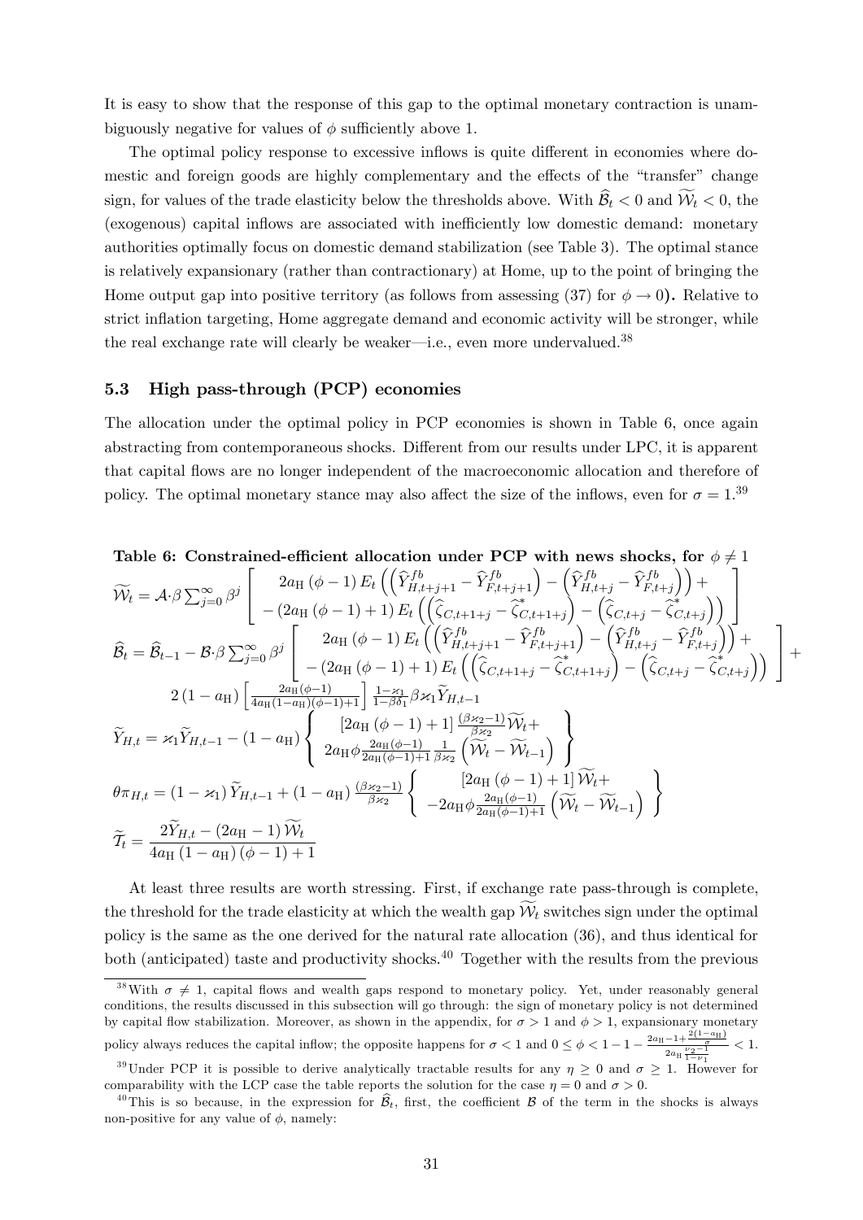It is easy to show that the response of this gap to the optimal monetary contraction is unambiguously negative for values of $\phi$ sufficiently above 1.

The optimal policy response to excessive inflows is quite different in economies where domestic and foreign goods are highly complementary and the effects of the "transfer" change sign, for values of the trade elasticity below the thresholds above. With $\widehat{\mathcal{B}}_t < 0$ and $\widetilde{\mathcal{W}}_t < 0$, the (exogenous) capital inflows are associated with inefficiently low domestic demand: monetary authorities optimally focus on domestic demand stabilization (see Table 3). The optimal stance is relatively expansionary (rather than contractionary) at Home, up to the point of bringing the Home output gap into positive territory (as follows from assessing (37) for $\phi \to 0$). Relative to strict inflation targeting, Home aggregate demand and economic activity will be stronger, while the real exchange rate will clearly be weaker—i.e., even more undervalued.[38]

### 5.3 High pass-through (PCP) economies

The allocation under the optimal policy in PCP economies is shown in Table 6, once again abstracting from contemporaneous shocks. Different from our results under LPC, it is apparent that capital flows are no longer independent of the macroeconomic allocation and therefore of policy. The optimal monetary stance may also affect the size of the inflows, even for $\sigma = 1$.[39]

**Table 6: Constrained-efficient allocation under PCP with news shocks, for $\phi \neq 1$**

$$\widetilde{\mathcal{W}}_t = \mathcal{A} \cdot \beta \sum_{j=0}^{\infty} \beta^j \left[ \begin{array}{c} 2a_{\rm H}(\phi-1) E_t \left( \left( \widehat{Y}^{fb}_{H,t+j+1} - \widehat{Y}^{fb}_{F,t+j+1} \right) - \left( \widehat{Y}^{fb}_{H,t+j} - \widehat{Y}^{fb}_{F,t+j} \right) \right) + \\ -\left(2a_{\rm H}(\phi-1)+1\right) E_t \left( \left( \widehat{\zeta}_{C,t+1+j} - \widehat{\zeta}^*_{C,t+1+j} \right) - \left( \widehat{\zeta}_{C,t+j} - \widehat{\zeta}^*_{C,t+j} \right) \right) \end{array} \right]$$

$$\widehat{\mathcal{B}}_t = \widehat{\mathcal{B}}_{t-1} - \mathcal{B} \cdot \beta \sum_{j=0}^{\infty} \beta^j \left[ \begin{array}{c} 2a_{\rm H}(\phi-1) E_t \left( \left( \widehat{Y}^{fb}_{H,t+j+1} - \widehat{Y}^{fb}_{F,t+j+1} \right) - \left( \widehat{Y}^{fb}_{H,t+j} - \widehat{Y}^{fb}_{F,t+j} \right) \right) + \\ -\left(2a_{\rm H}(\phi-1)+1\right) E_t \left( \left( \widehat{\zeta}_{C,t+1+j} - \widehat{\zeta}^*_{C,t+1+j} \right) - \left( \widehat{\zeta}_{C,t+j} - \widehat{\zeta}^*_{C,t+j} \right) \right) \end{array} \right] +$$
$$2(1-a_{\rm H}) \left[ \frac{2a_{\rm H}(\phi-1)}{4a_{\rm H}(1-a_{\rm H})(\phi-1)+1} \right] \frac{1-\varkappa_1}{1-\beta\delta_1} \beta \varkappa_1 \widetilde{Y}_{H,t-1}$$

$$\widetilde{Y}_{H,t} = \varkappa_1 \widetilde{Y}_{H,t-1} - (1-a_{\rm H}) \left\{ \begin{array}{c} \left[2a_{\rm H}(\phi-1)+1\right] \frac{(\beta\varkappa_2-1)}{\beta\varkappa_2} \widetilde{\mathcal{W}}_t + \\ 2a_{\rm H}\phi \frac{2a_{\rm H}(\phi-1)}{2a_{\rm H}(\phi-1)+1} \frac{1}{\beta\varkappa_2} \left( \widetilde{\mathcal{W}}_t - \widetilde{\mathcal{W}}_{t-1} \right) \end{array} \right\}$$

$$\theta\pi_{H,t} = (1-\varkappa_1) \widetilde{Y}_{H,t-1} + (1-a_{\rm H}) \frac{(\beta\varkappa_2-1)}{\beta\varkappa_2} \left\{ \begin{array}{c} \left[2a_{\rm H}(\phi-1)+1\right] \widetilde{\mathcal{W}}_t + \\ -2a_{\rm H}\phi \frac{2a_{\rm H}(\phi-1)}{2a_{\rm H}(\phi-1)+1} \left( \widetilde{\mathcal{W}}_t - \widetilde{\mathcal{W}}_{t-1} \right) \end{array} \right\}$$

$$\widetilde{\mathcal{T}}_t = \frac{2\widetilde{Y}_{H,t} - (2a_{\rm H}-1)\widetilde{\mathcal{W}}_t}{4a_{\rm H}(1-a_{\rm H})(\phi-1)+1}$$

At least three results are worth stressing. First, if exchange rate pass-through is complete, the threshold for the trade elasticity at which the wealth gap $\widetilde{\mathcal{W}}_t$ switches sign under the optimal policy is the same as the one derived for the natural rate allocation (36), and thus identical for both (anticipated) taste and productivity shocks.[40] Together with the results from the previous

---

[38] With $\sigma \neq 1$, capital flows and wealth gaps respond to monetary policy. Yet, under reasonably general conditions, the results discussed in this subsection will go through: the sign of monetary policy is not determined by capital flow stabilization. Moreover, as shown in the appendix, for $\sigma > 1$ and $\phi > 1$, expansionary monetary policy always reduces the capital inflow; the opposite happens for $\sigma < 1$ and $0 \leq \phi < 1 - 1 - \frac{2a_{\rm H}-1+\frac{2(1-a_{\rm H})}{\sigma}}{2a_{\rm H}\frac{\nu_2-1}{1-\nu_1}} < 1$.

[39] Under PCP it is possible to derive analytically tractable results for any $\eta \geq 0$ and $\sigma \geq 1$. However for comparability with the LCP case the table reports the solution for the case $\eta = 0$ and $\sigma > 0$.

[40] This is so because, in the expression for $\widehat{\mathcal{B}}_t$, first, the coefficient $\mathcal{B}$ of the term in the shocks is always non-positive for any value of $\phi$, namely: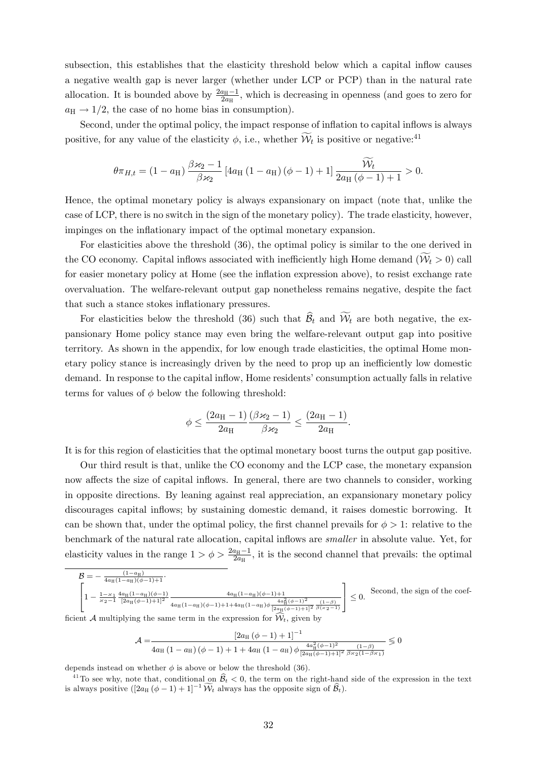subsection, this establishes that the elasticity threshold below which a capital inflow causes a negative wealth gap is never larger (whether under LCP or PCP) than in the natural rate allocation. It is bounded above by $\frac{2a_{\mathrm{H}}-1}{2a_{\mathrm{H}}}$, which is decreasing in openness (and goes to zero for $a_{\mathrm{H}} \to 1/2$, the case of no home bias in consumption).

Second, under the optimal policy, the impact response of inflation to capital inflows is always positive, for any value of the elasticity $\phi$, i.e., whether $\widetilde{\mathcal{W}}_t$ is positive or negative:[41]

$$\theta \pi_{H,t} = (1-a_{\mathrm{H}}) \frac{\beta \varkappa_2 - 1}{\beta \varkappa_2} \left[4a_{\mathrm{H}}(1-a_{\mathrm{H}})(\phi-1)+1\right] \frac{\widetilde{\mathcal{W}}_t}{2a_{\mathrm{H}}(\phi-1)+1} > 0.$$

Hence, the optimal monetary policy is always expansionary on impact (note that, unlike the case of LCP, there is no switch in the sign of the monetary policy). The trade elasticity, however, impinges on the inflationary impact of the optimal monetary expansion.

For elasticities above the threshold (36), the optimal policy is similar to the one derived in the CO economy. Capital inflows associated with inefficiently high Home demand ($\widetilde{\mathcal{W}}_t > 0$) call for easier monetary policy at Home (see the inflation expression above), to resist exchange rate overvaluation. The welfare-relevant output gap nonetheless remains negative, despite the fact that such a stance stokes inflationary pressures.

For elasticities below the threshold (36) such that $\widehat{\mathcal{B}}_t$ and $\widetilde{\mathcal{W}}_t$ are both negative, the expansionary Home policy stance may even bring the welfare-relevant output gap into positive territory. As shown in the appendix, for low enough trade elasticities, the optimal Home monetary policy stance is increasingly driven by the need to prop up an inefficiently low domestic demand. In response to the capital inflow, Home residents' consumption actually falls in relative terms for values of $\phi$ below the following threshold:

$$\phi \leq \frac{(2a_{\mathrm{H}}-1)}{2a_{\mathrm{H}}} \frac{(\beta \varkappa_2 - 1)}{\beta \varkappa_2} \leq \frac{(2a_{\mathrm{H}}-1)}{2a_{\mathrm{H}}}.$$

It is for this region of elasticities that the optimal monetary boost turns the output gap positive.

Our third result is that, unlike the CO economy and the LCP case, the monetary expansion now affects the size of capital inflows. In general, there are two channels to consider, working in opposite directions. By leaning against real appreciation, an expansionary monetary policy discourages capital inflows; by sustaining domestic demand, it raises domestic borrowing. It can be shown that, under the optimal policy, the first channel prevails for $\phi > 1$: relative to the benchmark of the natural rate allocation, capital inflows are *smaller* in absolute value. Yet, for elasticity values in the range $1 > \phi > \frac{2a_{\mathrm{H}}-1}{2a_{\mathrm{H}}}$, it is the second channel that prevails: the optimal

---

$\mathcal{B} = -\frac{(1-a_{\mathrm{H}})}{4a_{\mathrm{H}}(1-a_{\mathrm{H}})(\phi-1)+1}\cdot$

$$\left[1 - \frac{1-\varkappa_1}{\varkappa_2 - 1} \frac{4a_{\mathrm{H}}(1-a_{\mathrm{H}})(\phi-1)}{[2a_{\mathrm{H}}(\phi-1)+1]^2} \frac{4a_{\mathrm{H}}(1-a_{\mathrm{H}})(\phi-1)+1}{4a_{\mathrm{H}}(1-a_{\mathrm{H}})(\phi-1)+1+4a_{\mathrm{H}}(1-a_{\mathrm{H}})\phi \frac{4a_{\mathrm{H}}^2(\phi-1)^2}{[2a_{\mathrm{H}}(\phi-1)+1]^2} \frac{(1-\beta)}{\beta(\varkappa_2-1)}}\right] \leq 0.$$

Second, the sign of the coefficient $\mathcal{A}$ multiplying the same term in the expression for $\widehat{\mathcal{W}}_t$, given by

$$\mathcal{A} = \frac{[2a_{\mathrm{H}}(\phi-1)+1]^{-1}}{4a_{\mathrm{H}}(1-a_{\mathrm{H}})(\phi-1)+1+4a_{\mathrm{H}}(1-a_{\mathrm{H}})\phi \frac{4a_{\mathrm{H}}^2(\phi-1)^2}{[2a_{\mathrm{H}}(\phi-1)+1]^2} \frac{(1-\beta)}{\beta\varkappa_2(1-\beta\varkappa_1)}} \lessgtr 0$$

depends instead on whether $\phi$ is above or below the threshold (36).

[41] To see why, note that, conditional on $\widehat{\mathcal{B}}_t < 0$, the term on the right-hand side of the expression in the text is always positive ($[2a_{\mathrm{H}}(\phi-1)+1]^{-1}\widetilde{\mathcal{W}}_t$ always has the opposite sign of $\widehat{\mathcal{B}}_t$).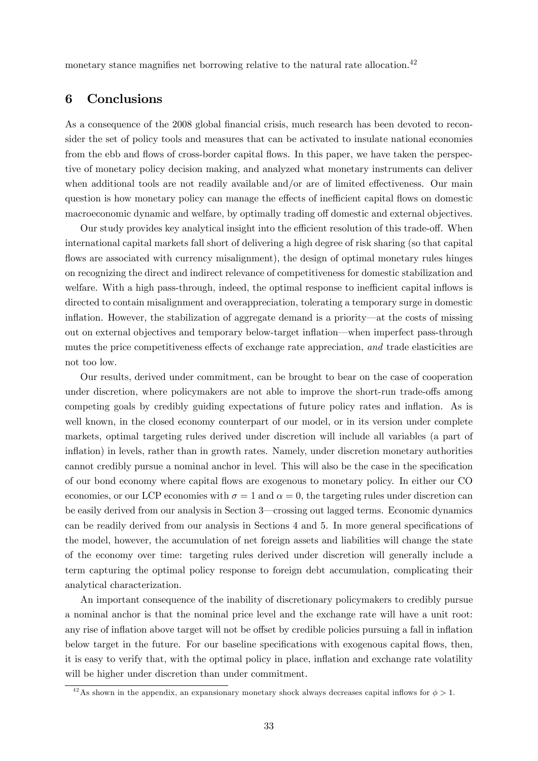monetary stance magnifies net borrowing relative to the natural rate allocation.[42]

## 6 Conclusions

As a consequence of the 2008 global financial crisis, much research has been devoted to reconsider the set of policy tools and measures that can be activated to insulate national economies from the ebb and flows of cross-border capital flows. In this paper, we have taken the perspective of monetary policy decision making, and analyzed what monetary instruments can deliver when additional tools are not readily available and/or are of limited effectiveness. Our main question is how monetary policy can manage the effects of inefficient capital flows on domestic macroeconomic dynamic and welfare, by optimally trading off domestic and external objectives.

Our study provides key analytical insight into the efficient resolution of this trade-off. When international capital markets fall short of delivering a high degree of risk sharing (so that capital flows are associated with currency misalignment), the design of optimal monetary rules hinges on recognizing the direct and indirect relevance of competitiveness for domestic stabilization and welfare. With a high pass-through, indeed, the optimal response to inefficient capital inflows is directed to contain misalignment and overappreciation, tolerating a temporary surge in domestic inflation. However, the stabilization of aggregate demand is a priority—at the costs of missing out on external objectives and temporary below-target inflation—when imperfect pass-through mutes the price competitiveness effects of exchange rate appreciation, *and* trade elasticities are not too low.

Our results, derived under commitment, can be brought to bear on the case of cooperation under discretion, where policymakers are not able to improve the short-run trade-offs among competing goals by credibly guiding expectations of future policy rates and inflation. As is well known, in the closed economy counterpart of our model, or in its version under complete markets, optimal targeting rules derived under discretion will include all variables (a part of inflation) in levels, rather than in growth rates. Namely, under discretion monetary authorities cannot credibly pursue a nominal anchor in level. This will also be the case in the specification of our bond economy where capital flows are exogenous to monetary policy. In either our CO economies, or our LCP economies with $\sigma = 1$ and $\alpha = 0$, the targeting rules under discretion can be easily derived from our analysis in Section 3—crossing out lagged terms. Economic dynamics can be readily derived from our analysis in Sections 4 and 5. In more general specifications of the model, however, the accumulation of net foreign assets and liabilities will change the state of the economy over time: targeting rules derived under discretion will generally include a term capturing the optimal policy response to foreign debt accumulation, complicating their analytical characterization.

An important consequence of the inability of discretionary policymakers to credibly pursue a nominal anchor is that the nominal price level and the exchange rate will have a unit root: any rise of inflation above target will not be offset by credible policies pursuing a fall in inflation below target in the future. For our baseline specifications with exogenous capital flows, then, it is easy to verify that, with the optimal policy in place, inflation and exchange rate volatility will be higher under discretion than under commitment.

[42] As shown in the appendix, an expansionary monetary shock always decreases capital inflows for $\phi > 1$.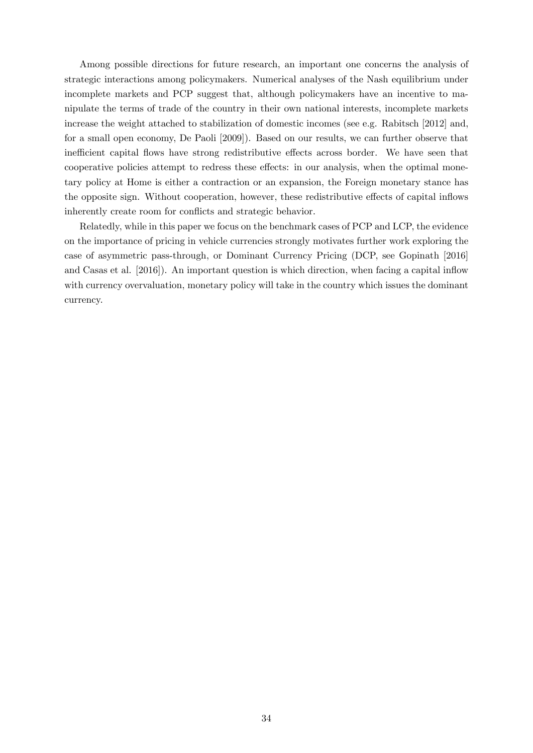Among possible directions for future research, an important one concerns the analysis of strategic interactions among policymakers. Numerical analyses of the Nash equilibrium under incomplete markets and PCP suggest that, although policymakers have an incentive to manipulate the terms of trade of the country in their own national interests, incomplete markets increase the weight attached to stabilization of domestic incomes (see e.g. Rabitsch [2012] and, for a small open economy, De Paoli [2009]). Based on our results, we can further observe that inefficient capital flows have strong redistributive effects across border. We have seen that cooperative policies attempt to redress these effects: in our analysis, when the optimal monetary policy at Home is either a contraction or an expansion, the Foreign monetary stance has the opposite sign. Without cooperation, however, these redistributive effects of capital inflows inherently create room for conflicts and strategic behavior.

Relatedly, while in this paper we focus on the benchmark cases of PCP and LCP, the evidence on the importance of pricing in vehicle currencies strongly motivates further work exploring the case of asymmetric pass-through, or Dominant Currency Pricing (DCP, see Gopinath [2016] and Casas et al. [2016]). An important question is which direction, when facing a capital inflow with currency overvaluation, monetary policy will take in the country which issues the dominant currency.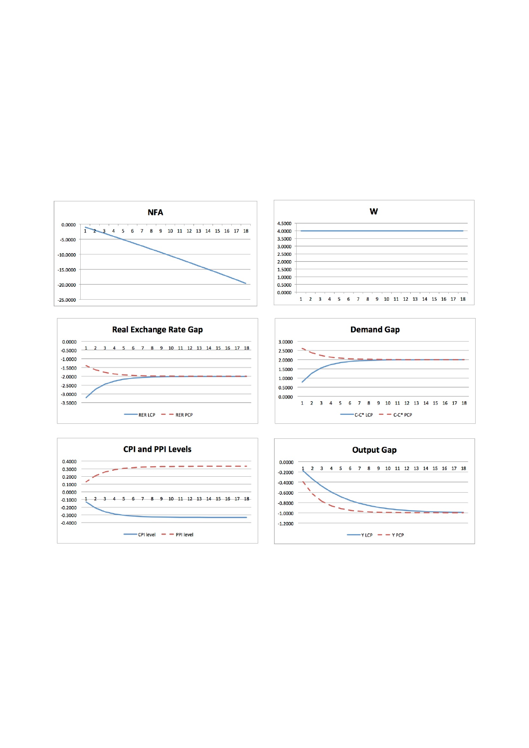NFA

W

Real Exchange Rate Gap

RER LCP — RER PCP

Demand Gap

C-C* LCP — C-C* PCP

CPI and PPI Levels

CPI level — PPI level

Output Gap

Y LCP — Y PCP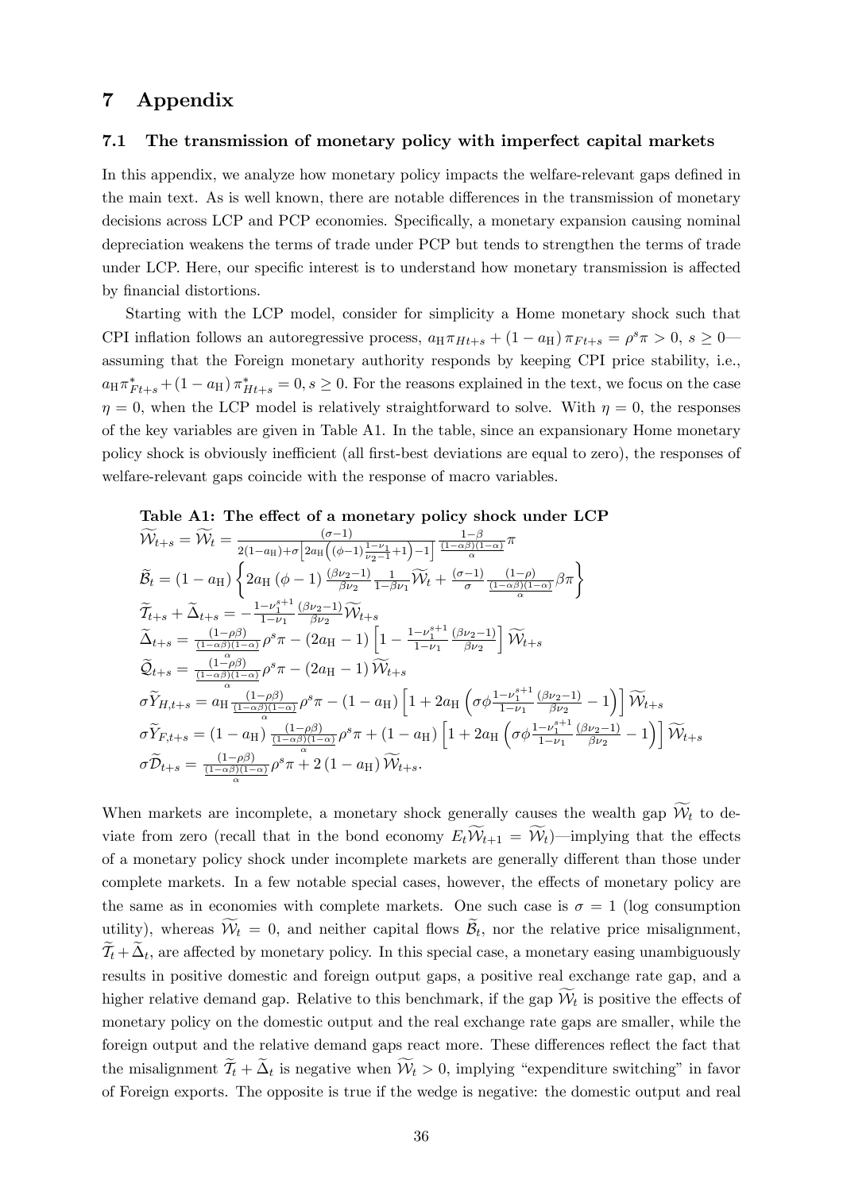# 7 Appendix

## 7.1 The transmission of monetary policy with imperfect capital markets

In this appendix, we analyze how monetary policy impacts the welfare-relevant gaps defined in the main text. As is well known, there are notable differences in the transmission of monetary decisions across LCP and PCP economies. Specifically, a monetary expansion causing nominal depreciation weakens the terms of trade under PCP but tends to strengthen the terms of trade under LCP. Here, our specific interest is to understand how monetary transmission is affected by financial distortions.

Starting with the LCP model, consider for simplicity a Home monetary shock such that CPI inflation follows an autoregressive process, $a_{\rm H}\pi_{Ht+s} + (1-a_{\rm H})\,\pi_{Ft+s} = \rho^s\pi > 0,\ s \geq 0$—assuming that the Foreign monetary authority responds by keeping CPI price stability, i.e., $a_{\rm H}\pi^*_{Ft+s} + (1-a_{\rm H})\,\pi^*_{Ht+s} = 0, s \geq 0$. For the reasons explained in the text, we focus on the case $\eta = 0$, when the LCP model is relatively straightforward to solve. With $\eta = 0$, the responses of the key variables are given in Table A1. In the table, since an expansionary Home monetary policy shock is obviously inefficient (all first-best deviations are equal to zero), the responses of welfare-relevant gaps coincide with the response of macro variables.

**Table A1: The effect of a monetary policy shock under LCP**

$$\widetilde{\mathcal{W}}_{t+s} = \widetilde{\mathcal{W}}_t = \frac{(\sigma-1)}{2(1-a_{\rm H})+\sigma\left[2a_{\rm H}\left((\phi-1)\frac{1-\nu_1}{\nu_2-1}+1\right)-1\right]}\frac{1-\beta}{\frac{(1-\alpha\beta)(1-\alpha)}{\alpha}}\pi$$

$$\widetilde{\mathcal{B}}_t = (1-a_{\rm H})\left\{2a_{\rm H}\,(\phi-1)\,\frac{(\beta\nu_2-1)}{\beta\nu_2}\frac{1}{1-\beta\nu_1}\widetilde{\mathcal{W}}_t + \frac{(\sigma-1)}{\sigma}\frac{(1-\rho)}{\frac{(1-\alpha\beta)(1-\alpha)}{\alpha}}\beta\pi\right\}$$

$$\widetilde{\mathcal{T}}_{t+s} + \widetilde{\Delta}_{t+s} = -\frac{1-\nu_1^{s+1}}{1-\nu_1}\frac{(\beta\nu_2-1)}{\beta\nu_2}\widetilde{\mathcal{W}}_{t+s}$$

$$\widetilde{\Delta}_{t+s} = \frac{(1-\rho\beta)}{\frac{(1-\alpha\beta)(1-\alpha)}{\alpha}}\rho^s\pi - (2a_{\rm H}-1)\left[1-\frac{1-\nu_1^{s+1}}{1-\nu_1}\frac{(\beta\nu_2-1)}{\beta\nu_2}\right]\widetilde{\mathcal{W}}_{t+s}$$

$$\widetilde{\mathcal{Q}}_{t+s} = \frac{(1-\rho\beta)}{\frac{(1-\alpha\beta)(1-\alpha)}{\alpha}}\rho^s\pi - (2a_{\rm H}-1)\,\widetilde{\mathcal{W}}_{t+s}$$

$$\sigma\widetilde{Y}_{H,t+s} = a_{\rm H}\frac{(1-\rho\beta)}{\frac{(1-\alpha\beta)(1-\alpha)}{\alpha}}\rho^s\pi - (1-a_{\rm H})\left[1+2a_{\rm H}\left(\sigma\phi\frac{1-\nu_1^{s+1}}{1-\nu_1}\frac{(\beta\nu_2-1)}{\beta\nu_2}-1\right)\right]\widetilde{\mathcal{W}}_{t+s}$$

$$\sigma\widetilde{Y}_{F,t+s} = (1-a_{\rm H})\,\frac{(1-\rho\beta)}{\frac{(1-\alpha\beta)(1-\alpha)}{\alpha}}\rho^s\pi + (1-a_{\rm H})\left[1+2a_{\rm H}\left(\sigma\phi\frac{1-\nu_1^{s+1}}{1-\nu_1}\frac{(\beta\nu_2-1)}{\beta\nu_2}-1\right)\right]\widetilde{\mathcal{W}}_{t+s}$$

$$\sigma\widetilde{\mathcal{D}}_{t+s} = \frac{(1-\rho\beta)}{\frac{(1-\alpha\beta)(1-\alpha)}{\alpha}}\rho^s\pi + 2\,(1-a_{\rm H})\,\widetilde{\mathcal{W}}_{t+s}.$$

When markets are incomplete, a monetary shock generally causes the wealth gap $\widetilde{\mathcal{W}}_t$ to deviate from zero (recall that in the bond economy $E_t\widetilde{\mathcal{W}}_{t+1} = \widetilde{\mathcal{W}}_t$)—implying that the effects of a monetary policy shock under incomplete markets are generally different than those under complete markets. In a few notable special cases, however, the effects of monetary policy are the same as in economies with complete markets. One such case is $\sigma = 1$ (log consumption utility), whereas $\widetilde{\mathcal{W}}_t = 0$, and neither capital flows $\widetilde{\mathcal{B}}_t$, nor the relative price misalignment, $\widetilde{\mathcal{T}}_t + \widetilde{\Delta}_t$, are affected by monetary policy. In this special case, a monetary easing unambiguously results in positive domestic and foreign output gaps, a positive real exchange rate gap, and a higher relative demand gap. Relative to this benchmark, if the gap $\widetilde{\mathcal{W}}_t$ is positive the effects of monetary policy on the domestic output and the real exchange rate gaps are smaller, while the foreign output and the relative demand gaps react more. These differences reflect the fact that the misalignment $\widetilde{\mathcal{T}}_t + \widetilde{\Delta}_t$ is negative when $\widetilde{\mathcal{W}}_t > 0$, implying "expenditure switching" in favor of Foreign exports. The opposite is true if the wedge is negative: the domestic output and real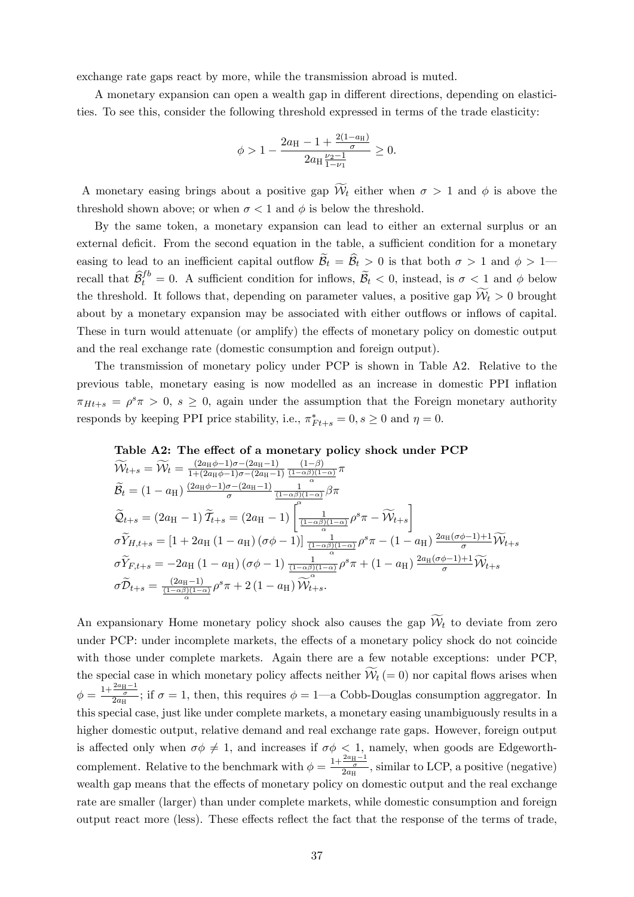exchange rate gaps react by more, while the transmission abroad is muted.

A monetary expansion can open a wealth gap in different directions, depending on elasticities. To see this, consider the following threshold expressed in terms of the trade elasticity:

$$\phi > 1 - \frac{2a_{\mathrm{H}} - 1 + \frac{2(1-a_{\mathrm{H}})}{\sigma}}{2a_{\mathrm{H}} \frac{\nu_2 - 1}{1-\nu_1}} \geq 0.$$

A monetary easing brings about a positive gap $\widetilde{\mathcal{W}}_t$ either when $\sigma > 1$ and $\phi$ is above the threshold shown above; or when $\sigma < 1$ and $\phi$ is below the threshold.

By the same token, a monetary expansion can lead to either an external surplus or an external deficit. From the second equation in the table, a sufficient condition for a monetary easing to lead to an inefficient capital outflow $\widetilde{\mathcal{B}}_t = \widehat{\mathcal{B}}_t > 0$ is that both $\sigma > 1$ and $\phi > 1$—recall that $\widehat{\mathcal{B}}_t^{fb} = 0$. A sufficient condition for inflows, $\widetilde{\mathcal{B}}_t < 0$, instead, is $\sigma < 1$ and $\phi$ below the threshold. It follows that, depending on parameter values, a positive gap $\widetilde{\mathcal{W}}_t > 0$ brought about by a monetary expansion may be associated with either outflows or inflows of capital. These in turn would attenuate (or amplify) the effects of monetary policy on domestic output and the real exchange rate (domestic consumption and foreign output).

The transmission of monetary policy under PCP is shown in Table A2. Relative to the previous table, monetary easing is now modelled as an increase in domestic PPI inflation $\pi_{Ht+s} = \rho^s \pi > 0$, $s \geq 0$, again under the assumption that the Foreign monetary authority responds by keeping PPI price stability, i.e., $\pi^*_{Ft+s} = 0, s \geq 0$ and $\eta = 0$.

**Table A2: The effect of a monetary policy shock under PCP**

$$\widetilde{\mathcal{W}}_{t+s} = \widetilde{\mathcal{W}}_t = \frac{(2a_{\mathrm{H}}\phi - 1)\sigma - (2a_{\mathrm{H}} - 1)}{1 + (2a_{\mathrm{H}}\phi - 1)\sigma - (2a_{\mathrm{H}} - 1)} \frac{(1-\beta)}{\frac{(1-\alpha\beta)(1-\alpha)}{\alpha}} \pi$$

$$\widetilde{\mathcal{B}}_t = (1 - a_{\mathrm{H}}) \frac{(2a_{\mathrm{H}}\phi - 1)\sigma - (2a_{\mathrm{H}} - 1)}{\sigma} \frac{1}{\frac{(1-\alpha\beta)(1-\alpha)}{\alpha}} \beta\pi$$

$$\widetilde{\mathcal{Q}}_{t+s} = (2a_{\mathrm{H}} - 1)\, \widetilde{\mathcal{T}}_{t+s} = (2a_{\mathrm{H}} - 1) \left[ \frac{1}{\frac{(1-\alpha\beta)(1-\alpha)}{\alpha}} \rho^s \pi - \widetilde{\mathcal{W}}_{t+s} \right]$$

$$\sigma \widetilde{Y}_{H,t+s} = \left[1 + 2a_{\mathrm{H}}(1 - a_{\mathrm{H}})(\sigma\phi - 1)\right] \frac{1}{\frac{(1-\alpha\beta)(1-\alpha)}{\alpha}} \rho^s \pi - (1 - a_{\mathrm{H}}) \frac{2a_{\mathrm{H}}(\sigma\phi - 1) + 1}{\sigma} \widetilde{\mathcal{W}}_{t+s}$$

$$\sigma \widetilde{Y}_{F,t+s} = -2a_{\mathrm{H}}(1 - a_{\mathrm{H}})(\sigma\phi - 1) \frac{1}{\frac{(1-\alpha\beta)(1-\alpha)}{\alpha}} \rho^s \pi + (1 - a_{\mathrm{H}}) \frac{2a_{\mathrm{H}}(\sigma\phi - 1) + 1}{\sigma} \widetilde{\mathcal{W}}_{t+s}$$

$$\sigma \widetilde{\mathcal{D}}_{t+s} = \frac{(2a_{\mathrm{H}} - 1)}{\frac{(1-\alpha\beta)(1-\alpha)}{\alpha}} \rho^s \pi + 2(1 - a_{\mathrm{H}}) \widetilde{\mathcal{W}}_{t+s}.$$

An expansionary Home monetary policy shock also causes the gap $\widetilde{\mathcal{W}}_t$ to deviate from zero under PCP: under incomplete markets, the effects of a monetary policy shock do not coincide with those under complete markets. Again there are a few notable exceptions: under PCP, the special case in which monetary policy affects neither $\widetilde{\mathcal{W}}_t\,(= 0)$ nor capital flows arises when $\phi = \frac{1 + \frac{2a_{\mathrm{H}} - 1}{\sigma}}{2a_{\mathrm{H}}}$; if $\sigma = 1$, then, this requires $\phi = 1$—a Cobb-Douglas consumption aggregator. In this special case, just like under complete markets, a monetary easing unambiguously results in a higher domestic output, relative demand and real exchange rate gaps. However, foreign output is affected only when $\sigma\phi \neq 1$, and increases if $\sigma\phi < 1$, namely, when goods are Edgeworth-complement. Relative to the benchmark with $\phi = \frac{1 + \frac{2a_{\mathrm{H}} - 1}{\sigma}}{2a_{\mathrm{H}}}$, similar to LCP, a positive (negative) wealth gap means that the effects of monetary policy on domestic output and the real exchange rate are smaller (larger) than under complete markets, while domestic consumption and foreign output react more (less). These effects reflect the fact that the response of the terms of trade,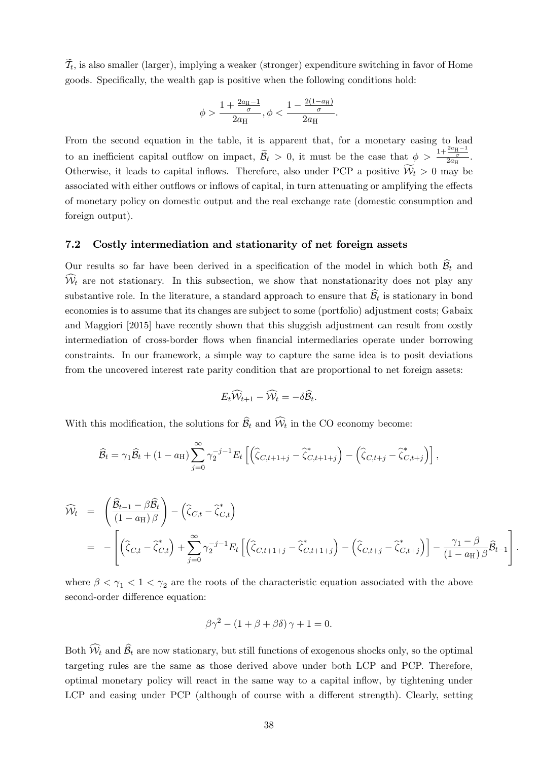$\widetilde{\mathcal{T}}_t$, is also smaller (larger), implying a weaker (stronger) expenditure switching in favor of Home goods. Specifically, the wealth gap is positive when the following conditions hold:

$$\phi > \frac{1 + \frac{2a_{\mathrm{H}}-1}{\sigma}}{2a_{\mathrm{H}}}, \phi < \frac{1 - \frac{2(1-a_{\mathrm{H}})}{\sigma}}{2a_{\mathrm{H}}}.$$

From the second equation in the table, it is apparent that, for a monetary easing to lead to an inefficient capital outflow on impact, $\widetilde{\mathcal{B}}_t > 0$, it must be the case that $\phi > \frac{1+\frac{2a_{\mathrm{H}}-1}{\sigma}}{2a_{\mathrm{H}}}$. Otherwise, it leads to capital inflows. Therefore, also under PCP a positive $\widetilde{\mathcal{W}}_t > 0$ may be associated with either outflows or inflows of capital, in turn attenuating or amplifying the effects of monetary policy on domestic output and the real exchange rate (domestic consumption and foreign output).

### 7.2 Costly intermediation and stationarity of net foreign assets

Our results so far have been derived in a specification of the model in which both $\widehat{\mathcal{B}}_t$ and $\widehat{\mathcal{W}}_t$ are not stationary. In this subsection, we show that nonstationarity does not play any substantive role. In the literature, a standard approach to ensure that $\widehat{\mathcal{B}}_t$ is stationary in bond economies is to assume that its changes are subject to some (portfolio) adjustment costs; Gabaix and Maggiori [2015] have recently shown that this sluggish adjustment can result from costly intermediation of cross-border flows when financial intermediaries operate under borrowing constraints. In our framework, a simple way to capture the same idea is to posit deviations from the uncovered interest rate parity condition that are proportional to net foreign assets:

$$E_t\widehat{\mathcal{W}}_{t+1} - \widehat{\mathcal{W}}_t = -\delta\widehat{\mathcal{B}}_t.$$

With this modification, the solutions for $\widehat{\mathcal{B}}_t$ and $\widehat{\mathcal{W}}_t$ in the CO economy become:

$$\widehat{\mathcal{B}}_t = \gamma_1\widehat{\mathcal{B}}_t + (1-a_{\mathrm{H}})\sum_{j=0}^{\infty}\gamma_2^{-j-1}E_t\left[\left(\widehat{\zeta}_{C,t+1+j} - \widehat{\zeta}^*_{C,t+1+j}\right) - \left(\widehat{\zeta}_{C,t+j} - \widehat{\zeta}^*_{C,t+j}\right)\right],$$

$$\begin{aligned}
\widehat{\mathcal{W}}_t &= \left(\frac{\widehat{\mathcal{B}}_{t-1} - \beta\widehat{\mathcal{B}}_t}{(1-a_{\mathrm{H}})\,\beta}\right) - \left(\widehat{\zeta}_{C,t} - \widehat{\zeta}^*_{C,t}\right) \\
&= -\left[\left(\widehat{\zeta}_{C,t} - \widehat{\zeta}^*_{C,t}\right) + \sum_{j=0}^{\infty}\gamma_2^{-j-1}E_t\left[\left(\widehat{\zeta}_{C,t+1+j} - \widehat{\zeta}^*_{C,t+1+j}\right) - \left(\widehat{\zeta}_{C,t+j} - \widehat{\zeta}^*_{C,t+j}\right)\right] - \frac{\gamma_1 - \beta}{(1-a_{\mathrm{H}})\,\beta}\widehat{\mathcal{B}}_{t-1}\right].
\end{aligned}$$

where $\beta < \gamma_1 < 1 < \gamma_2$ are the roots of the characteristic equation associated with the above second-order difference equation:

$$\beta\gamma^2 - (1 + \beta + \beta\delta)\,\gamma + 1 = 0.$$

Both $\widehat{\mathcal{W}}_t$ and $\widehat{\mathcal{B}}_t$ are now stationary, but still functions of exogenous shocks only, so the optimal targeting rules are the same as those derived above under both LCP and PCP. Therefore, optimal monetary policy will react in the same way to a capital inflow, by tightening under LCP and easing under PCP (although of course with a different strength). Clearly, setting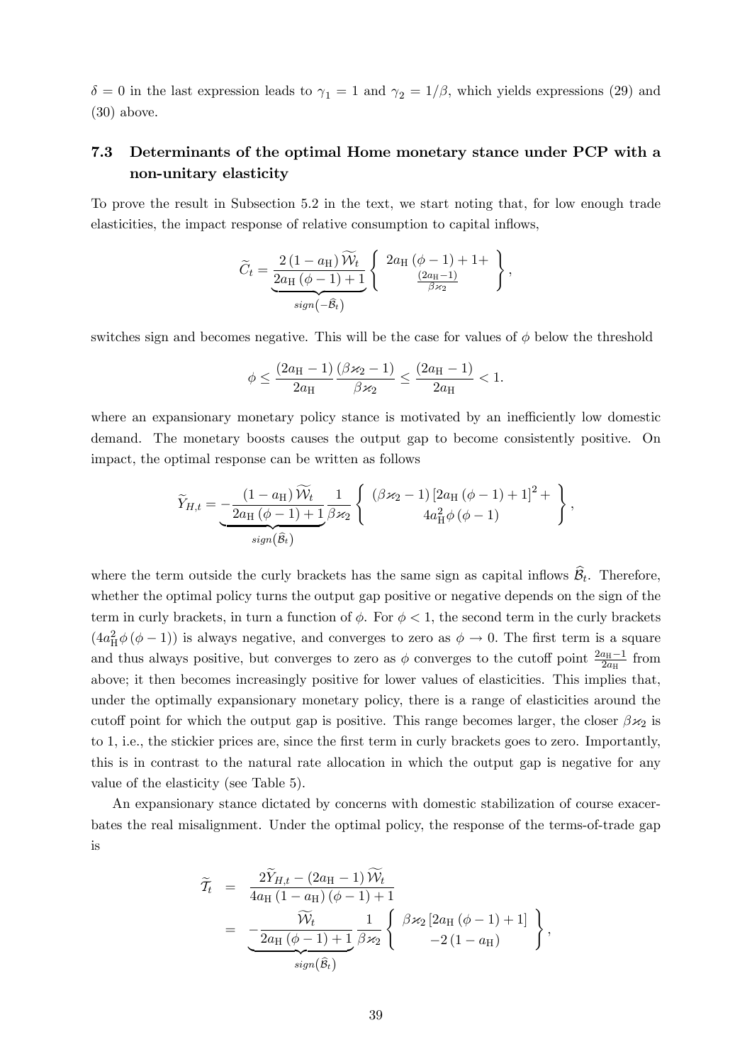$\delta = 0$ in the last expression leads to $\gamma_1 = 1$ and $\gamma_2 = 1/\beta$, which yields expressions (29) and (30) above.

### 7.3 Determinants of the optimal Home monetary stance under PCP with a non-unitary elasticity

To prove the result in Subsection 5.2 in the text, we start noting that, for low enough trade elasticities, the impact response of relative consumption to capital inflows,

$$\widetilde{C}_t = \underbrace{\frac{2(1-a_{\rm H})\widetilde{\mathcal{W}}_t}{2a_{\rm H}(\phi-1)+1}}_{sign\left(-\widehat{\mathcal{B}}_t\right)} \left\{ \begin{array}{c} 2a_{\rm H}(\phi-1)+1+ \\ \frac{(2a_{\rm H}-1)}{\beta\varkappa_2} \end{array} \right\},$$

switches sign and becomes negative. This will be the case for values of $\phi$ below the threshold

$$\phi \leq \frac{(2a_{\rm H}-1)}{2a_{\rm H}} \frac{(\beta\varkappa_2 - 1)}{\beta\varkappa_2} \leq \frac{(2a_{\rm H}-1)}{2a_{\rm H}} < 1.$$

where an expansionary monetary policy stance is motivated by an inefficiently low domestic demand. The monetary boosts causes the output gap to become consistently positive. On impact, the optimal response can be written as follows

$$\widetilde{Y}_{H,t} = \underbrace{-\frac{(1-a_{\rm H})\widetilde{\mathcal{W}}_t}{2a_{\rm H}(\phi-1)+1}}_{sign\left(\widehat{\mathcal{B}}_t\right)} \frac{1}{\beta\varkappa_2} \left\{ \begin{array}{c} (\beta\varkappa_2 - 1)\left[2a_{\rm H}(\phi-1)+1\right]^2 + \\ 4a_{\rm H}^2\phi(\phi-1) \end{array} \right\},$$

where the term outside the curly brackets has the same sign as capital inflows $\widehat{\mathcal{B}}_t$. Therefore, whether the optimal policy turns the output gap positive or negative depends on the sign of the term in curly brackets, in turn a function of $\phi$. For $\phi < 1$, the second term in the curly brackets ($4a_{\rm H}^2\phi(\phi-1)$) is always negative, and converges to zero as $\phi \to 0$. The first term is a square and thus always positive, but converges to zero as $\phi$ converges to the cutoff point $\frac{2a_{\rm H}-1}{2a_{\rm H}}$ from above; it then becomes increasingly positive for lower values of elasticities. This implies that, under the optimally expansionary monetary policy, there is a range of elasticities around the cutoff point for which the output gap is positive. This range becomes larger, the closer $\beta\varkappa_2$ is to 1, i.e., the stickier prices are, since the first term in curly brackets goes to zero. Importantly, this is in contrast to the natural rate allocation in which the output gap is negative for any value of the elasticity (see Table 5).

An expansionary stance dictated by concerns with domestic stabilization of course exacerbates the real misalignment. Under the optimal policy, the response of the terms-of-trade gap is

$$\begin{aligned}
\widetilde{\mathcal{T}}_t &= \frac{2\widetilde{Y}_{H,t} - (2a_{\rm H}-1)\widetilde{\mathcal{W}}_t}{4a_{\rm H}(1-a_{\rm H})(\phi-1)+1} \\
&= \underbrace{-\frac{\widetilde{\mathcal{W}}_t}{2a_{\rm H}(\phi-1)+1}}_{sign\left(\widehat{\mathcal{B}}_t\right)} \frac{1}{\beta\varkappa_2} \left\{ \begin{array}{c} \beta\varkappa_2\left[2a_{\rm H}(\phi-1)+1\right] \\ -2(1-a_{\rm H}) \end{array} \right\},
\end{aligned}$$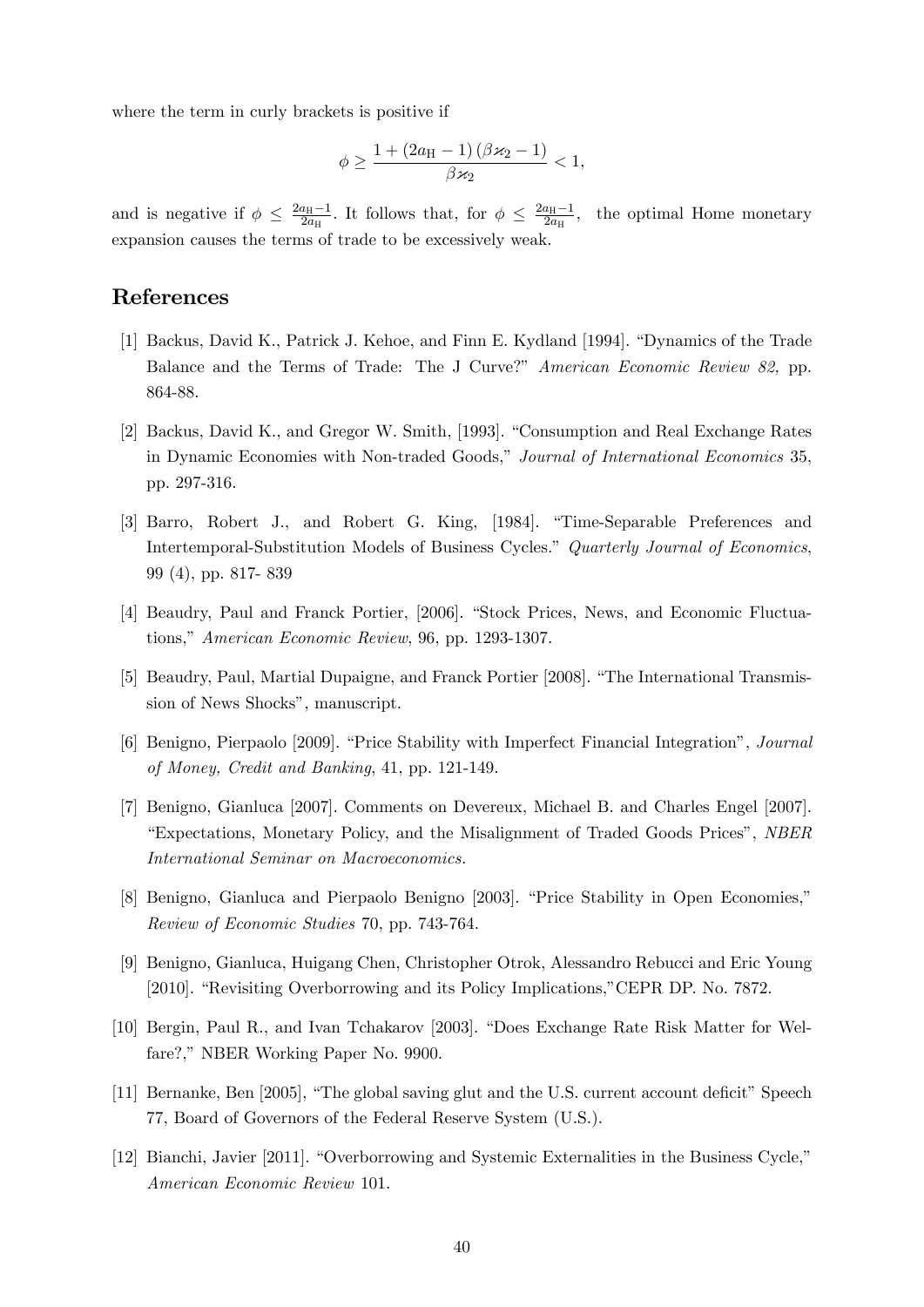where the term in curly brackets is positive if

$$\phi \geq \frac{1 + (2a_{\mathrm{H}} - 1)(\beta \varkappa_2 - 1)}{\beta \varkappa_2} < 1,$$

and is negative if $\phi \leq \frac{2a_{\mathrm{H}}-1}{2a_{\mathrm{H}}}$. It follows that, for $\phi \leq \frac{2a_{\mathrm{H}}-1}{2a_{\mathrm{H}}}$, the optimal Home monetary expansion causes the terms of trade to be excessively weak.

# References

[1] Backus, David K., Patrick J. Kehoe, and Finn E. Kydland [1994]. "Dynamics of the Trade Balance and the Terms of Trade: The J Curve?" *American Economic Review 82,* pp. 864-88.

[2] Backus, David K., and Gregor W. Smith, [1993]. "Consumption and Real Exchange Rates in Dynamic Economies with Non-traded Goods," *Journal of International Economics* 35, pp. 297-316.

[3] Barro, Robert J., and Robert G. King, [1984]. "Time-Separable Preferences and Intertemporal-Substitution Models of Business Cycles." *Quarterly Journal of Economics*, 99 (4), pp. 817- 839

[4] Beaudry, Paul and Franck Portier, [2006]. "Stock Prices, News, and Economic Fluctuations," *American Economic Review*, 96, pp. 1293-1307.

[5] Beaudry, Paul, Martial Dupaigne, and Franck Portier [2008]. "The International Transmission of News Shocks", manuscript.

[6] Benigno, Pierpaolo [2009]. "Price Stability with Imperfect Financial Integration", *Journal of Money, Credit and Banking*, 41, pp. 121-149.

[7] Benigno, Gianluca [2007]. Comments on Devereux, Michael B. and Charles Engel [2007]. "Expectations, Monetary Policy, and the Misalignment of Traded Goods Prices", *NBER International Seminar on Macroeconomics.*

[8] Benigno, Gianluca and Pierpaolo Benigno [2003]. "Price Stability in Open Economies," *Review of Economic Studies* 70, pp. 743-764.

[9] Benigno, Gianluca, Huigang Chen, Christopher Otrok, Alessandro Rebucci and Eric Young [2010]. "Revisiting Overborrowing and its Policy Implications,"CEPR DP. No. 7872.

[10] Bergin, Paul R., and Ivan Tchakarov [2003]. "Does Exchange Rate Risk Matter for Welfare?," NBER Working Paper No. 9900.

[11] Bernanke, Ben [2005], "The global saving glut and the U.S. current account deficit" Speech 77, Board of Governors of the Federal Reserve System (U.S.).

[12] Bianchi, Javier [2011]. "Overborrowing and Systemic Externalities in the Business Cycle," *American Economic Review* 101.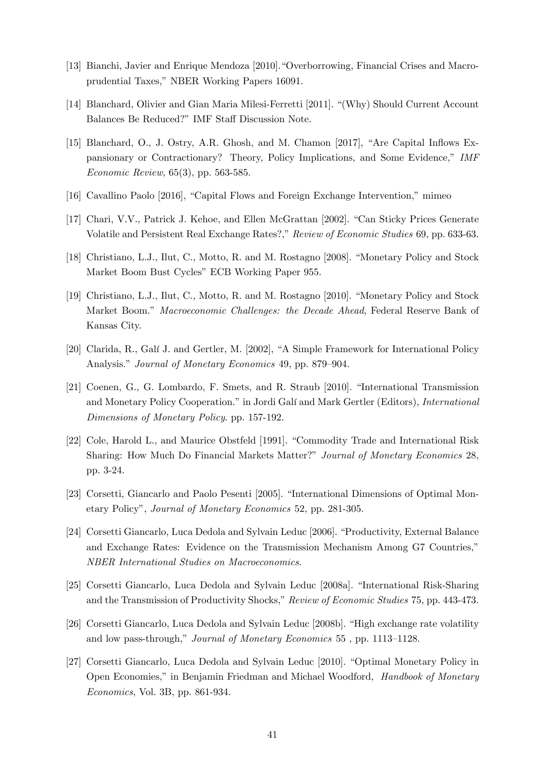[13] Bianchi, Javier and Enrique Mendoza [2010]."Overborrowing, Financial Crises and Macroprudential Taxes," NBER Working Papers 16091.

[14] Blanchard, Olivier and Gian Maria Milesi-Ferretti [2011]. "(Why) Should Current Account Balances Be Reduced?" IMF Staff Discussion Note.

[15] Blanchard, O., J. Ostry, A.R. Ghosh, and M. Chamon [2017], "Are Capital Inflows Expansionary or Contractionary? Theory, Policy Implications, and Some Evidence," *IMF Economic Review*, 65(3), pp. 563-585.

[16] Cavallino Paolo [2016], "Capital Flows and Foreign Exchange Intervention," mimeo

[17] Chari, V.V., Patrick J. Kehoe, and Ellen McGrattan [2002]. "Can Sticky Prices Generate Volatile and Persistent Real Exchange Rates?," *Review of Economic Studies* 69, pp. 633-63.

[18] Christiano, L.J., Ilut, C., Motto, R. and M. Rostagno [2008]. "Monetary Policy and Stock Market Boom Bust Cycles" ECB Working Paper 955.

[19] Christiano, L.J., Ilut, C., Motto, R. and M. Rostagno [2010]. "Monetary Policy and Stock Market Boom." *Macroeconomic Challenges: the Decade Ahead*, Federal Reserve Bank of Kansas City.

[20] Clarida, R., Galí J. and Gertler, M. [2002], "A Simple Framework for International Policy Analysis." *Journal of Monetary Economics* 49, pp. 879–904.

[21] Coenen, G., G. Lombardo, F. Smets, and R. Straub [2010]. "International Transmission and Monetary Policy Cooperation." in Jordi Galí and Mark Gertler (Editors), *International Dimensions of Monetary Policy*. pp. 157-192.

[22] Cole, Harold L., and Maurice Obstfeld [1991]. "Commodity Trade and International Risk Sharing: How Much Do Financial Markets Matter?" *Journal of Monetary Economics* 28, pp. 3-24.

[23] Corsetti, Giancarlo and Paolo Pesenti [2005]. "International Dimensions of Optimal Monetary Policy", *Journal of Monetary Economics* 52, pp. 281-305.

[24] Corsetti Giancarlo, Luca Dedola and Sylvain Leduc [2006]. "Productivity, External Balance and Exchange Rates: Evidence on the Transmission Mechanism Among G7 Countries," *NBER International Studies on Macroeconomics*.

[25] Corsetti Giancarlo, Luca Dedola and Sylvain Leduc [2008a]. "International Risk-Sharing and the Transmission of Productivity Shocks," *Review of Economic Studies* 75, pp. 443-473.

[26] Corsetti Giancarlo, Luca Dedola and Sylvain Leduc [2008b]. "High exchange rate volatility and low pass-through," *Journal of Monetary Economics* 55 , pp. 1113–1128.

[27] Corsetti Giancarlo, Luca Dedola and Sylvain Leduc [2010]. "Optimal Monetary Policy in Open Economies," in Benjamin Friedman and Michael Woodford, *Handbook of Monetary Economics*, Vol. 3B, pp. 861-934.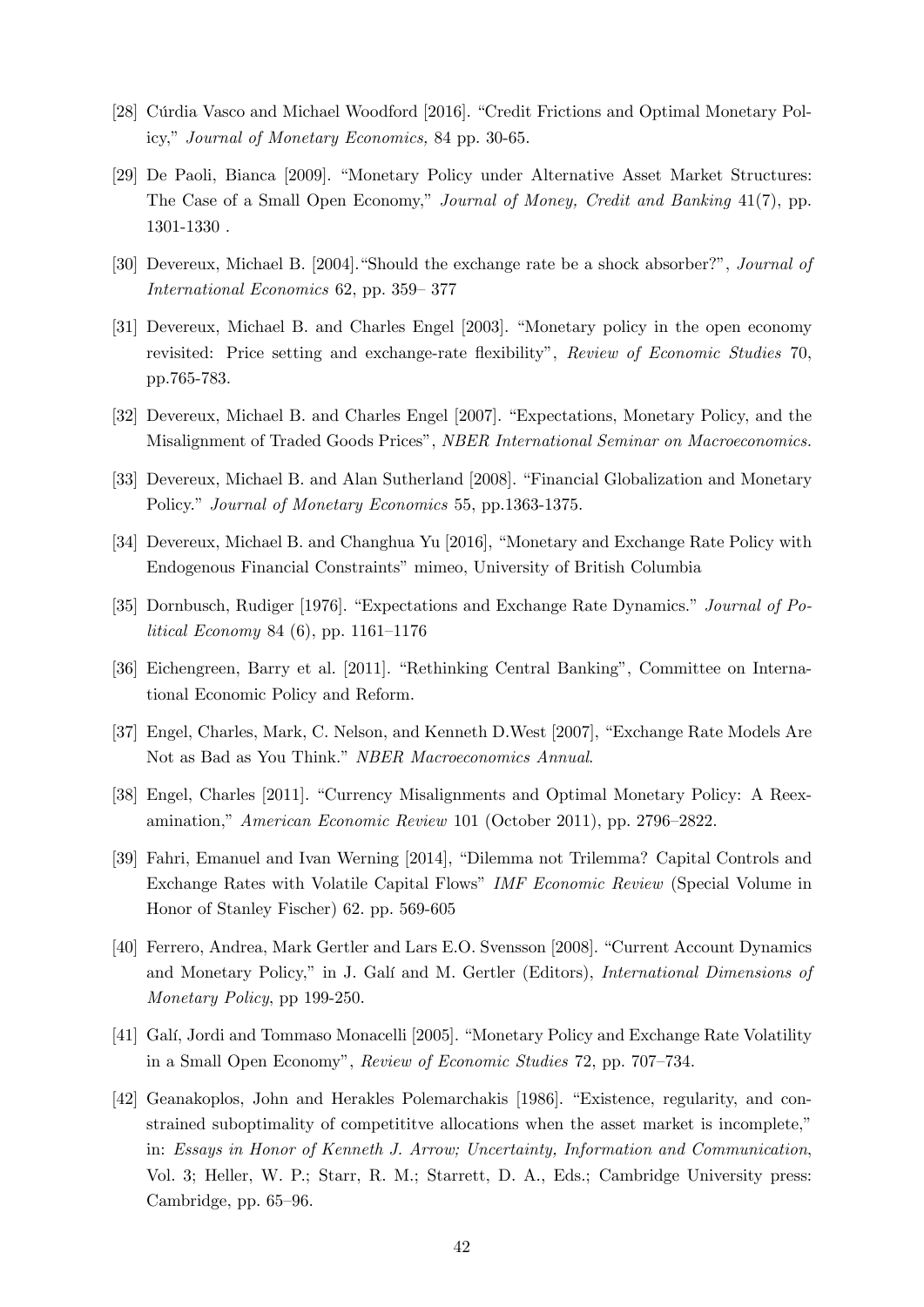[28] Cúrdia Vasco and Michael Woodford [2016]. "Credit Frictions and Optimal Monetary Policy," *Journal of Monetary Economics,* 84 pp. 30-65.

[29] De Paoli, Bianca [2009]. "Monetary Policy under Alternative Asset Market Structures: The Case of a Small Open Economy," *Journal of Money, Credit and Banking* 41(7), pp. 1301-1330 .

[30] Devereux, Michael B. [2004]."Should the exchange rate be a shock absorber?", *Journal of International Economics* 62, pp. 359– 377

[31] Devereux, Michael B. and Charles Engel [2003]. "Monetary policy in the open economy revisited: Price setting and exchange-rate flexibility", *Review of Economic Studies* 70, pp.765-783.

[32] Devereux, Michael B. and Charles Engel [2007]. "Expectations, Monetary Policy, and the Misalignment of Traded Goods Prices", *NBER International Seminar on Macroeconomics.*

[33] Devereux, Michael B. and Alan Sutherland [2008]. "Financial Globalization and Monetary Policy." *Journal of Monetary Economics* 55, pp.1363-1375.

[34] Devereux, Michael B. and Changhua Yu [2016], "Monetary and Exchange Rate Policy with Endogenous Financial Constraints" mimeo, University of British Columbia

[35] Dornbusch, Rudiger [1976]. "Expectations and Exchange Rate Dynamics." *Journal of Political Economy* 84 (6), pp. 1161–1176

[36] Eichengreen, Barry et al. [2011]. "Rethinking Central Banking", Committee on International Economic Policy and Reform.

[37] Engel, Charles, Mark, C. Nelson, and Kenneth D.West [2007], "Exchange Rate Models Are Not as Bad as You Think." *NBER Macroeconomics Annual*.

[38] Engel, Charles [2011]. "Currency Misalignments and Optimal Monetary Policy: A Reexamination," *American Economic Review* 101 (October 2011), pp. 2796–2822.

[39] Fahri, Emanuel and Ivan Werning [2014], "Dilemma not Trilemma? Capital Controls and Exchange Rates with Volatile Capital Flows" *IMF Economic Review* (Special Volume in Honor of Stanley Fischer) 62. pp. 569-605

[40] Ferrero, Andrea, Mark Gertler and Lars E.O. Svensson [2008]. "Current Account Dynamics and Monetary Policy," in J. Galí and M. Gertler (Editors), *International Dimensions of Monetary Policy*, pp 199-250.

[41] Galí, Jordi and Tommaso Monacelli [2005]. "Monetary Policy and Exchange Rate Volatility in a Small Open Economy", *Review of Economic Studies* 72, pp. 707–734.

[42] Geanakoplos, John and Herakles Polemarchakis [1986]. "Existence, regularity, and constrained suboptimality of competititve allocations when the asset market is incomplete," in: *Essays in Honor of Kenneth J. Arrow; Uncertainty, Information and Communication*, Vol. 3; Heller, W. P.; Starr, R. M.; Starrett, D. A., Eds.; Cambridge University press: Cambridge, pp. 65–96.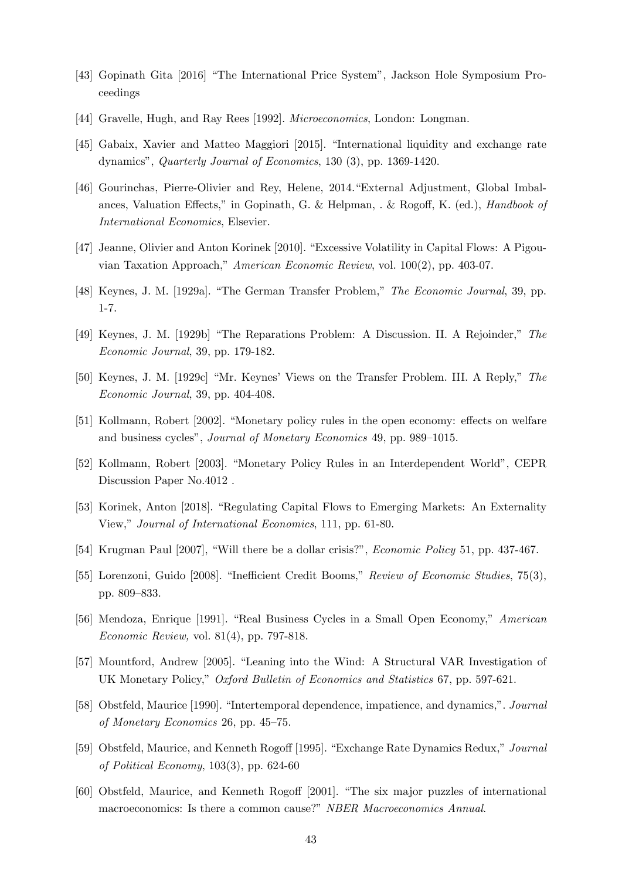[43] Gopinath Gita [2016] "The International Price System", Jackson Hole Symposium Proceedings

[44] Gravelle, Hugh, and Ray Rees [1992]. *Microeconomics*, London: Longman.

[45] Gabaix, Xavier and Matteo Maggiori [2015]. "International liquidity and exchange rate dynamics", *Quarterly Journal of Economics*, 130 (3), pp. 1369-1420.

[46] Gourinchas, Pierre-Olivier and Rey, Helene, 2014."External Adjustment, Global Imbalances, Valuation Effects," in Gopinath, G. & Helpman, . & Rogoff, K. (ed.), *Handbook of International Economics*, Elsevier.

[47] Jeanne, Olivier and Anton Korinek [2010]. "Excessive Volatility in Capital Flows: A Pigouvian Taxation Approach," *American Economic Review*, vol. 100(2), pp. 403-07.

[48] Keynes, J. M. [1929a]. "The German Transfer Problem," *The Economic Journal*, 39, pp. 1-7.

[49] Keynes, J. M. [1929b] "The Reparations Problem: A Discussion. II. A Rejoinder," *The Economic Journal*, 39, pp. 179-182.

[50] Keynes, J. M. [1929c] "Mr. Keynes' Views on the Transfer Problem. III. A Reply," *The Economic Journal*, 39, pp. 404-408.

[51] Kollmann, Robert [2002]. "Monetary policy rules in the open economy: effects on welfare and business cycles", *Journal of Monetary Economics* 49, pp. 989–1015.

[52] Kollmann, Robert [2003]. "Monetary Policy Rules in an Interdependent World", CEPR Discussion Paper No.4012 .

[53] Korinek, Anton [2018]. "Regulating Capital Flows to Emerging Markets: An Externality View," *Journal of International Economics*, 111, pp. 61-80.

[54] Krugman Paul [2007], "Will there be a dollar crisis?", *Economic Policy* 51, pp. 437-467.

[55] Lorenzoni, Guido [2008]. "Inefficient Credit Booms," *Review of Economic Studies*, 75(3), pp. 809–833.

[56] Mendoza, Enrique [1991]. "Real Business Cycles in a Small Open Economy," *American Economic Review,* vol. 81(4), pp. 797-818.

[57] Mountford, Andrew [2005]. "Leaning into the Wind: A Structural VAR Investigation of UK Monetary Policy," *Oxford Bulletin of Economics and Statistics* 67, pp. 597-621.

[58] Obstfeld, Maurice [1990]. "Intertemporal dependence, impatience, and dynamics,". *Journal of Monetary Economics* 26, pp. 45–75.

[59] Obstfeld, Maurice, and Kenneth Rogoff [1995]. "Exchange Rate Dynamics Redux," *Journal of Political Economy*, 103(3), pp. 624-60

[60] Obstfeld, Maurice, and Kenneth Rogoff [2001]. "The six major puzzles of international macroeconomics: Is there a common cause?" *NBER Macroeconomics Annual*.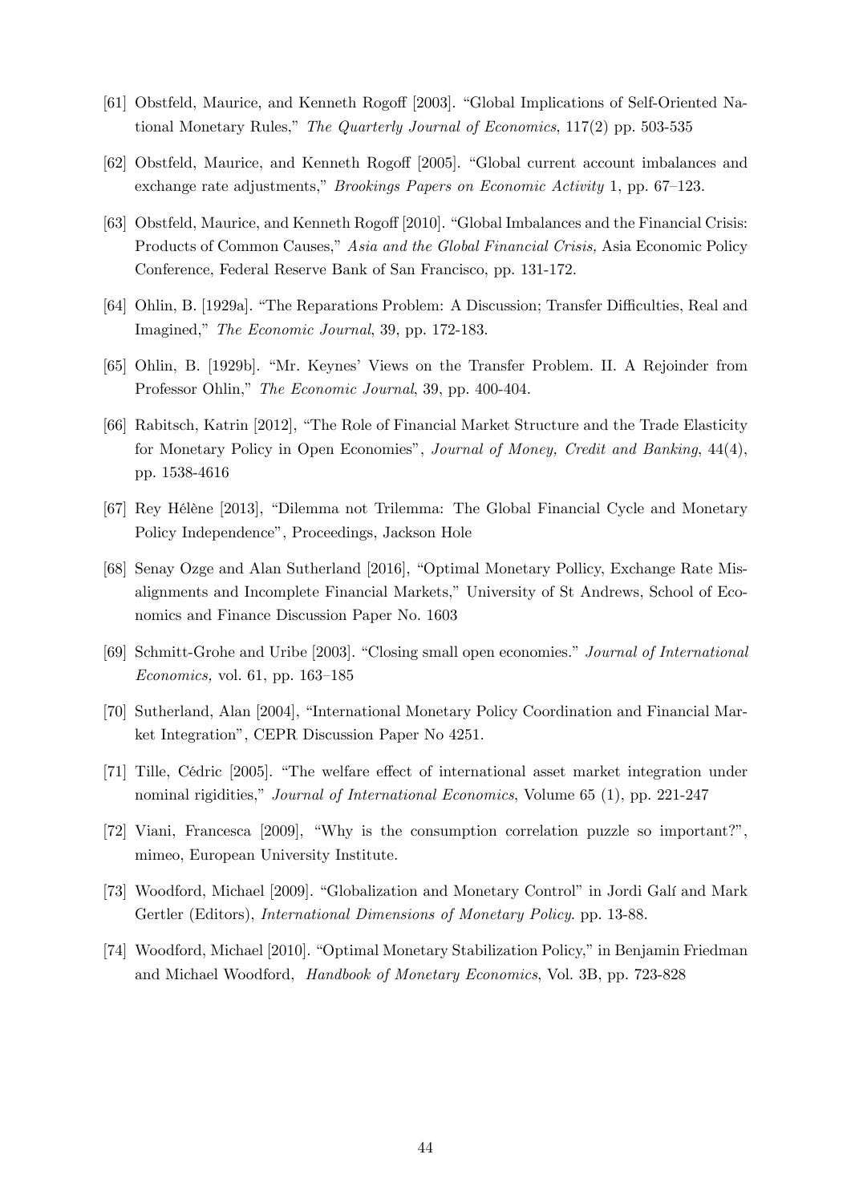[61] Obstfeld, Maurice, and Kenneth Rogoff [2003]. "Global Implications of Self-Oriented National Monetary Rules," *The Quarterly Journal of Economics*, 117(2) pp. 503-535

[62] Obstfeld, Maurice, and Kenneth Rogoff [2005]. "Global current account imbalances and exchange rate adjustments," *Brookings Papers on Economic Activity* 1, pp. 67–123.

[63] Obstfeld, Maurice, and Kenneth Rogoff [2010]. "Global Imbalances and the Financial Crisis: Products of Common Causes," *Asia and the Global Financial Crisis,* Asia Economic Policy Conference, Federal Reserve Bank of San Francisco, pp. 131-172.

[64] Ohlin, B. [1929a]. "The Reparations Problem: A Discussion; Transfer Difficulties, Real and Imagined," *The Economic Journal*, 39, pp. 172-183.

[65] Ohlin, B. [1929b]. "Mr. Keynes' Views on the Transfer Problem. II. A Rejoinder from Professor Ohlin," *The Economic Journal*, 39, pp. 400-404.

[66] Rabitsch, Katrin [2012], "The Role of Financial Market Structure and the Trade Elasticity for Monetary Policy in Open Economies", *Journal of Money, Credit and Banking*, 44(4), pp. 1538-4616

[67] Rey Hélène [2013], "Dilemma not Trilemma: The Global Financial Cycle and Monetary Policy Independence", Proceedings, Jackson Hole

[68] Senay Ozge and Alan Sutherland [2016], "Optimal Monetary Pollicy, Exchange Rate Misalignments and Incomplete Financial Markets," University of St Andrews, School of Economics and Finance Discussion Paper No. 1603

[69] Schmitt-Grohe and Uribe [2003]. "Closing small open economies." *Journal of International Economics,* vol. 61, pp. 163–185

[70] Sutherland, Alan [2004], "International Monetary Policy Coordination and Financial Market Integration", CEPR Discussion Paper No 4251.

[71] Tille, Cédric [2005]. "The welfare effect of international asset market integration under nominal rigidities," *Journal of International Economics*, Volume 65 (1), pp. 221-247

[72] Viani, Francesca [2009], "Why is the consumption correlation puzzle so important?", mimeo, European University Institute.

[73] Woodford, Michael [2009]. "Globalization and Monetary Control" in Jordi Galí and Mark Gertler (Editors), *International Dimensions of Monetary Policy*. pp. 13-88.

[74] Woodford, Michael [2010]. "Optimal Monetary Stabilization Policy," in Benjamin Friedman and Michael Woodford, *Handbook of Monetary Economics*, Vol. 3B, pp. 723-828